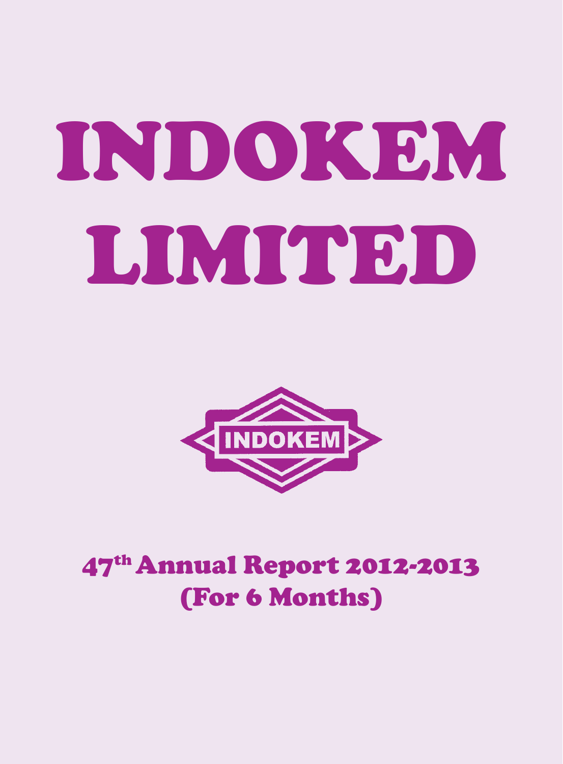# INDOKEM LIMITED

INDOKEM

## 47th Annual Report 2012-2013 (For 6 Months)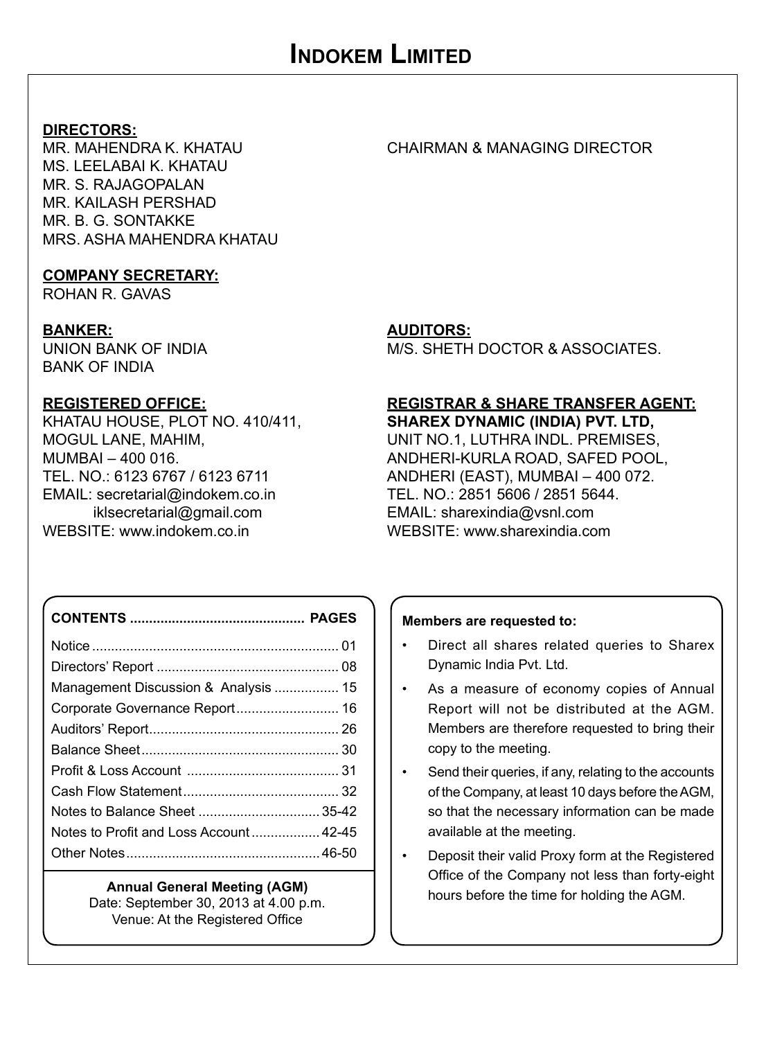# INDOKEM LIMITED

**DIRECTORS:**

MR. MAHENDRA K. KHATAU — CHAIRMAN & MANAGING DIRECTOR
MS. LEELABAI K. KHATAU
MR. S. RAJAGOPALAN
MR. KAILASH PERSHAD
MR. B. G. SONTAKKE
MRS. ASHA MAHENDRA KHATAU

**COMPANY SECRETARY:**

ROHAN R. GAVAS

**BANKER:**

UNION BANK OF INDIA
BANK OF INDIA

**AUDITORS:**

M/S. SHETH DOCTOR & ASSOCIATES.

**REGISTERED OFFICE:**

KHATAU HOUSE, PLOT NO. 410/411,
MOGUL LANE, MAHIM,
MUMBAI – 400 016.
TEL. NO.: 6123 6767 / 6123 6711
EMAIL: secretarial@indokem.co.in
iklsecretarial@gmail.com
WEBSITE: www.indokem.co.in

**REGISTRAR & SHARE TRANSFER AGENT:**

**SHAREX DYNAMIC (INDIA) PVT. LTD,**
UNIT NO.1, LUTHRA INDL. PREMISES,
ANDHERI-KURLA ROAD, SAFED POOL,
ANDHERI (EAST), MUMBAI – 400 072.
TEL. NO.: 2851 5606 / 2851 5644.
EMAIL: sharexindia@vsnl.com
WEBSITE: www.sharexindia.com

| CONTENTS | PAGES |
|---|---|
| Notice | 01 |
| Directors' Report | 08 |
| Management Discussion & Analysis | 15 |
| Corporate Governance Report | 16 |
| Auditors' Report | 26 |
| Balance Sheet | 30 |
| Profit & Loss Account | 31 |
| Cash Flow Statement | 32 |
| Notes to Balance Sheet | 35-42 |
| Notes to Profit and Loss Account | 42-45 |
| Other Notes | 46-50 |

**Annual General Meeting (AGM)**
Date: September 30, 2013 at 4.00 p.m.
Venue: At the Registered Office

**Members are requested to:**

- Direct all shares related queries to Sharex Dynamic India Pvt. Ltd.
- As a measure of economy copies of Annual Report will not be distributed at the AGM. Members are therefore requested to bring their copy to the meeting.
- Send their queries, if any, relating to the accounts of the Company, at least 10 days before the AGM, so that the necessary information can be made available at the meeting.
- Deposit their valid Proxy form at the Registered Office of the Company not less than forty-eight hours before the time for holding the AGM.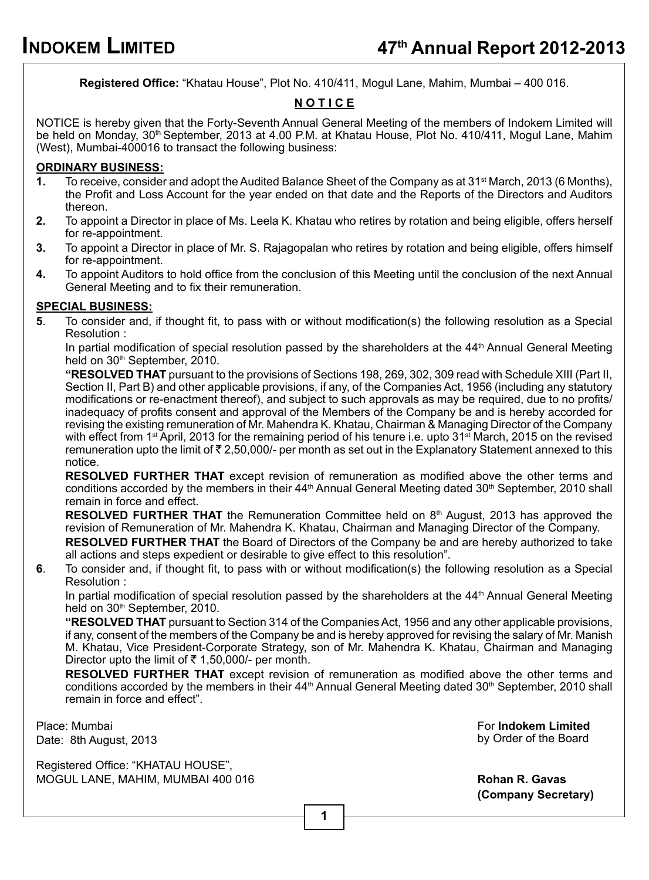**Registered Office:** "Khatau House", Plot No. 410/411, Mogul Lane, Mahim, Mumbai – 400 016.

## NOTICE

NOTICE is hereby given that the Forty-Seventh Annual General Meeting of the members of Indokem Limited will be held on Monday, 30th September, 2013 at 4.00 P.M. at Khatau House, Plot No. 410/411, Mogul Lane, Mahim (West), Mumbai-400016 to transact the following business:

### ORDINARY BUSINESS:

1. To receive, consider and adopt the Audited Balance Sheet of the Company as at 31st March, 2013 (6 Months), the Profit and Loss Account for the year ended on that date and the Reports of the Directors and Auditors thereon.
2. To appoint a Director in place of Ms. Leela K. Khatau who retires by rotation and being eligible, offers herself for re-appointment.
3. To appoint a Director in place of Mr. S. Rajagopalan who retires by rotation and being eligible, offers himself for re-appointment.
4. To appoint Auditors to hold office from the conclusion of this Meeting until the conclusion of the next Annual General Meeting and to fix their remuneration.

### SPECIAL BUSINESS:

5. To consider and, if thought fit, to pass with or without modification(s) the following resolution as a Special Resolution :

   In partial modification of special resolution passed by the shareholders at the 44th Annual General Meeting held on 30th September, 2010.

   **"RESOLVED THAT** pursuant to the provisions of Sections 198, 269, 302, 309 read with Schedule XIII (Part II, Section II, Part B) and other applicable provisions, if any, of the Companies Act, 1956 (including any statutory modifications or re-enactment thereof), and subject to such approvals as may be required, due to no profits/ inadequacy of profits consent and approval of the Members of the Company be and is hereby accorded for revising the existing remuneration of Mr. Mahendra K. Khatau, Chairman & Managing Director of the Company with effect from 1st April, 2013 for the remaining period of his tenure i.e. upto 31st March, 2015 on the revised remuneration upto the limit of ₹ 2,50,000/- per month as set out in the Explanatory Statement annexed to this notice.

   **RESOLVED FURTHER THAT** except revision of remuneration as modified above the other terms and conditions accorded by the members in their 44th Annual General Meeting dated 30th September, 2010 shall remain in force and effect.

   **RESOLVED FURTHER THAT** the Remuneration Committee held on 8th August, 2013 has approved the revision of Remuneration of Mr. Mahendra K. Khatau, Chairman and Managing Director of the Company.

   **RESOLVED FURTHER THAT** the Board of Directors of the Company be and are hereby authorized to take all actions and steps expedient or desirable to give effect to this resolution".

6. To consider and, if thought fit, to pass with or without modification(s) the following resolution as a Special Resolution :

   In partial modification of special resolution passed by the shareholders at the 44th Annual General Meeting held on 30th September, 2010.

   **"RESOLVED THAT** pursuant to Section 314 of the Companies Act, 1956 and any other applicable provisions, if any, consent of the members of the Company be and is hereby approved for revising the salary of Mr. Manish M. Khatau, Vice President-Corporate Strategy, son of Mr. Mahendra K. Khatau, Chairman and Managing Director upto the limit of ₹ 1,50,000/- per month.

   **RESOLVED FURTHER THAT** except revision of remuneration as modified above the other terms and conditions accorded by the members in their 44th Annual General Meeting dated 30th September, 2010 shall remain in force and effect".

Place: Mumbai
Date: 8th August, 2013

Registered Office: "KHATAU HOUSE",
MOGUL LANE, MAHIM, MUMBAI 400 016

For **Indokem Limited**
by Order of the Board

**Rohan R. Gavas**
**(Company Secretary)**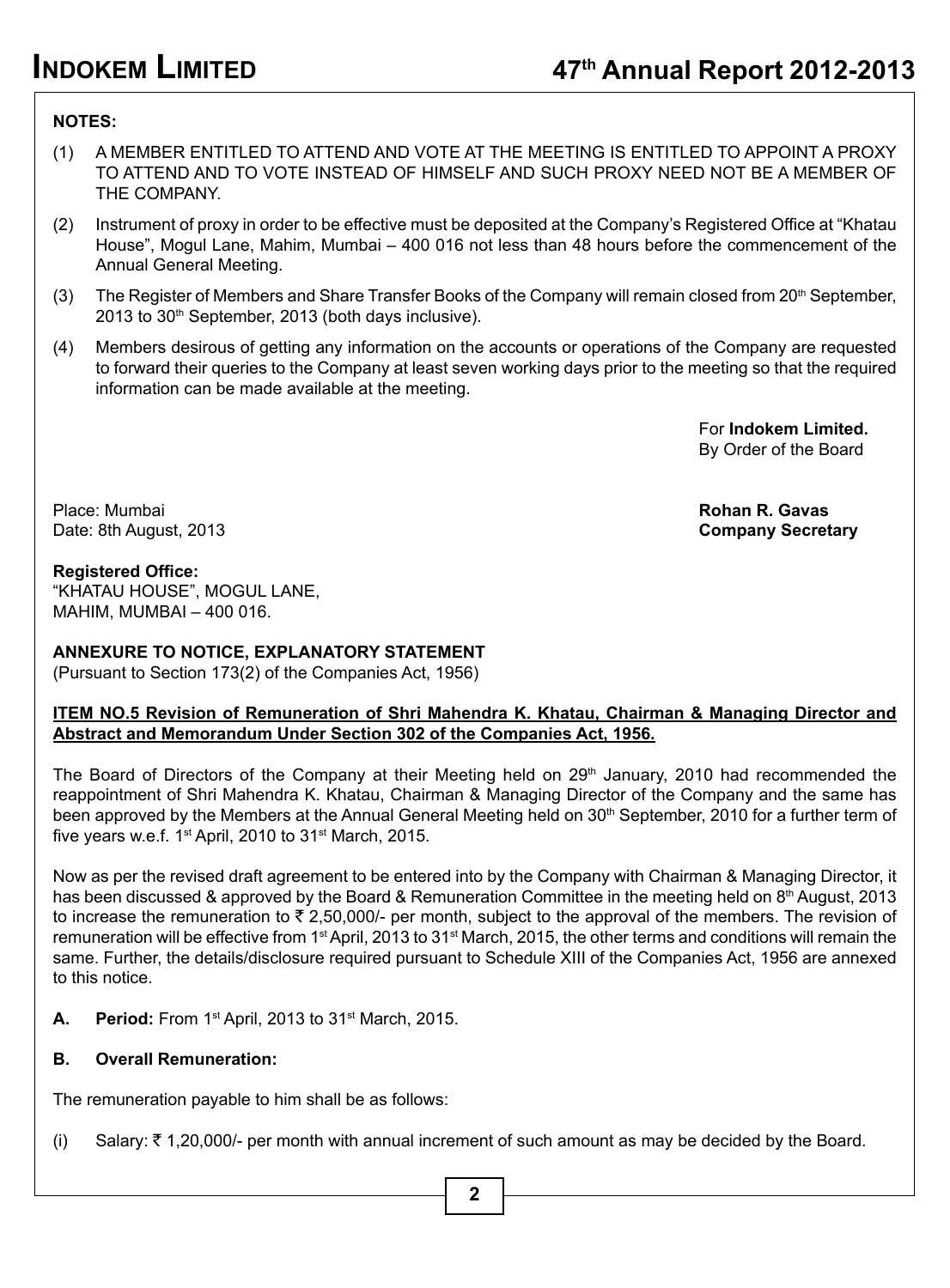**NOTES:**

(1) A MEMBER ENTITLED TO ATTEND AND VOTE AT THE MEETING IS ENTITLED TO APPOINT A PROXY TO ATTEND AND TO VOTE INSTEAD OF HIMSELF AND SUCH PROXY NEED NOT BE A MEMBER OF THE COMPANY.

(2) Instrument of proxy in order to be effective must be deposited at the Company's Registered Office at "Khatau House", Mogul Lane, Mahim, Mumbai – 400 016 not less than 48 hours before the commencement of the Annual General Meeting.

(3) The Register of Members and Share Transfer Books of the Company will remain closed from 20th September, 2013 to 30th September, 2013 (both days inclusive).

(4) Members desirous of getting any information on the accounts or operations of the Company are requested to forward their queries to the Company at least seven working days prior to the meeting so that the required information can be made available at the meeting.

For **Indokem Limited.**
By Order of the Board

Place: Mumbai
Date: 8th August, 2013

**Rohan R. Gavas**
**Company Secretary**

**Registered Office:**
"KHATAU HOUSE", MOGUL LANE,
MAHIM, MUMBAI – 400 016.

**ANNEXURE TO NOTICE, EXPLANATORY STATEMENT**
(Pursuant to Section 173(2) of the Companies Act, 1956)

**ITEM NO.5 Revision of Remuneration of Shri Mahendra K. Khatau, Chairman & Managing Director and Abstract and Memorandum Under Section 302 of the Companies Act, 1956.**

The Board of Directors of the Company at their Meeting held on 29th January, 2010 had recommended the reappointment of Shri Mahendra K. Khatau, Chairman & Managing Director of the Company and the same has been approved by the Members at the Annual General Meeting held on 30th September, 2010 for a further term of five years w.e.f. 1st April, 2010 to 31st March, 2015.

Now as per the revised draft agreement to be entered into by the Company with Chairman & Managing Director, it has been discussed & approved by the Board & Remuneration Committee in the meeting held on 8th August, 2013 to increase the remuneration to ₹ 2,50,000/- per month, subject to the approval of the members. The revision of remuneration will be effective from 1st April, 2013 to 31st March, 2015, the other terms and conditions will remain the same. Further, the details/disclosure required pursuant to Schedule XIII of the Companies Act, 1956 are annexed to this notice.

**A. Period:** From 1st April, 2013 to 31st March, 2015.

**B. Overall Remuneration:**

The remuneration payable to him shall be as follows:

(i) Salary: ₹ 1,20,000/- per month with annual increment of such amount as may be decided by the Board.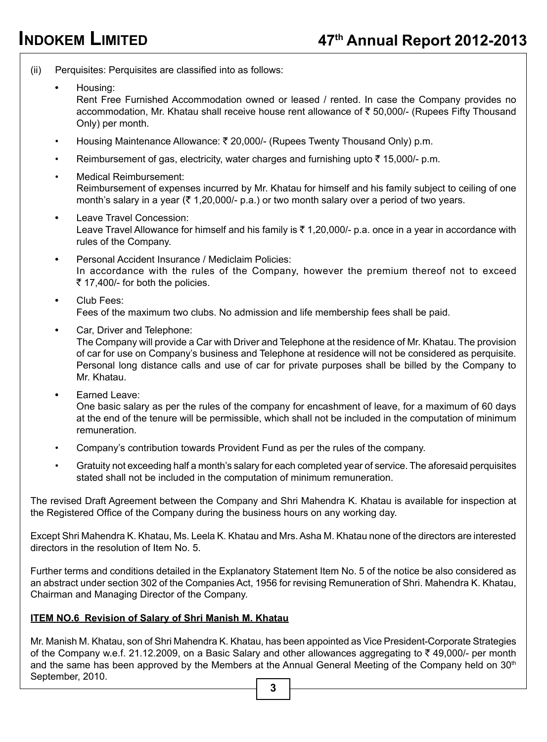(ii) Perquisites: Perquisites are classified into as follows:

- Housing:
  Rent Free Furnished Accommodation owned or leased / rented. In case the Company provides no accommodation, Mr. Khatau shall receive house rent allowance of ₹ 50,000/- (Rupees Fifty Thousand Only) per month.
- Housing Maintenance Allowance: ₹ 20,000/- (Rupees Twenty Thousand Only) p.m.
- Reimbursement of gas, electricity, water charges and furnishing upto ₹ 15,000/- p.m.
- Medical Reimbursement:
  Reimbursement of expenses incurred by Mr. Khatau for himself and his family subject to ceiling of one month's salary in a year (₹ 1,20,000/- p.a.) or two month salary over a period of two years.
- Leave Travel Concession:
  Leave Travel Allowance for himself and his family is ₹ 1,20,000/- p.a. once in a year in accordance with rules of the Company.
- Personal Accident Insurance / Mediclaim Policies:
  In accordance with the rules of the Company, however the premium thereof not to exceed ₹ 17,400/- for both the policies.
- Club Fees:
  Fees of the maximum two clubs. No admission and life membership fees shall be paid.
- Car, Driver and Telephone:
  The Company will provide a Car with Driver and Telephone at the residence of Mr. Khatau. The provision of car for use on Company's business and Telephone at residence will not be considered as perquisite. Personal long distance calls and use of car for private purposes shall be billed by the Company to Mr. Khatau.
- Earned Leave:
  One basic salary as per the rules of the company for encashment of leave, for a maximum of 60 days at the end of the tenure will be permissible, which shall not be included in the computation of minimum remuneration.
- Company's contribution towards Provident Fund as per the rules of the company.
- Gratuity not exceeding half a month's salary for each completed year of service. The aforesaid perquisites stated shall not be included in the computation of minimum remuneration.

The revised Draft Agreement between the Company and Shri Mahendra K. Khatau is available for inspection at the Registered Office of the Company during the business hours on any working day.

Except Shri Mahendra K. Khatau, Ms. Leela K. Khatau and Mrs. Asha M. Khatau none of the directors are interested directors in the resolution of Item No. 5.

Further terms and conditions detailed in the Explanatory Statement Item No. 5 of the notice be also considered as an abstract under section 302 of the Companies Act, 1956 for revising Remuneration of Shri. Mahendra K. Khatau, Chairman and Managing Director of the Company.

**ITEM NO.6 Revision of Salary of Shri Manish M. Khatau**

Mr. Manish M. Khatau, son of Shri Mahendra K. Khatau, has been appointed as Vice President-Corporate Strategies of the Company w.e.f. 21.12.2009, on a Basic Salary and other allowances aggregating to ₹ 49,000/- per month and the same has been approved by the Members at the Annual General Meeting of the Company held on 30th September, 2010.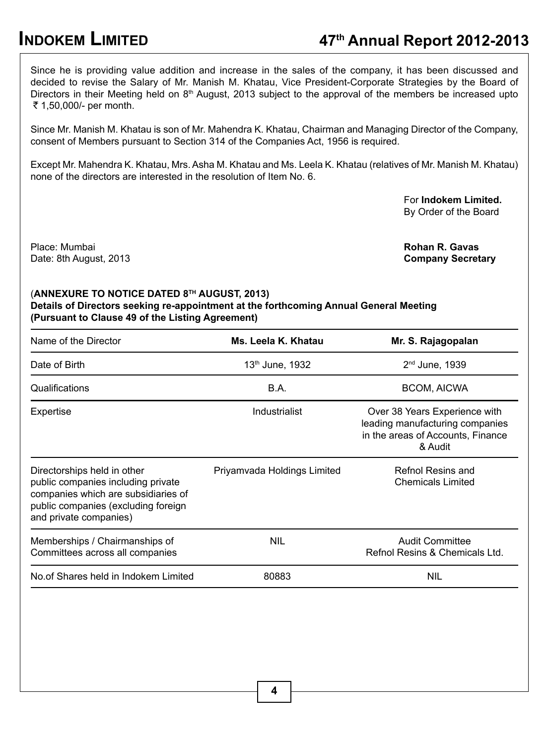Since he is providing value addition and increase in the sales of the company, it has been discussed and decided to revise the Salary of Mr. Manish M. Khatau, Vice President-Corporate Strategies by the Board of Directors in their Meeting held on 8th August, 2013 subject to the approval of the members be increased upto ₹ 1,50,000/- per month.

Since Mr. Manish M. Khatau is son of Mr. Mahendra K. Khatau, Chairman and Managing Director of the Company, consent of Members pursuant to Section 314 of the Companies Act, 1956 is required.

Except Mr. Mahendra K. Khatau, Mrs. Asha M. Khatau and Ms. Leela K. Khatau (relatives of Mr. Manish M. Khatau) none of the directors are interested in the resolution of Item No. 6.

For **Indokem Limited.**
By Order of the Board

Place: Mumbai
Date: 8th August, 2013

**Rohan R. Gavas**
**Company Secretary**

(**ANNEXURE TO NOTICE DATED 8TH AUGUST, 2013)**
**Details of Directors seeking re-appointment at the forthcoming Annual General Meeting**
**(Pursuant to Clause 49 of the Listing Agreement)**

| Name of the Director | **Ms. Leela K. Khatau** | **Mr. S. Rajagopalan** |
|---|---|---|
| Date of Birth | 13th June, 1932 | 2nd June, 1939 |
| Qualifications | B.A. | BCOM, AICWA |
| Expertise | Industrialist | Over 38 Years Experience with leading manufacturing companies in the areas of Accounts, Finance & Audit |
| Directorships held in other public companies including private companies which are subsidiaries of public companies (excluding foreign and private companies) | Priyamvada Holdings Limited | Refnol Resins and Chemicals Limited |
| Memberships / Chairmanships of Committees across all companies | NIL | Audit Committee Refnol Resins & Chemicals Ltd. |
| No.of Shares held in Indokem Limited | 80883 | NIL |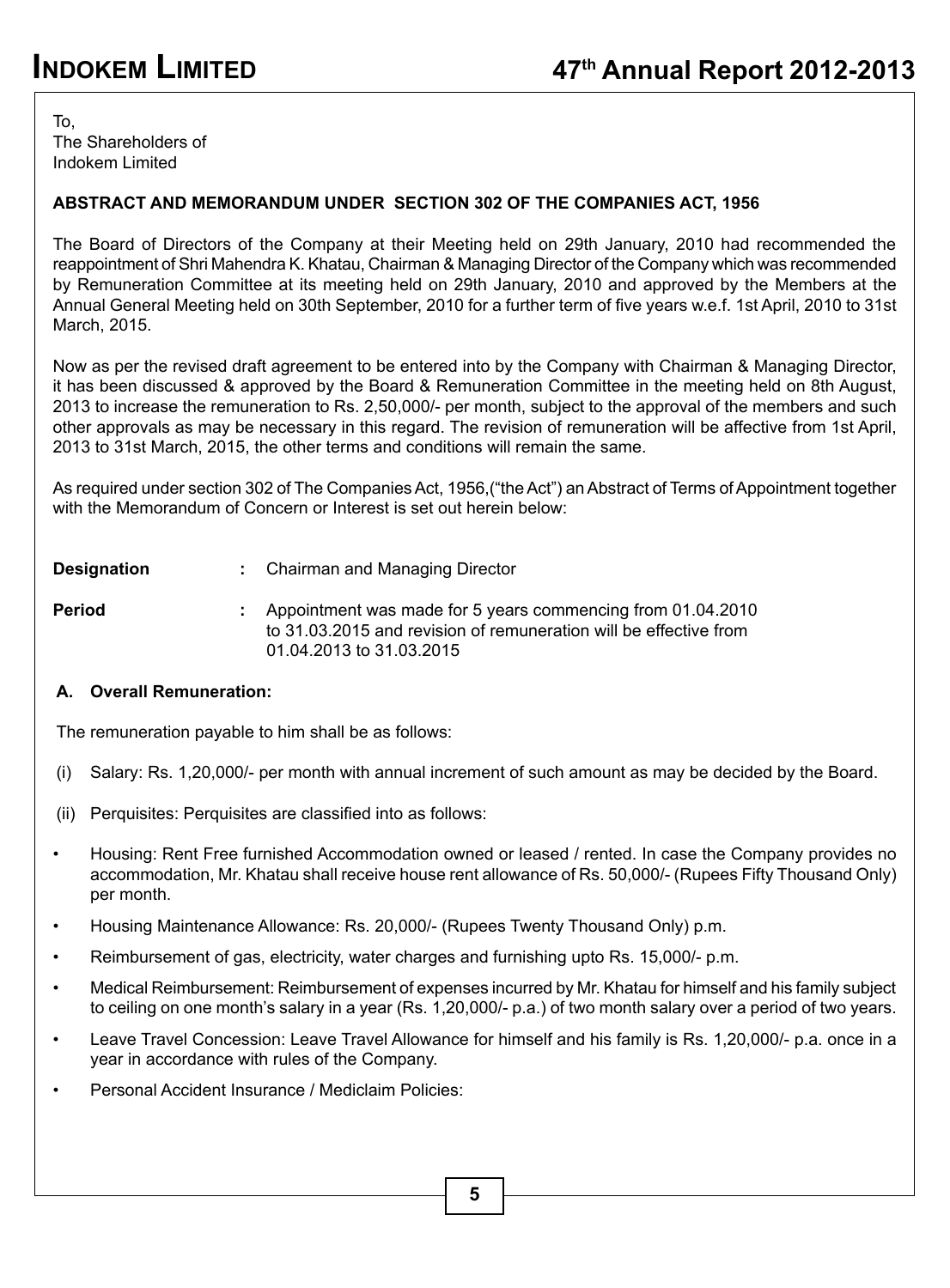To,
The Shareholders of
Indokem Limited

**ABSTRACT AND MEMORANDUM UNDER SECTION 302 OF THE COMPANIES ACT, 1956**

The Board of Directors of the Company at their Meeting held on 29th January, 2010 had recommended the reappointment of Shri Mahendra K. Khatau, Chairman & Managing Director of the Company which was recommended by Remuneration Committee at its meeting held on 29th January, 2010 and approved by the Members at the Annual General Meeting held on 30th September, 2010 for a further term of five years w.e.f. 1st April, 2010 to 31st March, 2015.

Now as per the revised draft agreement to be entered into by the Company with Chairman & Managing Director, it has been discussed & approved by the Board & Remuneration Committee in the meeting held on 8th August, 2013 to increase the remuneration to Rs. 2,50,000/- per month, subject to the approval of the members and such other approvals as may be necessary in this regard. The revision of remuneration will be affective from 1st April, 2013 to 31st March, 2015, the other terms and conditions will remain the same.

As required under section 302 of The Companies Act, 1956,("the Act") an Abstract of Terms of Appointment together with the Memorandum of Concern or Interest is set out herein below:

**Designation** : Chairman and Managing Director

**Period** : Appointment was made for 5 years commencing from 01.04.2010 to 31.03.2015 and revision of remuneration will be effective from 01.04.2013 to 31.03.2015

**A. Overall Remuneration:**

The remuneration payable to him shall be as follows:

(i) Salary: Rs. 1,20,000/- per month with annual increment of such amount as may be decided by the Board.

(ii) Perquisites: Perquisites are classified into as follows:

- Housing: Rent Free furnished Accommodation owned or leased / rented. In case the Company provides no accommodation, Mr. Khatau shall receive house rent allowance of Rs. 50,000/- (Rupees Fifty Thousand Only) per month.
- Housing Maintenance Allowance: Rs. 20,000/- (Rupees Twenty Thousand Only) p.m.
- Reimbursement of gas, electricity, water charges and furnishing upto Rs. 15,000/- p.m.
- Medical Reimbursement: Reimbursement of expenses incurred by Mr. Khatau for himself and his family subject to ceiling on one month's salary in a year (Rs. 1,20,000/- p.a.) of two month salary over a period of two years.
- Leave Travel Concession: Leave Travel Allowance for himself and his family is Rs. 1,20,000/- p.a. once in a year in accordance with rules of the Company.
- Personal Accident Insurance / Mediclaim Policies: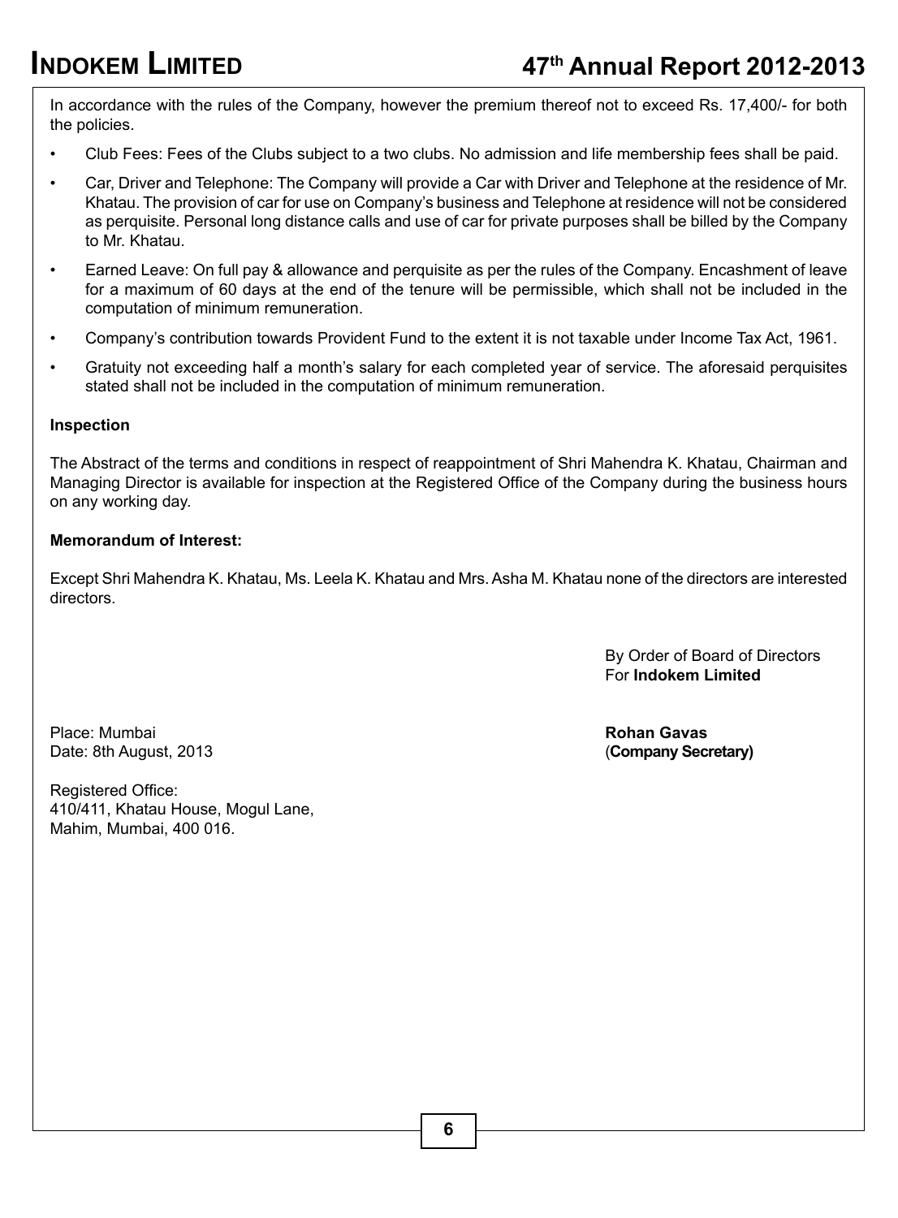In accordance with the rules of the Company, however the premium thereof not to exceed Rs. 17,400/- for both the policies.

- Club Fees: Fees of the Clubs subject to a two clubs. No admission and life membership fees shall be paid.
- Car, Driver and Telephone: The Company will provide a Car with Driver and Telephone at the residence of Mr. Khatau. The provision of car for use on Company's business and Telephone at residence will not be considered as perquisite. Personal long distance calls and use of car for private purposes shall be billed by the Company to Mr. Khatau.
- Earned Leave: On full pay & allowance and perquisite as per the rules of the Company. Encashment of leave for a maximum of 60 days at the end of the tenure will be permissible, which shall not be included in the computation of minimum remuneration.
- Company's contribution towards Provident Fund to the extent it is not taxable under Income Tax Act, 1961.
- Gratuity not exceeding half a month's salary for each completed year of service. The aforesaid perquisites stated shall not be included in the computation of minimum remuneration.

**Inspection**

The Abstract of the terms and conditions in respect of reappointment of Shri Mahendra K. Khatau, Chairman and Managing Director is available for inspection at the Registered Office of the Company during the business hours on any working day.

**Memorandum of Interest:**

Except Shri Mahendra K. Khatau, Ms. Leela K. Khatau and Mrs. Asha M. Khatau none of the directors are interested directors.

By Order of Board of Directors
For **Indokem Limited**

**Rohan Gavas**
(**Company Secretary)**

Place: Mumbai
Date: 8th August, 2013

Registered Office:
410/411, Khatau House, Mogul Lane,
Mahim, Mumbai, 400 016.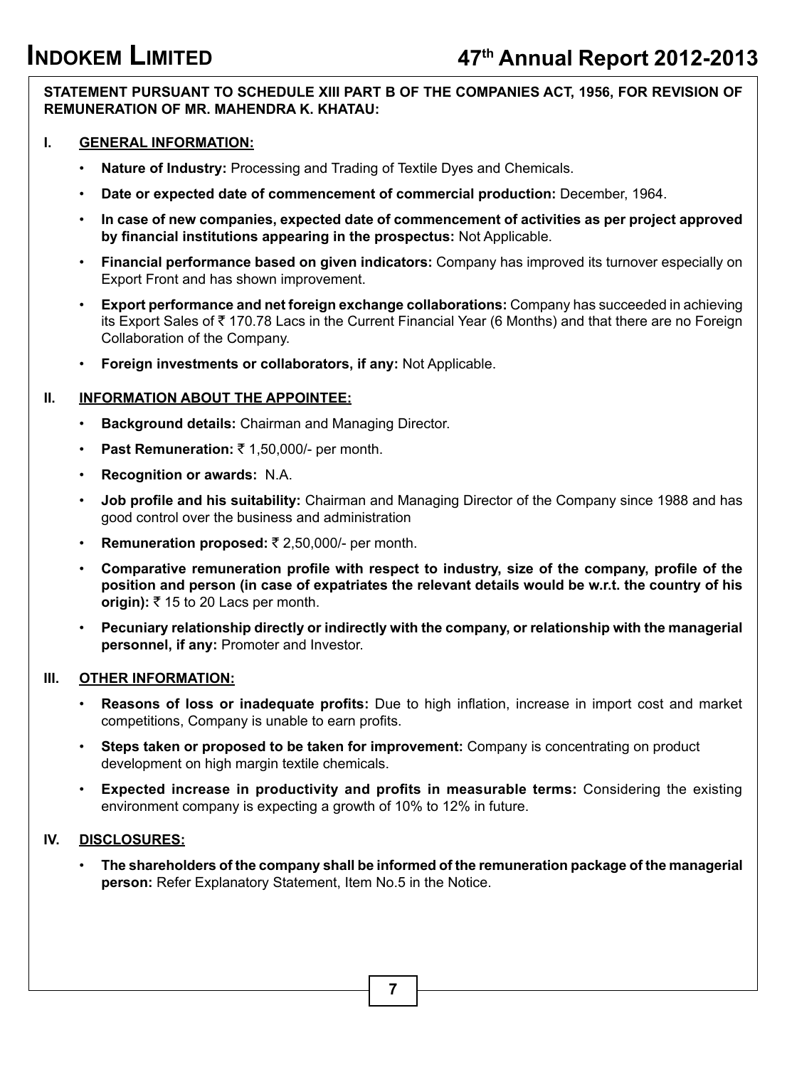**STATEMENT PURSUANT TO SCHEDULE XIII PART B OF THE COMPANIES ACT, 1956, FOR REVISION OF REMUNERATION OF MR. MAHENDRA K. KHATAU:**

## I. GENERAL INFORMATION:

- **Nature of Industry:** Processing and Trading of Textile Dyes and Chemicals.
- **Date or expected date of commencement of commercial production:** December, 1964.
- **In case of new companies, expected date of commencement of activities as per project approved by financial institutions appearing in the prospectus:** Not Applicable.
- **Financial performance based on given indicators:** Company has improved its turnover especially on Export Front and has shown improvement.
- **Export performance and net foreign exchange collaborations:** Company has succeeded in achieving its Export Sales of ₹ 170.78 Lacs in the Current Financial Year (6 Months) and that there are no Foreign Collaboration of the Company.
- **Foreign investments or collaborators, if any:** Not Applicable.

## II. INFORMATION ABOUT THE APPOINTEE:

- **Background details:** Chairman and Managing Director.
- **Past Remuneration:** ₹ 1,50,000/- per month.
- **Recognition or awards:** N.A.
- **Job profile and his suitability:** Chairman and Managing Director of the Company since 1988 and has good control over the business and administration
- **Remuneration proposed:** ₹ 2,50,000/- per month.
- **Comparative remuneration profile with respect to industry, size of the company, profile of the position and person (in case of expatriates the relevant details would be w.r.t. the country of his origin):** ₹ 15 to 20 Lacs per month.
- **Pecuniary relationship directly or indirectly with the company, or relationship with the managerial personnel, if any:** Promoter and Investor.

## III. OTHER INFORMATION:

- **Reasons of loss or inadequate profits:** Due to high inflation, increase in import cost and market competitions, Company is unable to earn profits.
- **Steps taken or proposed to be taken for improvement:** Company is concentrating on product development on high margin textile chemicals.
- **Expected increase in productivity and profits in measurable terms:** Considering the existing environment company is expecting a growth of 10% to 12% in future.

## IV. DISCLOSURES:

- **The shareholders of the company shall be informed of the remuneration package of the managerial person:** Refer Explanatory Statement, Item No.5 in the Notice.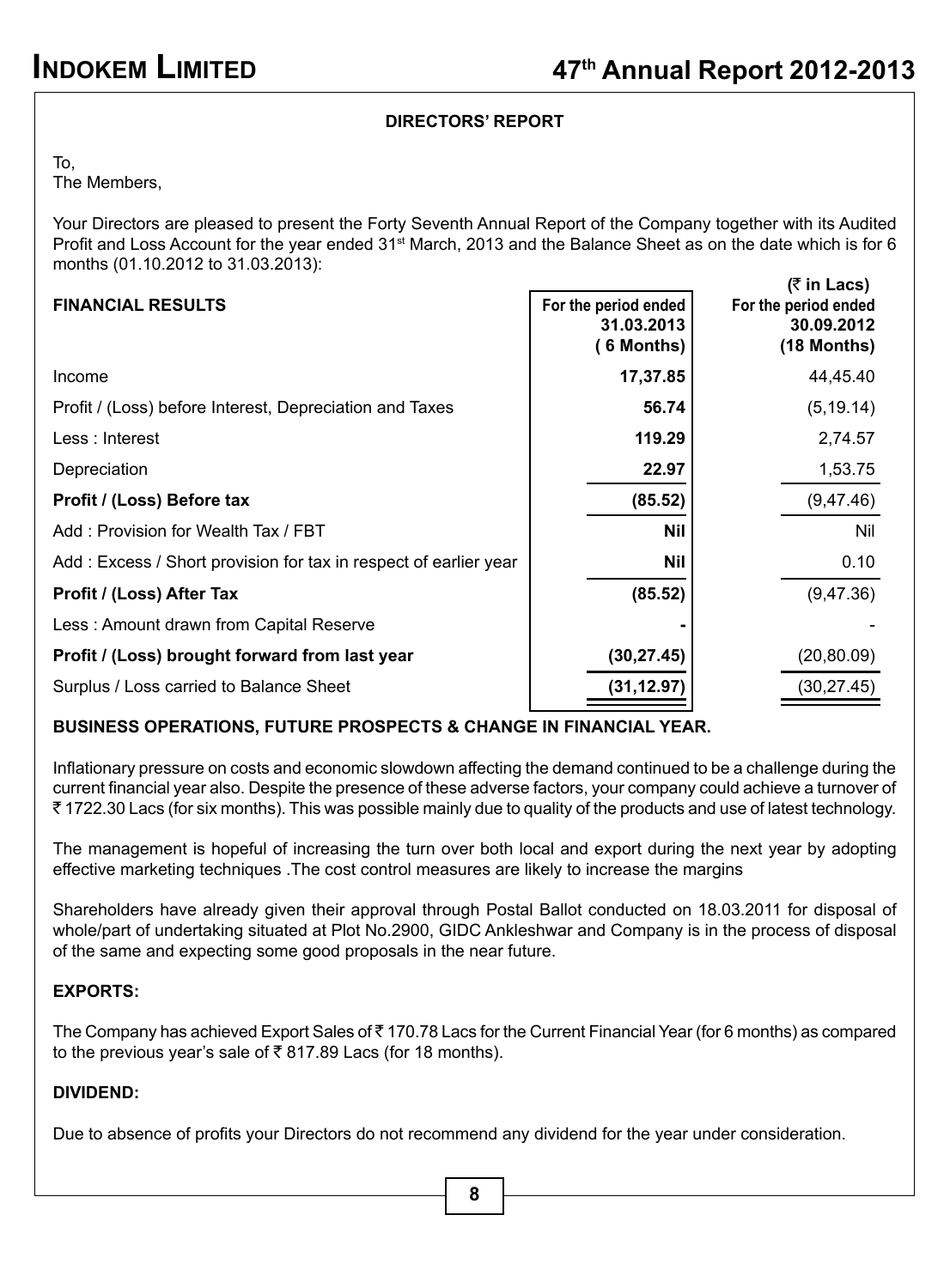## DIRECTORS' REPORT

To,
The Members,

Your Directors are pleased to present the Forty Seventh Annual Report of the Company together with its Audited Profit and Loss Account for the year ended 31st March, 2013 and the Balance Sheet as on the date which is for 6 months (01.10.2012 to 31.03.2013):

(₹ in Lacs)

| FINANCIAL RESULTS | For the period ended 31.03.2013 (6 Months) | For the period ended 30.09.2012 (18 Months) |
|---|---|---|
| Income | **17,37.85** | 44,45.40 |
| Profit / (Loss) before Interest, Depreciation and Taxes | **56.74** | (5,19.14) |
| Less : Interest | **119.29** | 2,74.57 |
| Depreciation | **22.97** | 1,53.75 |
| **Profit / (Loss) Before tax** | **(85.52)** | (9,47.46) |
| Add : Provision for Wealth Tax / FBT | **Nil** | Nil |
| Add : Excess / Short provision for tax in respect of earlier year | **Nil** | 0.10 |
| **Profit / (Loss) After Tax** | **(85.52)** | (9,47.36) |
| Less : Amount drawn from Capital Reserve | **-** | - |
| **Profit / (Loss) brought forward from last year** | **(30,27.45)** | (20,80.09) |
| Surplus / Loss carried to Balance Sheet | **(31,12.97)** | (30,27.45) |

### BUSINESS OPERATIONS, FUTURE PROSPECTS & CHANGE IN FINANCIAL YEAR.

Inflationary pressure on costs and economic slowdown affecting the demand continued to be a challenge during the current financial year also. Despite the presence of these adverse factors, your company could achieve a turnover of ₹ 1722.30 Lacs (for six months). This was possible mainly due to quality of the products and use of latest technology.

The management is hopeful of increasing the turn over both local and export during the next year by adopting effective marketing techniques .The cost control measures are likely to increase the margins

Shareholders have already given their approval through Postal Ballot conducted on 18.03.2011 for disposal of whole/part of undertaking situated at Plot No.2900, GIDC Ankleshwar and Company is in the process of disposal of the same and expecting some good proposals in the near future.

### EXPORTS:

The Company has achieved Export Sales of ₹ 170.78 Lacs for the Current Financial Year (for 6 months) as compared to the previous year's sale of ₹ 817.89 Lacs (for 18 months).

### DIVIDEND:

Due to absence of profits your Directors do not recommend any dividend for the year under consideration.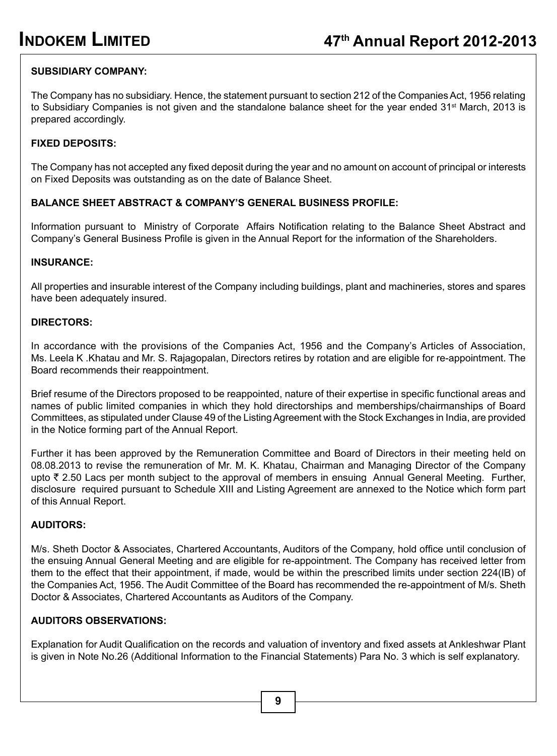**SUBSIDIARY COMPANY:**

The Company has no subsidiary. Hence, the statement pursuant to section 212 of the Companies Act, 1956 relating to Subsidiary Companies is not given and the standalone balance sheet for the year ended 31st March, 2013 is prepared accordingly.

**FIXED DEPOSITS:**

The Company has not accepted any fixed deposit during the year and no amount on account of principal or interests on Fixed Deposits was outstanding as on the date of Balance Sheet.

**BALANCE SHEET ABSTRACT & COMPANY'S GENERAL BUSINESS PROFILE:**

Information pursuant to Ministry of Corporate Affairs Notification relating to the Balance Sheet Abstract and Company's General Business Profile is given in the Annual Report for the information of the Shareholders.

**INSURANCE:**

All properties and insurable interest of the Company including buildings, plant and machineries, stores and spares have been adequately insured.

**DIRECTORS:**

In accordance with the provisions of the Companies Act, 1956 and the Company's Articles of Association, Ms. Leela K .Khatau and Mr. S. Rajagopalan, Directors retires by rotation and are eligible for re-appointment. The Board recommends their reappointment.

Brief resume of the Directors proposed to be reappointed, nature of their expertise in specific functional areas and names of public limited companies in which they hold directorships and memberships/chairmanships of Board Committees, as stipulated under Clause 49 of the Listing Agreement with the Stock Exchanges in India, are provided in the Notice forming part of the Annual Report.

Further it has been approved by the Remuneration Committee and Board of Directors in their meeting held on 08.08.2013 to revise the remuneration of Mr. M. K. Khatau, Chairman and Managing Director of the Company upto ₹ 2.50 Lacs per month subject to the approval of members in ensuing Annual General Meeting. Further, disclosure required pursuant to Schedule XIII and Listing Agreement are annexed to the Notice which form part of this Annual Report.

**AUDITORS:**

M/s. Sheth Doctor & Associates, Chartered Accountants, Auditors of the Company, hold office until conclusion of the ensuing Annual General Meeting and are eligible for re-appointment. The Company has received letter from them to the effect that their appointment, if made, would be within the prescribed limits under section 224(IB) of the Companies Act, 1956. The Audit Committee of the Board has recommended the re-appointment of M/s. Sheth Doctor & Associates, Chartered Accountants as Auditors of the Company.

**AUDITORS OBSERVATIONS:**

Explanation for Audit Qualification on the records and valuation of inventory and fixed assets at Ankleshwar Plant is given in Note No.26 (Additional Information to the Financial Statements) Para No. 3 which is self explanatory.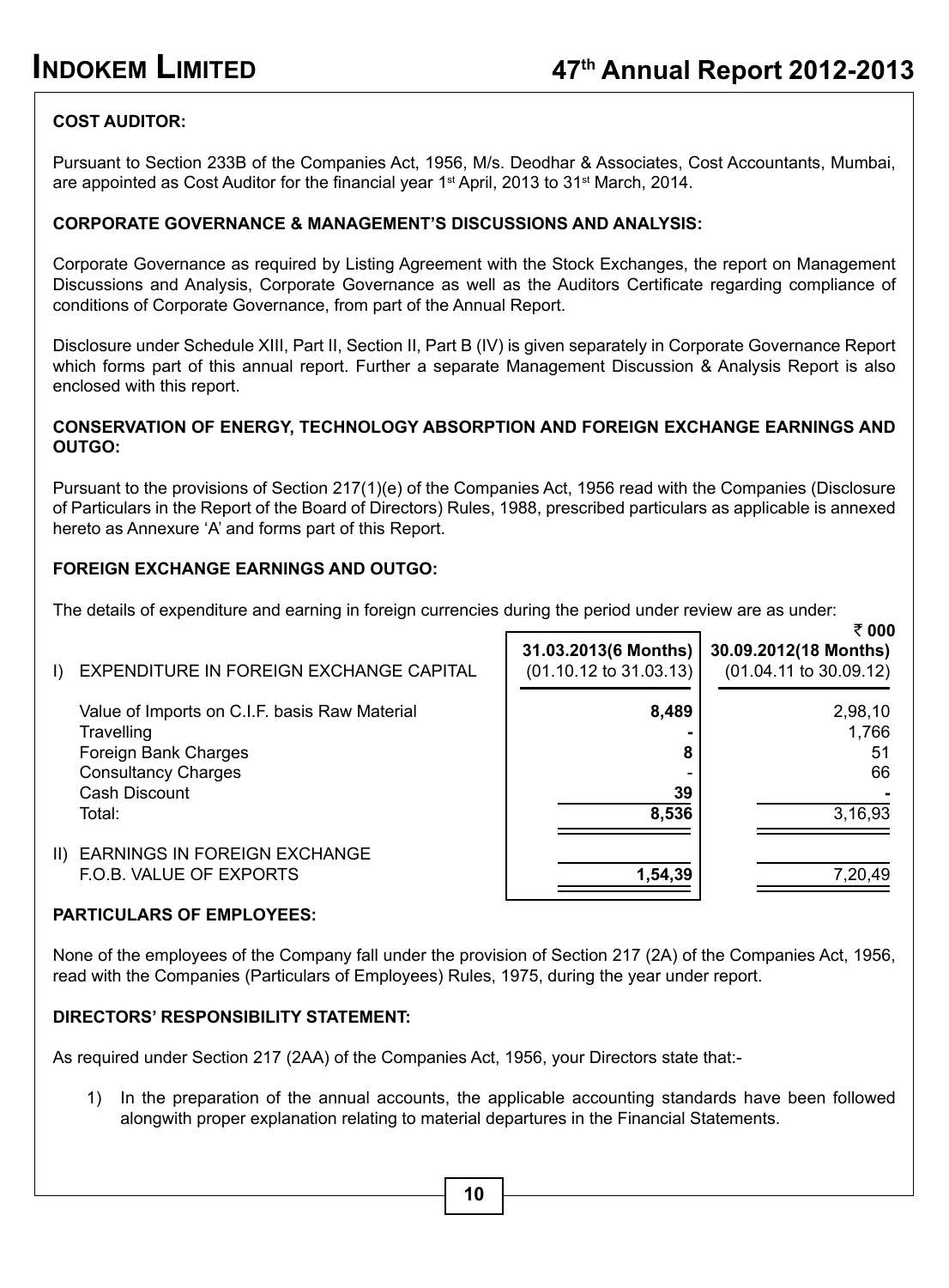**COST AUDITOR:**

Pursuant to Section 233B of the Companies Act, 1956, M/s. Deodhar & Associates, Cost Accountants, Mumbai, are appointed as Cost Auditor for the financial year 1st April, 2013 to 31st March, 2014.

**CORPORATE GOVERNANCE & MANAGEMENT'S DISCUSSIONS AND ANALYSIS:**

Corporate Governance as required by Listing Agreement with the Stock Exchanges, the report on Management Discussions and Analysis, Corporate Governance as well as the Auditors Certificate regarding compliance of conditions of Corporate Governance, from part of the Annual Report.

Disclosure under Schedule XIII, Part II, Section II, Part B (IV) is given separately in Corporate Governance Report which forms part of this annual report. Further a separate Management Discussion & Analysis Report is also enclosed with this report.

**CONSERVATION OF ENERGY, TECHNOLOGY ABSORPTION AND FOREIGN EXCHANGE EARNINGS AND OUTGO:**

Pursuant to the provisions of Section 217(1)(e) of the Companies Act, 1956 read with the Companies (Disclosure of Particulars in the Report of the Board of Directors) Rules, 1988, prescribed particulars as applicable is annexed hereto as Annexure 'A' and forms part of this Report.

**FOREIGN EXCHANGE EARNINGS AND OUTGO:**

The details of expenditure and earning in foreign currencies during the period under review are as under:

₹ 000

| | 31.03.2013(6 Months) (01.10.12 to 31.03.13) | 30.09.2012(18 Months) (01.04.11 to 30.09.12) |
|---|---|---|
| I) EXPENDITURE IN FOREIGN EXCHANGE CAPITAL | | |
| Value of Imports on C.I.F. basis Raw Material | **8,489** | 2,98,10 |
| Travelling | **-** | 1,766 |
| Foreign Bank Charges | **8** | 51 |
| Consultancy Charges | - | 66 |
| Cash Discount | **39** | **-** |
| Total: | **8,536** | 3,16,93 |
| II) EARNINGS IN FOREIGN EXCHANGE | | |
| F.O.B. VALUE OF EXPORTS | **1,54,39** | 7,20,49 |

**PARTICULARS OF EMPLOYEES:**

None of the employees of the Company fall under the provision of Section 217 (2A) of the Companies Act, 1956, read with the Companies (Particulars of Employees) Rules, 1975, during the year under report.

**DIRECTORS' RESPONSIBILITY STATEMENT:**

As required under Section 217 (2AA) of the Companies Act, 1956, your Directors state that:-

1) In the preparation of the annual accounts, the applicable accounting standards have been followed alongwith proper explanation relating to material departures in the Financial Statements.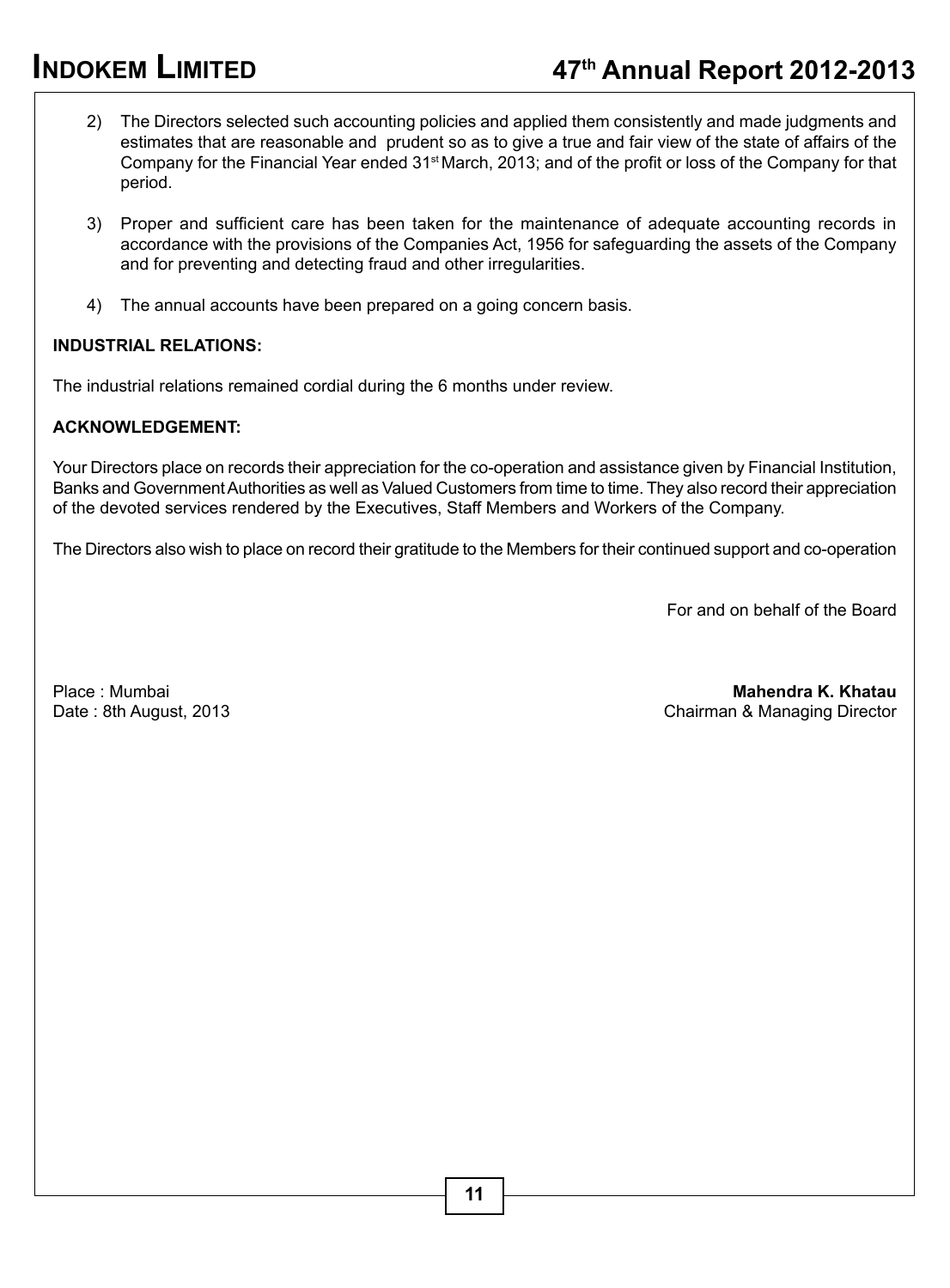2) The Directors selected such accounting policies and applied them consistently and made judgments and estimates that are reasonable and prudent so as to give a true and fair view of the state of affairs of the Company for the Financial Year ended 31st March, 2013; and of the profit or loss of the Company for that period.

3) Proper and sufficient care has been taken for the maintenance of adequate accounting records in accordance with the provisions of the Companies Act, 1956 for safeguarding the assets of the Company and for preventing and detecting fraud and other irregularities.

4) The annual accounts have been prepared on a going concern basis.

**INDUSTRIAL RELATIONS:**

The industrial relations remained cordial during the 6 months under review.

**ACKNOWLEDGEMENT:**

Your Directors place on records their appreciation for the co-operation and assistance given by Financial Institution, Banks and Government Authorities as well as Valued Customers from time to time. They also record their appreciation of the devoted services rendered by the Executives, Staff Members and Workers of the Company.

The Directors also wish to place on record their gratitude to the Members for their continued support and co-operation

For and on behalf of the Board

Place : Mumbai
Date : 8th August, 2013

**Mahendra K. Khatau**
Chairman & Managing Director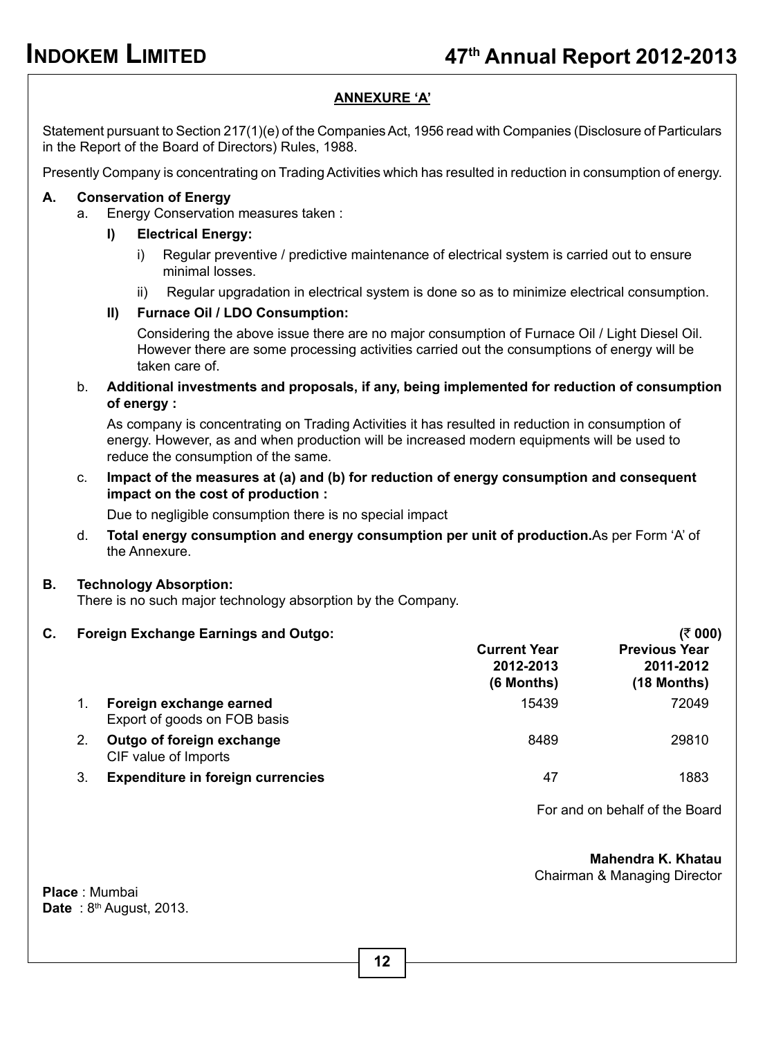## ANNEXURE 'A'

Statement pursuant to Section 217(1)(e) of the Companies Act, 1956 read with Companies (Disclosure of Particulars in the Report of the Board of Directors) Rules, 1988.

Presently Company is concentrating on Trading Activities which has resulted in reduction in consumption of energy.

### A. Conservation of Energy

a. Energy Conservation measures taken :

**I) Electrical Energy:**

i) Regular preventive / predictive maintenance of electrical system is carried out to ensure minimal losses.

ii) Regular upgradation in electrical system is done so as to minimize electrical consumption.

**II) Furnace Oil / LDO Consumption:**

Considering the above issue there are no major consumption of Furnace Oil / Light Diesel Oil. However there are some processing activities carried out the consumptions of energy will be taken care of.

b. **Additional investments and proposals, if any, being implemented for reduction of consumption of energy :**

As company is concentrating on Trading Activities it has resulted in reduction in consumption of energy. However, as and when production will be increased modern equipments will be used to reduce the consumption of the same.

c. **Impact of the measures at (a) and (b) for reduction of energy consumption and consequent impact on the cost of production :**

Due to negligible consumption there is no special impact

d. **Total energy consumption and energy consumption per unit of production.** As per Form 'A' of the Annexure.

### B. Technology Absorption:

There is no such major technology absorption by the Company.

### C. Foreign Exchange Earnings and Outgo:

(₹ 000)

| | | Current Year 2012-2013 (6 Months) | Previous Year 2011-2012 (18 Months) |
|---|---|---|---|
| 1. | **Foreign exchange earned** Export of goods on FOB basis | 15439 | 72049 |
| 2. | **Outgo of foreign exchange** CIF value of Imports | 8489 | 29810 |
| 3. | **Expenditure in foreign currencies** | 47 | 1883 |

For and on behalf of the Board

**Mahendra K. Khatau**
Chairman & Managing Director

**Place** : Mumbai
**Date** : 8th August, 2013.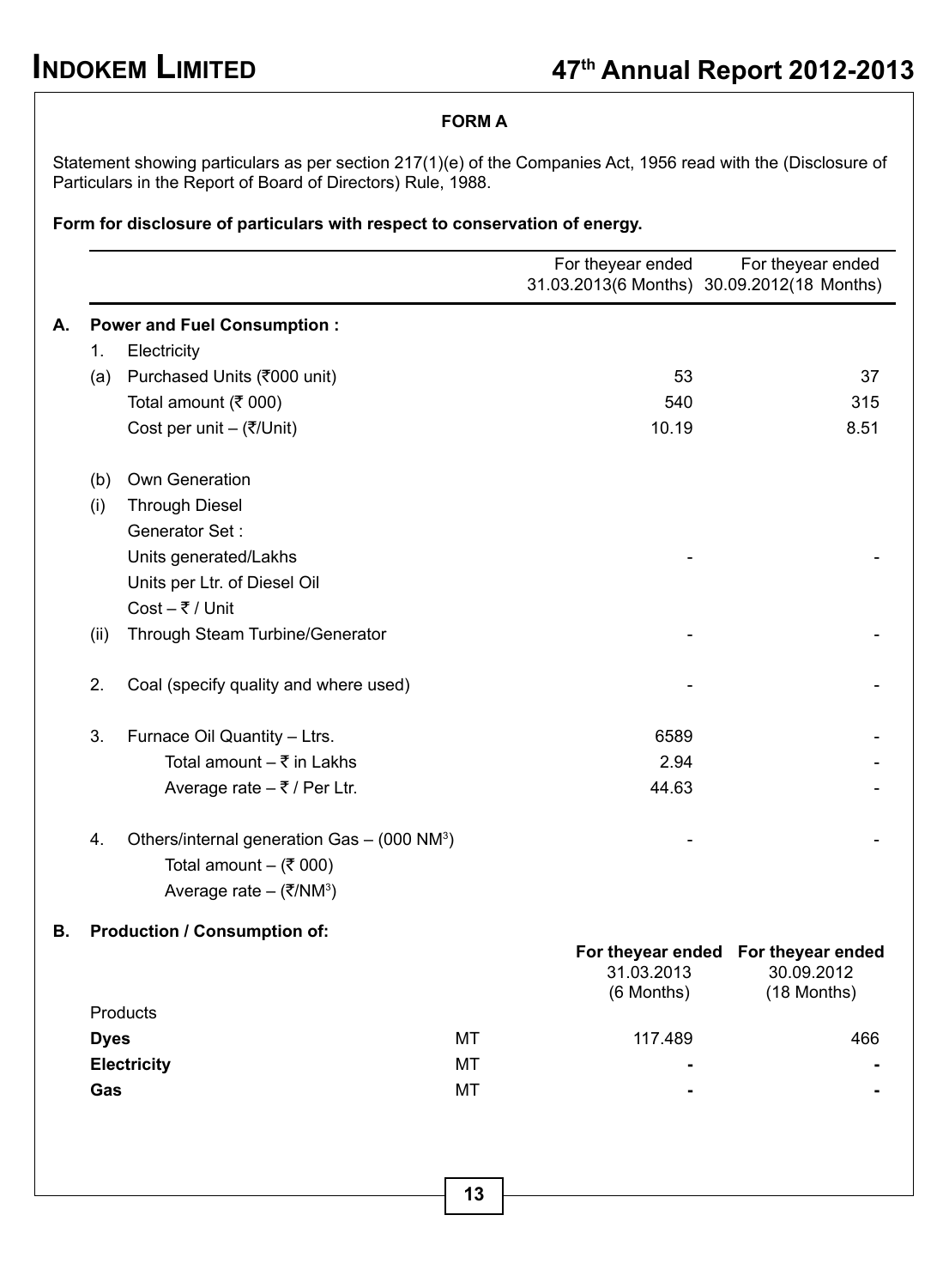**FORM A**

Statement showing particulars as per section 217(1)(e) of the Companies Act, 1956 read with the (Disclosure of Particulars in the Report of Board of Directors) Rule, 1988.

**Form for disclosure of particulars with respect to conservation of energy.**

| | | | For theyear ended 31.03.2013(6 Months) | For theyear ended 30.09.2012(18 Months) |
|---|---|---|---|---|
| **A.** | | **Power and Fuel Consumption :** | | |
| | 1. | Electricity | | |
| | (a) | Purchased Units (₹000 unit) | 53 | 37 |
| | | Total amount (₹ 000) | 540 | 315 |
| | | Cost per unit – (₹/Unit) | 10.19 | 8.51 |
| | (b) | Own Generation | | |
| | (i) | Through Diesel Generator Set : | | |
| | | Units generated/Lakhs | - | - |
| | | Units per Ltr. of Diesel Oil | | |
| | | Cost – ₹ / Unit | | |
| | (ii) | Through Steam Turbine/Generator | - | - |
| | 2. | Coal (specify quality and where used) | - | - |
| | 3. | Furnace Oil Quantity – Ltrs. | 6589 | - |
| | | Total amount – ₹ in Lakhs | 2.94 | - |
| | | Average rate – ₹ / Per Ltr. | 44.63 | - |
| | 4. | Others/internal generation Gas – (000 $NM^3$) | - | - |
| | | Total amount – (₹ 000) | | |
| | | Average rate – (₹/$NM^3$) | | |

**B. Production / Consumption of:**

| Products | | For theyear ended 31.03.2013 (6 Months) | For theyear ended 30.09.2012 (18 Months) |
|---|---|---|---|
| **Dyes** | MT | 117.489 | 466 |
| **Electricity** | MT | - | - |
| **Gas** | MT | - | - |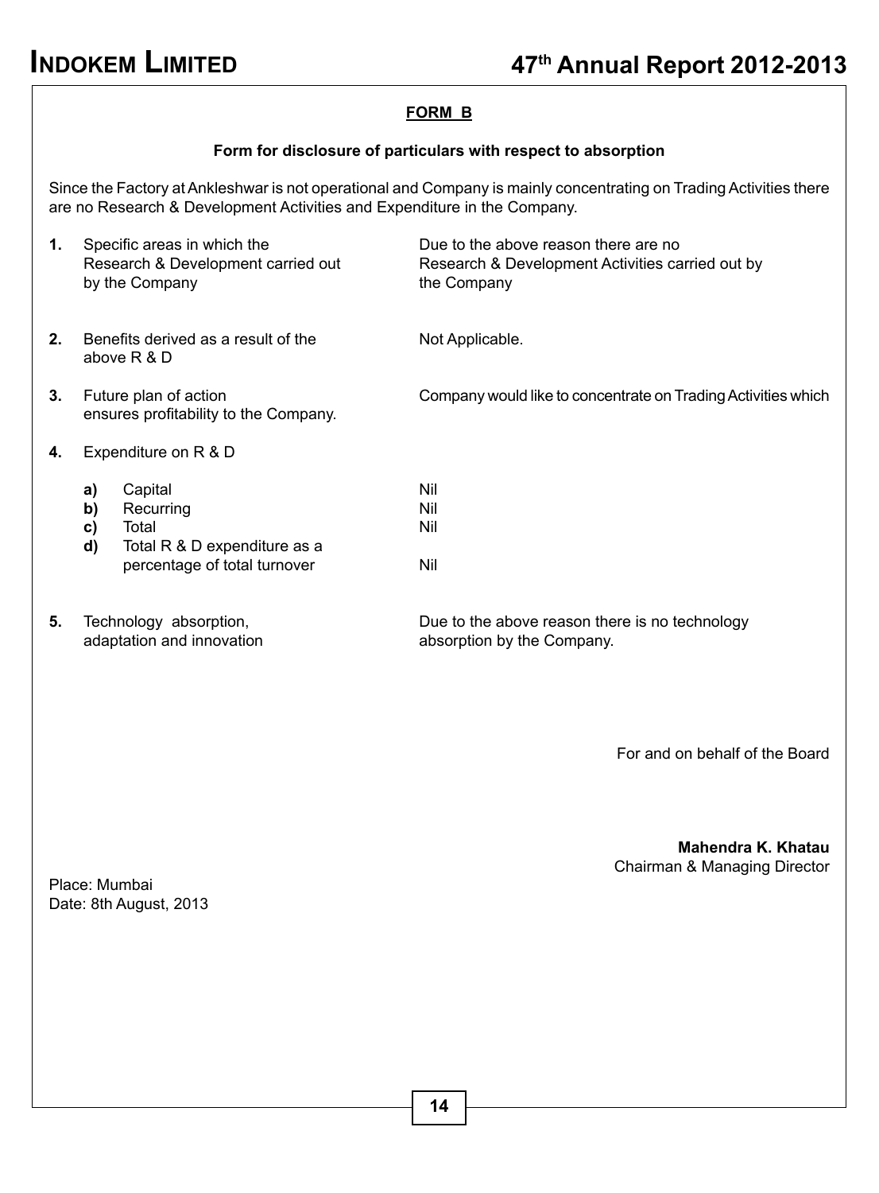## FORM B

**Form for disclosure of particulars with respect to absorption**

Since the Factory at Ankleshwar is not operational and Company is mainly concentrating on Trading Activities there are no Research & Development Activities and Expenditure in the Company.

| | | |
|---|---|---|
| **1.** | Specific areas in which the Research & Development carried out by the Company | Due to the above reason there are no Research & Development Activities carried out by the Company |
| **2.** | Benefits derived as a result of the above R & D | Not Applicable. |
| **3.** | Future plan of action | Company would like to concentrate on Trading Activities which ensures profitability to the Company. |
| **4.** | Expenditure on R & D | |
| | **a)** Capital | Nil |
| | **b)** Recurring | Nil |
| | **c)** Total | Nil |
| | **d)** Total R & D expenditure as a percentage of total turnover | Nil |
| **5.** | Technology absorption, adaptation and innovation | Due to the above reason there is no technology absorption by the Company. |

For and on behalf of the Board

**Mahendra K. Khatau**
Chairman & Managing Director

Place: Mumbai
Date: 8th August, 2013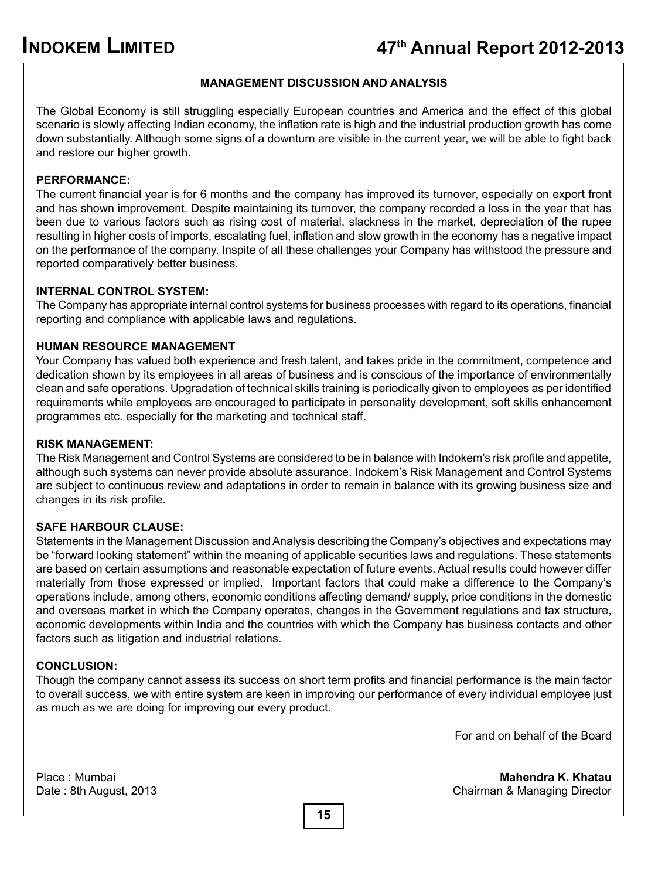## MANAGEMENT DISCUSSION AND ANALYSIS

The Global Economy is still struggling especially European countries and America and the effect of this global scenario is slowly affecting Indian economy, the inflation rate is high and the industrial production growth has come down substantially. Although some signs of a downturn are visible in the current year, we will be able to fight back and restore our higher growth.

### PERFORMANCE:

The current financial year is for 6 months and the company has improved its turnover, especially on export front and has shown improvement. Despite maintaining its turnover, the company recorded a loss in the year that has been due to various factors such as rising cost of material, slackness in the market, depreciation of the rupee resulting in higher costs of imports, escalating fuel, inflation and slow growth in the economy has a negative impact on the performance of the company. Inspite of all these challenges your Company has withstood the pressure and reported comparatively better business.

### INTERNAL CONTROL SYSTEM:

The Company has appropriate internal control systems for business processes with regard to its operations, financial reporting and compliance with applicable laws and regulations.

### HUMAN RESOURCE MANAGEMENT

Your Company has valued both experience and fresh talent, and takes pride in the commitment, competence and dedication shown by its employees in all areas of business and is conscious of the importance of environmentally clean and safe operations. Upgradation of technical skills training is periodically given to employees as per identified requirements while employees are encouraged to participate in personality development, soft skills enhancement programmes etc. especially for the marketing and technical staff.

### RISK MANAGEMENT:

The Risk Management and Control Systems are considered to be in balance with Indokem's risk profile and appetite, although such systems can never provide absolute assurance. Indokem's Risk Management and Control Systems are subject to continuous review and adaptations in order to remain in balance with its growing business size and changes in its risk profile.

### SAFE HARBOUR CLAUSE:

Statements in the Management Discussion and Analysis describing the Company's objectives and expectations may be "forward looking statement" within the meaning of applicable securities laws and regulations. These statements are based on certain assumptions and reasonable expectation of future events. Actual results could however differ materially from those expressed or implied. Important factors that could make a difference to the Company's operations include, among others, economic conditions affecting demand/ supply, price conditions in the domestic and overseas market in which the Company operates, changes in the Government regulations and tax structure, economic developments within India and the countries with which the Company has business contacts and other factors such as litigation and industrial relations.

### CONCLUSION:

Though the company cannot assess its success on short term profits and financial performance is the main factor to overall success, we with entire system are keen in improving our performance of every individual employee just as much as we are doing for improving our every product.

For and on behalf of the Board

Place : Mumbai
Date : 8th August, 2013

**Mahendra K. Khatau**
Chairman & Managing Director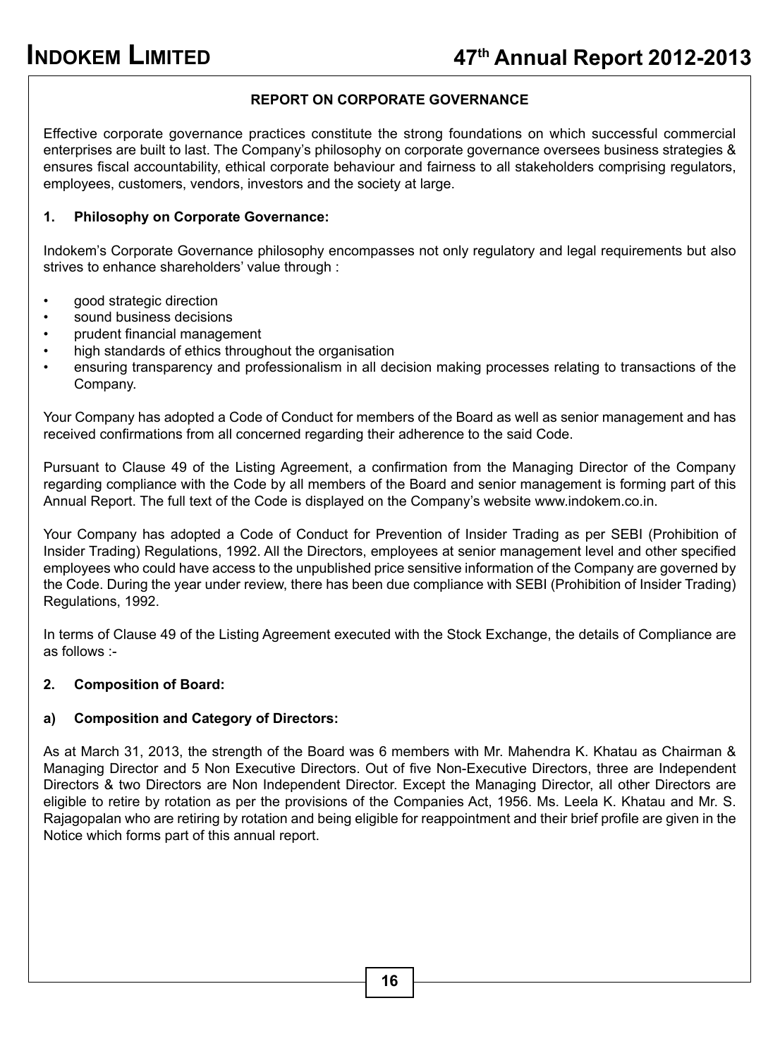## REPORT ON CORPORATE GOVERNANCE

Effective corporate governance practices constitute the strong foundations on which successful commercial enterprises are built to last. The Company's philosophy on corporate governance oversees business strategies & ensures fiscal accountability, ethical corporate behaviour and fairness to all stakeholders comprising regulators, employees, customers, vendors, investors and the society at large.

### 1. Philosophy on Corporate Governance:

Indokem's Corporate Governance philosophy encompasses not only regulatory and legal requirements but also strives to enhance shareholders' value through :

- good strategic direction
- sound business decisions
- prudent financial management
- high standards of ethics throughout the organisation
- ensuring transparency and professionalism in all decision making processes relating to transactions of the Company.

Your Company has adopted a Code of Conduct for members of the Board as well as senior management and has received confirmations from all concerned regarding their adherence to the said Code.

Pursuant to Clause 49 of the Listing Agreement, a confirmation from the Managing Director of the Company regarding compliance with the Code by all members of the Board and senior management is forming part of this Annual Report. The full text of the Code is displayed on the Company's website www.indokem.co.in.

Your Company has adopted a Code of Conduct for Prevention of Insider Trading as per SEBI (Prohibition of Insider Trading) Regulations, 1992. All the Directors, employees at senior management level and other specified employees who could have access to the unpublished price sensitive information of the Company are governed by the Code. During the year under review, there has been due compliance with SEBI (Prohibition of Insider Trading) Regulations, 1992.

In terms of Clause 49 of the Listing Agreement executed with the Stock Exchange, the details of Compliance are as follows :-

### 2. Composition of Board:

#### a) Composition and Category of Directors:

As at March 31, 2013, the strength of the Board was 6 members with Mr. Mahendra K. Khatau as Chairman & Managing Director and 5 Non Executive Directors. Out of five Non-Executive Directors, three are Independent Directors & two Directors are Non Independent Director. Except the Managing Director, all other Directors are eligible to retire by rotation as per the provisions of the Companies Act, 1956. Ms. Leela K. Khatau and Mr. S. Rajagopalan who are retiring by rotation and being eligible for reappointment and their brief profile are given in the Notice which forms part of this annual report.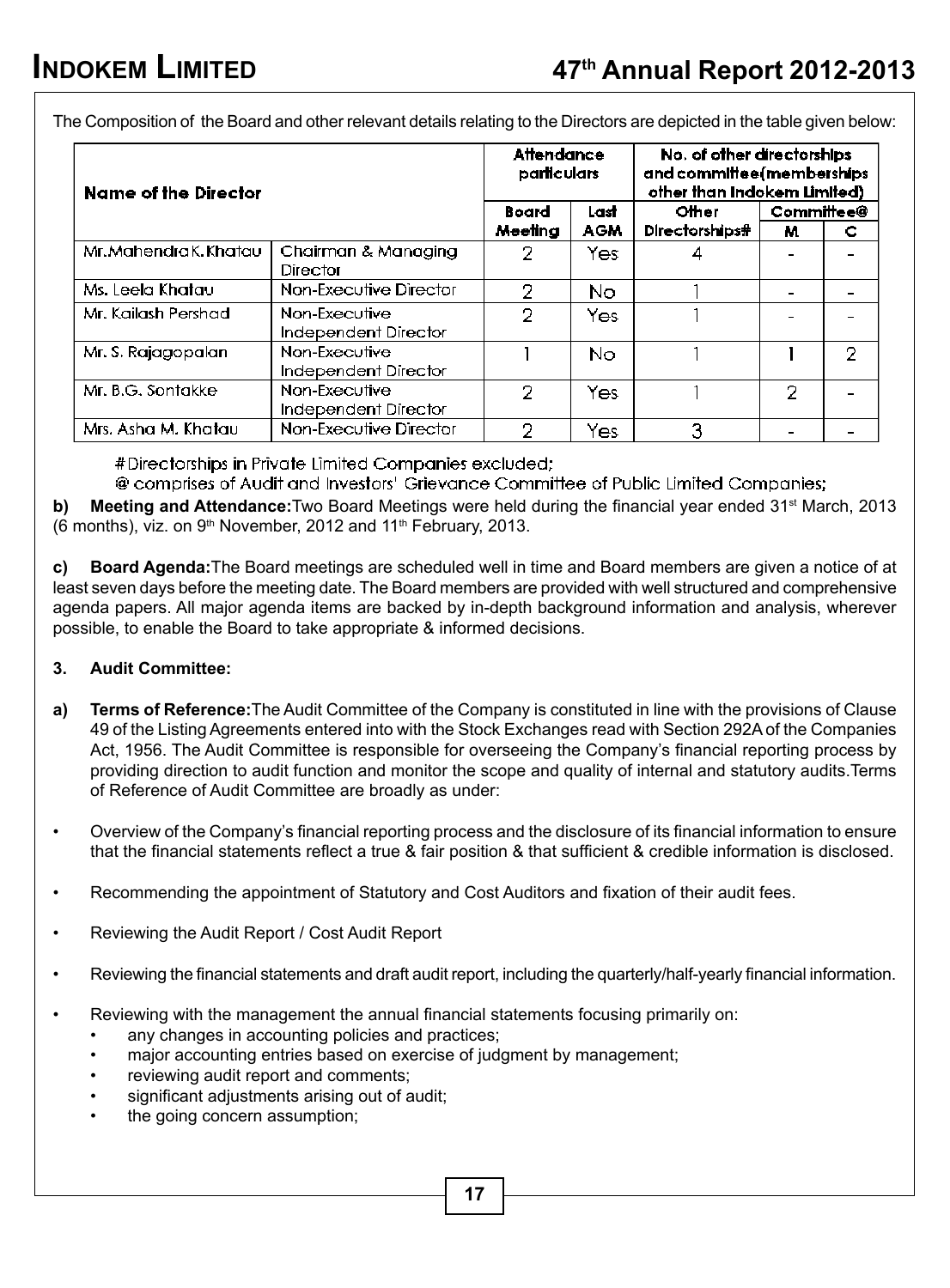The Composition of the Board and other relevant details relating to the Directors are depicted in the table given below:

| Name of the Director | | Attendance particulars | | No. of other directorships and committee(memberships other than Indokem Limited) | | |
|---|---|---|---|---|---|---|
| | | Board Meeting | Last AGM | Other Directorships# | Committee@ M | Committee@ C |
| Mr.Mahendra K. Khatau | Chairman & Managing Director | 2 | Yes | 4 | - | - |
| Ms. Leela Khatau | Non-Executive Director | 2 | No | 1 | - | - |
| Mr. Kailash Pershad | Non-Executive Independent Director | 2 | Yes | 1 | - | - |
| Mr. S. Rajagopalan | Non-Executive Independent Director | 1 | No | 1 | 1 | 2 |
| Mr. B.G. Sontakke | Non-Executive Independent Director | 2 | Yes | 1 | 2 | - |
| Mrs. Asha M. Khatau | Non-Executive Director | 2 | Yes | 3 | - | - |

# Directorships in Private Limited Companies excluded;

@ comprises of Audit and Investors' Grievance Committee of Public Limited Companies;

**b) Meeting and Attendance:** Two Board Meetings were held during the financial year ended 31st March, 2013 (6 months), viz. on 9th November, 2012 and 11th February, 2013.

**c) Board Agenda:** The Board meetings are scheduled well in time and Board members are given a notice of at least seven days before the meeting date. The Board members are provided with well structured and comprehensive agenda papers. All major agenda items are backed by in-depth background information and analysis, wherever possible, to enable the Board to take appropriate & informed decisions.

### 3. Audit Committee:

**a) Terms of Reference:** The Audit Committee of the Company is constituted in line with the provisions of Clause 49 of the Listing Agreements entered into with the Stock Exchanges read with Section 292A of the Companies Act, 1956. The Audit Committee is responsible for overseeing the Company's financial reporting process by providing direction to audit function and monitor the scope and quality of internal and statutory audits. Terms of Reference of Audit Committee are broadly as under:

- Overview of the Company's financial reporting process and the disclosure of its financial information to ensure that the financial statements reflect a true & fair position & that sufficient & credible information is disclosed.
- Recommending the appointment of Statutory and Cost Auditors and fixation of their audit fees.
- Reviewing the Audit Report / Cost Audit Report
- Reviewing the financial statements and draft audit report, including the quarterly/half-yearly financial information.
- Reviewing with the management the annual financial statements focusing primarily on:
  - any changes in accounting policies and practices;
  - major accounting entries based on exercise of judgment by management;
  - reviewing audit report and comments;
  - significant adjustments arising out of audit;
  - the going concern assumption;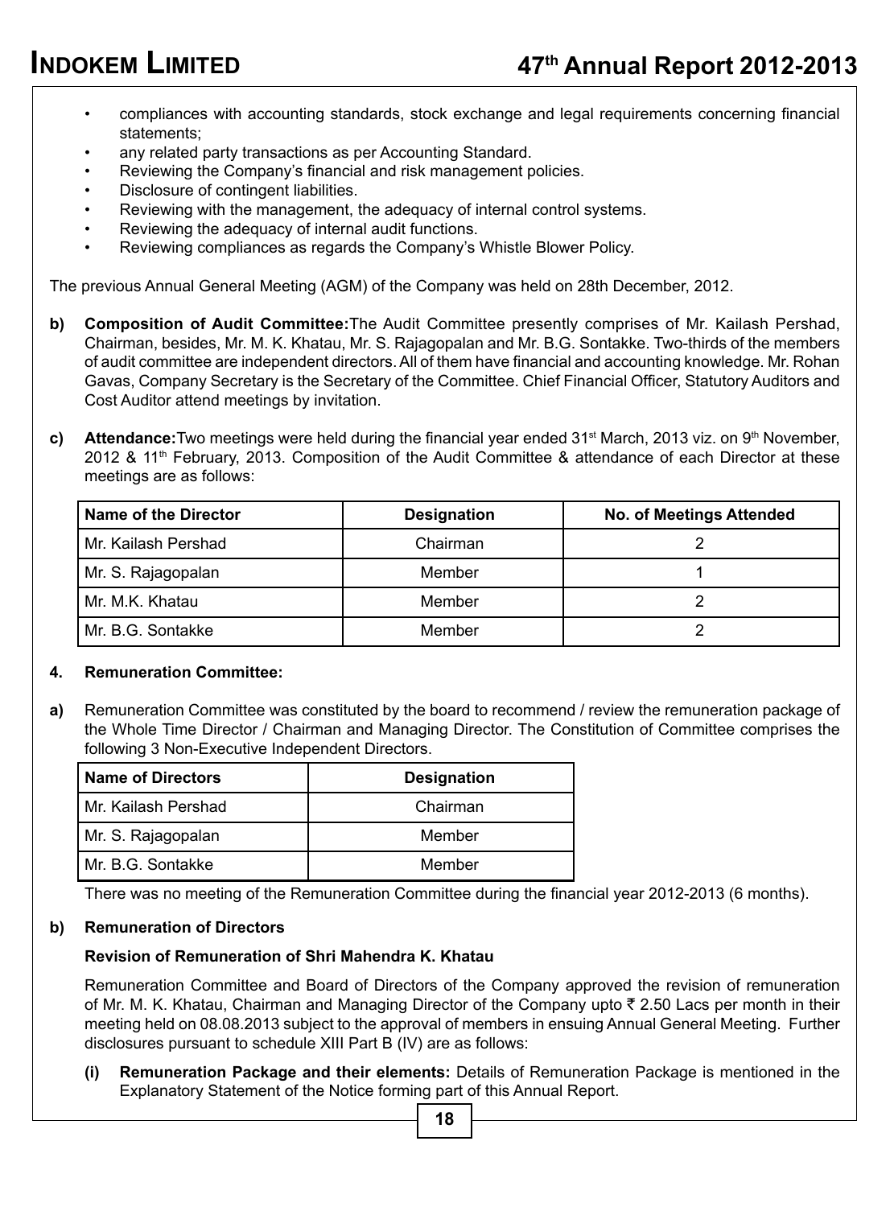- compliances with accounting standards, stock exchange and legal requirements concerning financial statements;
- any related party transactions as per Accounting Standard.
- Reviewing the Company's financial and risk management policies.
- Disclosure of contingent liabilities.
- Reviewing with the management, the adequacy of internal control systems.
- Reviewing the adequacy of internal audit functions.
- Reviewing compliances as regards the Company's Whistle Blower Policy.

The previous Annual General Meeting (AGM) of the Company was held on 28th December, 2012.

**b) Composition of Audit Committee:** The Audit Committee presently comprises of Mr. Kailash Pershad, Chairman, besides, Mr. M. K. Khatau, Mr. S. Rajagopalan and Mr. B.G. Sontakke. Two-thirds of the members of audit committee are independent directors. All of them have financial and accounting knowledge. Mr. Rohan Gavas, Company Secretary is the Secretary of the Committee. Chief Financial Officer, Statutory Auditors and Cost Auditor attend meetings by invitation.

**c) Attendance:** Two meetings were held during the financial year ended 31st March, 2013 viz. on 9th November, 2012 & 11th February, 2013. Composition of the Audit Committee & attendance of each Director at these meetings are as follows:

| Name of the Director | Designation | No. of Meetings Attended |
|---|---|---|
| Mr. Kailash Pershad | Chairman | 2 |
| Mr. S. Rajagopalan | Member | 1 |
| Mr. M.K. Khatau | Member | 2 |
| Mr. B.G. Sontakke | Member | 2 |

**4. Remuneration Committee:**

**a)** Remuneration Committee was constituted by the board to recommend / review the remuneration package of the Whole Time Director / Chairman and Managing Director. The Constitution of Committee comprises the following 3 Non-Executive Independent Directors.

| Name of Directors | Designation |
|---|---|
| Mr. Kailash Pershad | Chairman |
| Mr. S. Rajagopalan | Member |
| Mr. B.G. Sontakke | Member |

There was no meeting of the Remuneration Committee during the financial year 2012-2013 (6 months).

**b) Remuneration of Directors**

**Revision of Remuneration of Shri Mahendra K. Khatau**

Remuneration Committee and Board of Directors of the Company approved the revision of remuneration of Mr. M. K. Khatau, Chairman and Managing Director of the Company upto ₹ 2.50 Lacs per month in their meeting held on 08.08.2013 subject to the approval of members in ensuing Annual General Meeting. Further disclosures pursuant to schedule XIII Part B (IV) are as follows:

**(i) Remuneration Package and their elements:** Details of Remuneration Package is mentioned in the Explanatory Statement of the Notice forming part of this Annual Report.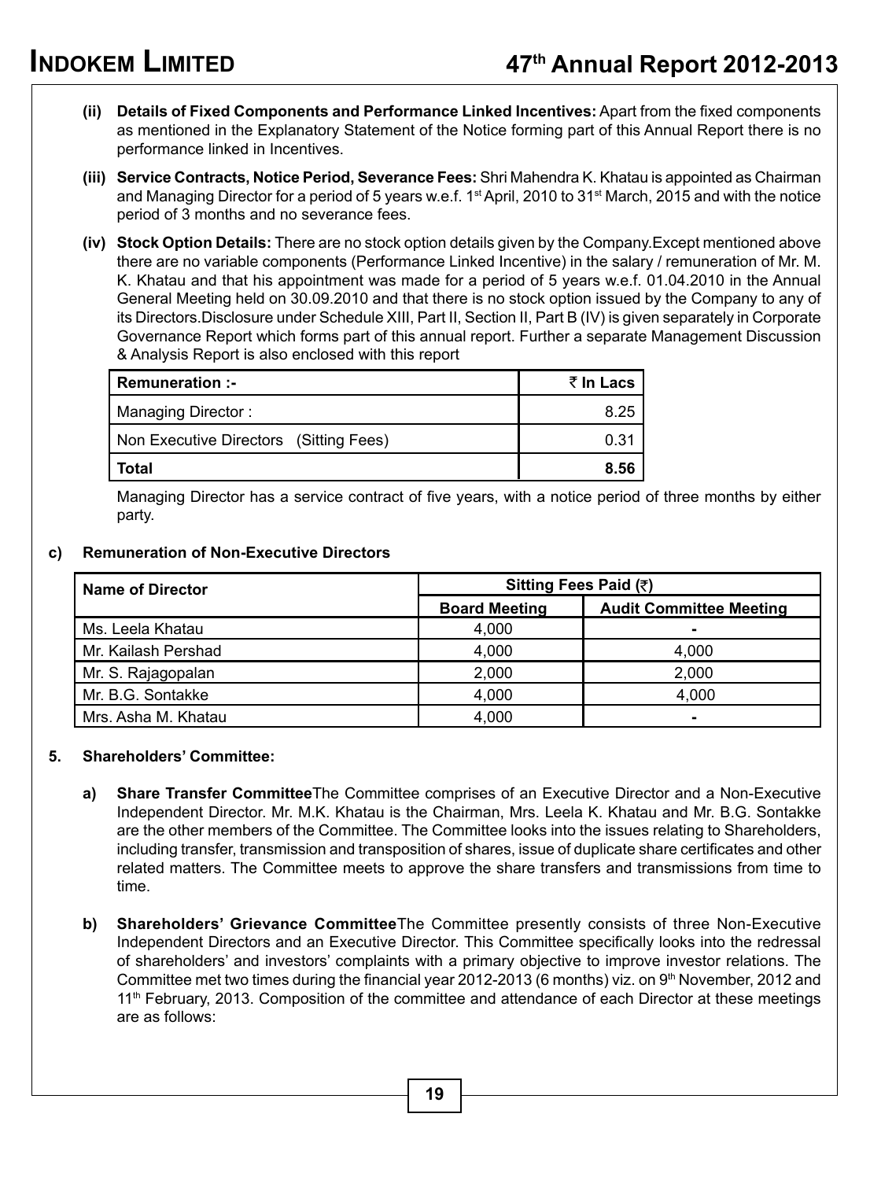**(ii) Details of Fixed Components and Performance Linked Incentives:** Apart from the fixed components as mentioned in the Explanatory Statement of the Notice forming part of this Annual Report there is no performance linked in Incentives.

**(iii) Service Contracts, Notice Period, Severance Fees:** Shri Mahendra K. Khatau is appointed as Chairman and Managing Director for a period of 5 years w.e.f. 1st April, 2010 to 31st March, 2015 and with the notice period of 3 months and no severance fees.

**(iv) Stock Option Details:** There are no stock option details given by the Company.Except mentioned above there are no variable components (Performance Linked Incentive) in the salary / remuneration of Mr. M. K. Khatau and that his appointment was made for a period of 5 years w.e.f. 01.04.2010 in the Annual General Meeting held on 30.09.2010 and that there is no stock option issued by the Company to any of its Directors.Disclosure under Schedule XIII, Part II, Section II, Part B (IV) is given separately in Corporate Governance Report which forms part of this annual report. Further a separate Management Discussion & Analysis Report is also enclosed with this report

| Remuneration :- | ₹ In Lacs |
|---|---|
| Managing Director : | 8.25 |
| Non Executive Directors (Sitting Fees) | 0.31 |
| **Total** | **8.56** |

Managing Director has a service contract of five years, with a notice period of three months by either party.

**c) Remuneration of Non-Executive Directors**

| Name of Director | Sitting Fees Paid (₹) | |
|---|---|---|
| | Board Meeting | Audit Committee Meeting |
| Ms. Leela Khatau | 4,000 | - |
| Mr. Kailash Pershad | 4,000 | 4,000 |
| Mr. S. Rajagopalan | 2,000 | 2,000 |
| Mr. B.G. Sontakke | 4,000 | 4,000 |
| Mrs. Asha M. Khatau | 4,000 | - |

**5. Shareholders' Committee:**

**a) Share Transfer Committee**The Committee comprises of an Executive Director and a Non-Executive Independent Director. Mr. M.K. Khatau is the Chairman, Mrs. Leela K. Khatau and Mr. B.G. Sontakke are the other members of the Committee. The Committee looks into the issues relating to Shareholders, including transfer, transmission and transposition of shares, issue of duplicate share certificates and other related matters. The Committee meets to approve the share transfers and transmissions from time to time.

**b) Shareholders' Grievance Committee**The Committee presently consists of three Non-Executive Independent Directors and an Executive Director. This Committee specifically looks into the redressal of shareholders' and investors' complaints with a primary objective to improve investor relations. The Committee met two times during the financial year 2012-2013 (6 months) viz. on 9th November, 2012 and 11th February, 2013. Composition of the committee and attendance of each Director at these meetings are as follows: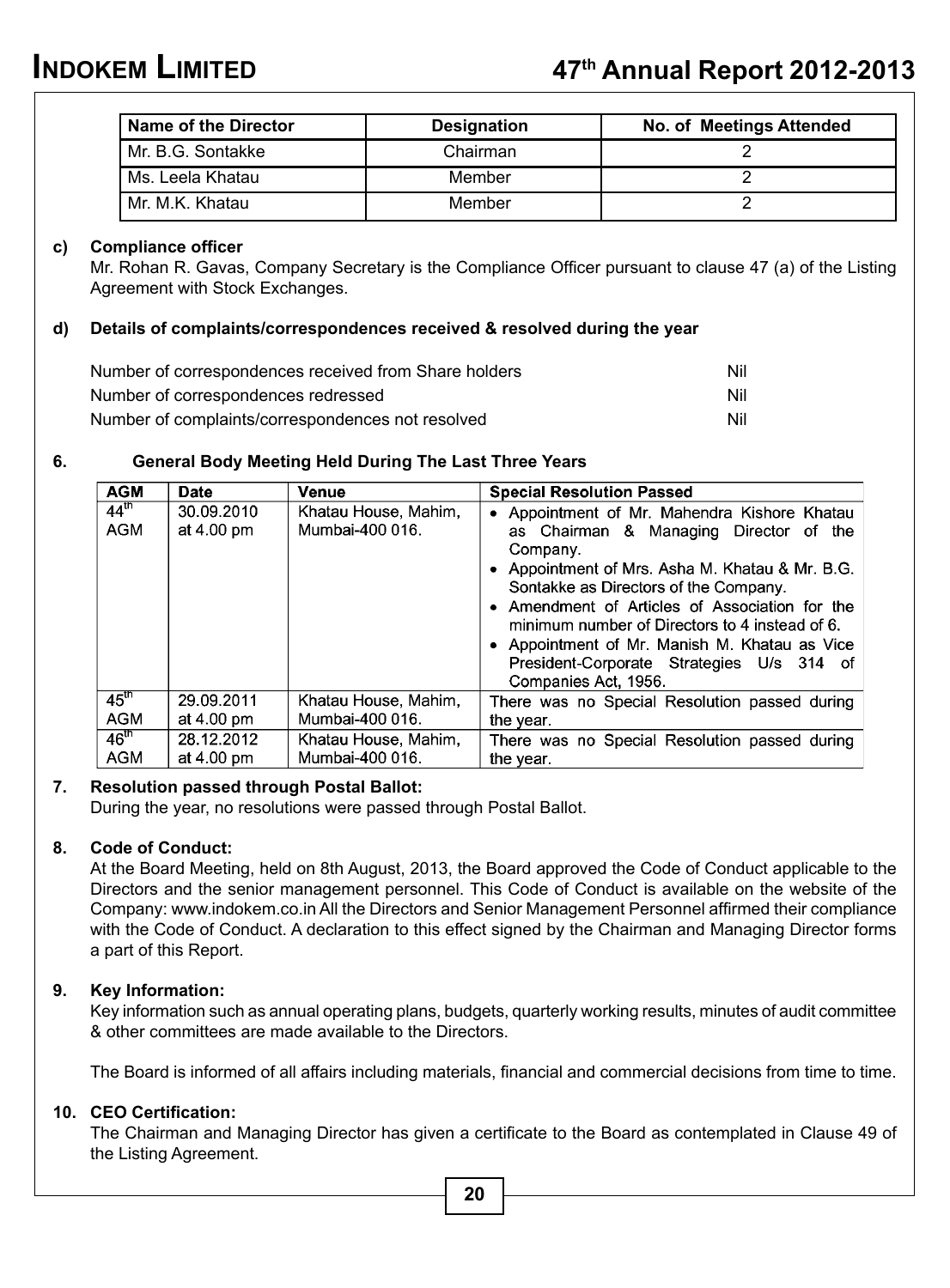| Name of the Director | Designation | No. of Meetings Attended |
|---|---|---|
| Mr. B.G. Sontakke | Chairman | 2 |
| Ms. Leela Khatau | Member | 2 |
| Mr. M.K. Khatau | Member | 2 |

**c) Compliance officer**

Mr. Rohan R. Gavas, Company Secretary is the Compliance Officer pursuant to clause 47 (a) of the Listing Agreement with Stock Exchanges.

**d) Details of complaints/correspondences received & resolved during the year**

| | |
|---|---|
| Number of correspondences received from Share holders | Nil |
| Number of correspondences redressed | Nil |
| Number of complaints/correspondences not resolved | Nil |

## 6. General Body Meeting Held During The Last Three Years

| AGM | Date | Venue | Special Resolution Passed |
|---|---|---|---|
| 44th AGM | 30.09.2010 at 4.00 pm | Khatau House, Mahim, Mumbai-400 016. | • Appointment of Mr. Mahendra Kishore Khatau as Chairman & Managing Director of the Company. • Appointment of Mrs. Asha M. Khatau & Mr. B.G. Sontakke as Directors of the Company. • Amendment of Articles of Association for the minimum number of Directors to 4 instead of 6. • Appointment of Mr. Manish M. Khatau as Vice President-Corporate Strategies U/s 314 of Companies Act, 1956. |
| 45th AGM | 29.09.2011 at 4.00 pm | Khatau House, Mahim, Mumbai-400 016. | There was no Special Resolution passed during the year. |
| 46th AGM | 28.12.2012 at 4.00 pm | Khatau House, Mahim, Mumbai-400 016. | There was no Special Resolution passed during the year. |

## 7. Resolution passed through Postal Ballot:

During the year, no resolutions were passed through Postal Ballot.

## 8. Code of Conduct:

At the Board Meeting, held on 8th August, 2013, the Board approved the Code of Conduct applicable to the Directors and the senior management personnel. This Code of Conduct is available on the website of the Company: www.indokem.co.in All the Directors and Senior Management Personnel affirmed their compliance with the Code of Conduct. A declaration to this effect signed by the Chairman and Managing Director forms a part of this Report.

## 9. Key Information:

Key information such as annual operating plans, budgets, quarterly working results, minutes of audit committee & other committees are made available to the Directors.

The Board is informed of all affairs including materials, financial and commercial decisions from time to time.

## 10. CEO Certification:

The Chairman and Managing Director has given a certificate to the Board as contemplated in Clause 49 of the Listing Agreement.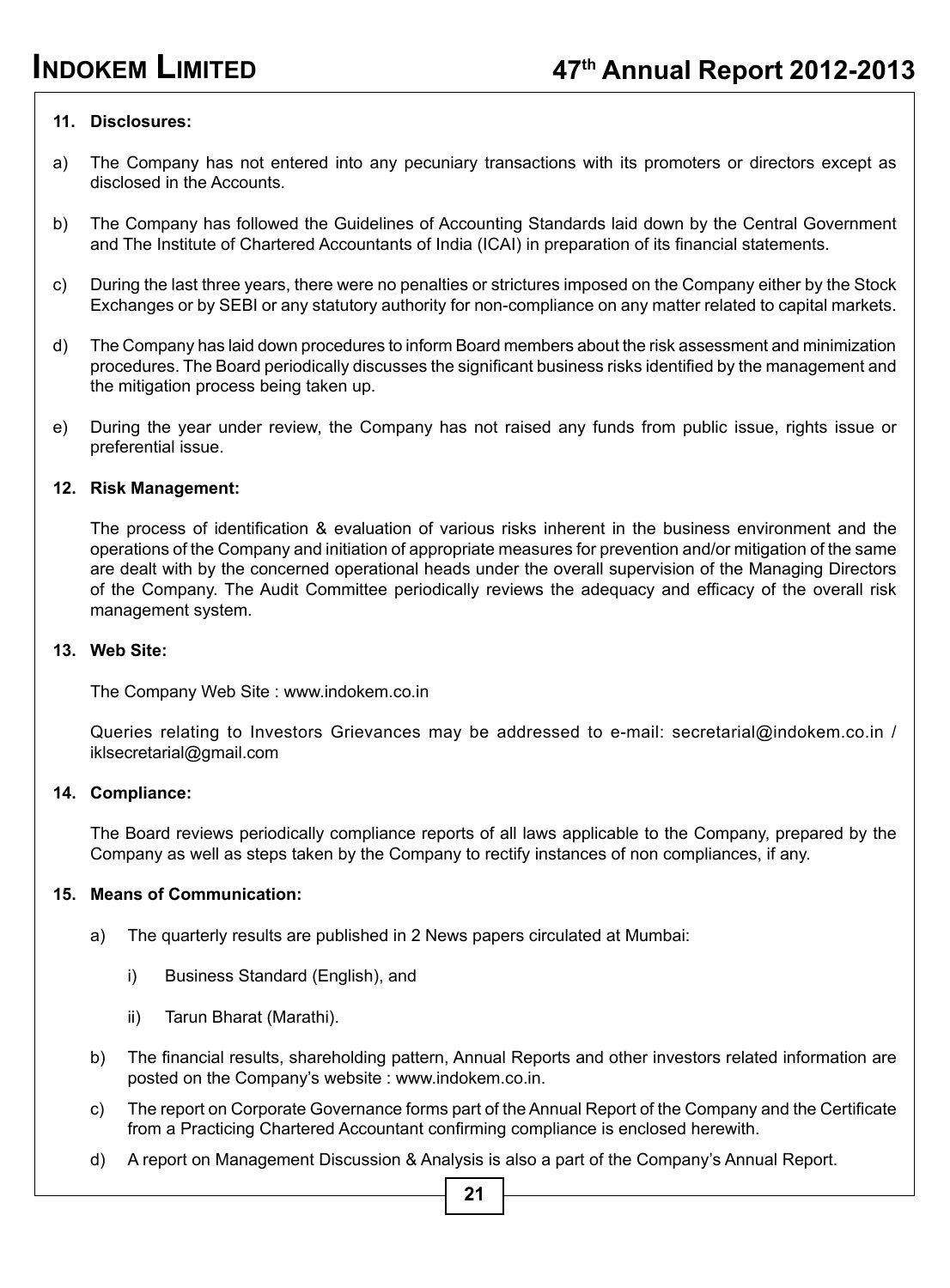### 11. Disclosures:

a) The Company has not entered into any pecuniary transactions with its promoters or directors except as disclosed in the Accounts.

b) The Company has followed the Guidelines of Accounting Standards laid down by the Central Government and The Institute of Chartered Accountants of India (ICAI) in preparation of its financial statements.

c) During the last three years, there were no penalties or strictures imposed on the Company either by the Stock Exchanges or by SEBI or any statutory authority for non-compliance on any matter related to capital markets.

d) The Company has laid down procedures to inform Board members about the risk assessment and minimization procedures. The Board periodically discusses the significant business risks identified by the management and the mitigation process being taken up.

e) During the year under review, the Company has not raised any funds from public issue, rights issue or preferential issue.

### 12. Risk Management:

The process of identification & evaluation of various risks inherent in the business environment and the operations of the Company and initiation of appropriate measures for prevention and/or mitigation of the same are dealt with by the concerned operational heads under the overall supervision of the Managing Directors of the Company. The Audit Committee periodically reviews the adequacy and efficacy of the overall risk management system.

### 13. Web Site:

The Company Web Site : www.indokem.co.in

Queries relating to Investors Grievances may be addressed to e-mail: secretarial@indokem.co.in / iklsecretarial@gmail.com

### 14. Compliance:

The Board reviews periodically compliance reports of all laws applicable to the Company, prepared by the Company as well as steps taken by the Company to rectify instances of non compliances, if any.

### 15. Means of Communication:

a) The quarterly results are published in 2 News papers circulated at Mumbai:

   i) Business Standard (English), and

   ii) Tarun Bharat (Marathi).

b) The financial results, shareholding pattern, Annual Reports and other investors related information are posted on the Company's website : www.indokem.co.in.

c) The report on Corporate Governance forms part of the Annual Report of the Company and the Certificate from a Practicing Chartered Accountant confirming compliance is enclosed herewith.

d) A report on Management Discussion & Analysis is also a part of the Company's Annual Report.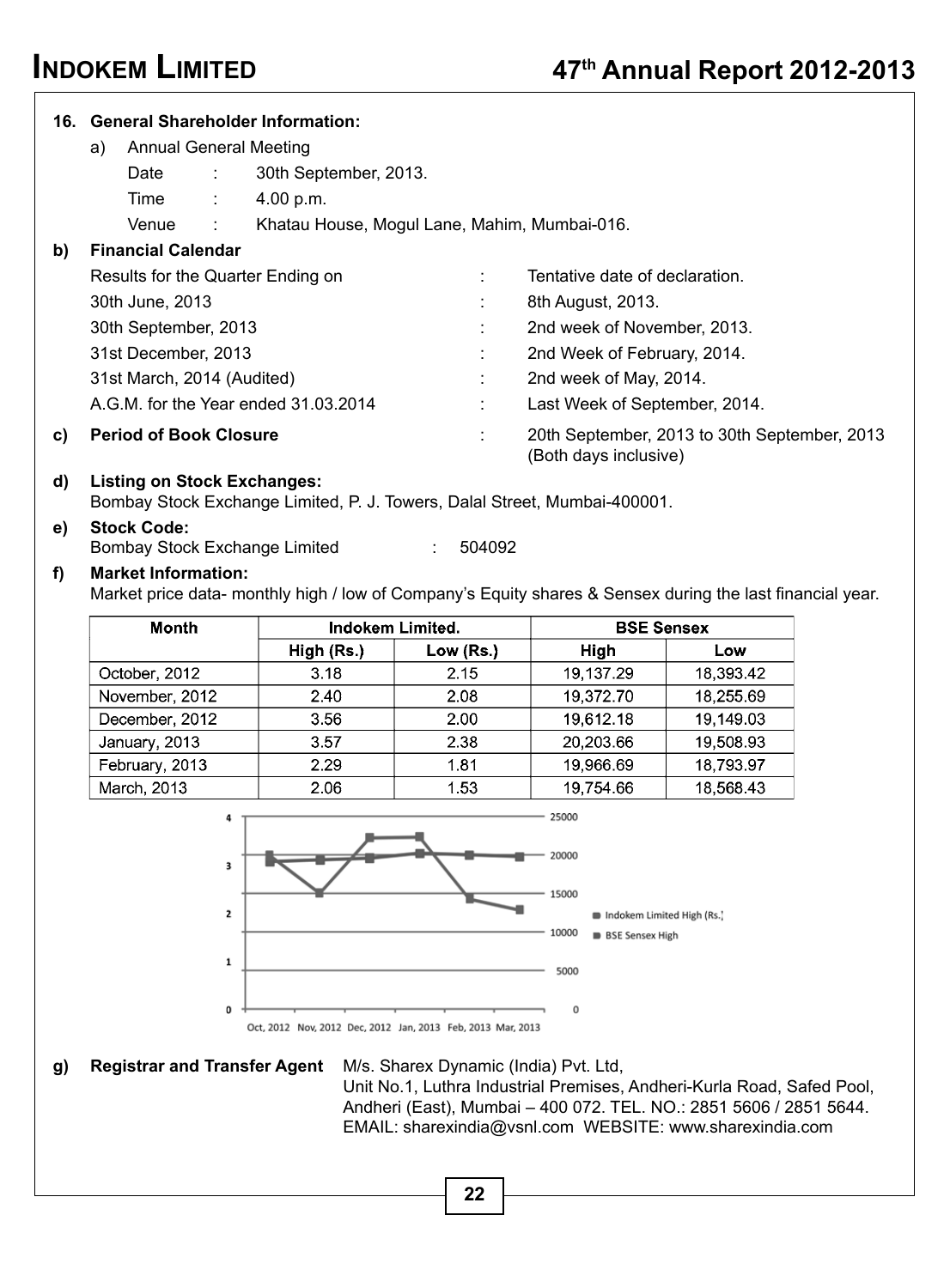## 16. General Shareholder Information:

a) Annual General Meeting

Date : 30th September, 2013.

Time : 4.00 p.m.

Venue : Khatau House, Mogul Lane, Mahim, Mumbai-016.

**b) Financial Calendar**

| Results for the Quarter Ending on | : | Tentative date of declaration. |
|---|---|---|
| 30th June, 2013 | : | 8th August, 2013. |
| 30th September, 2013 | : | 2nd week of November, 2013. |
| 31st December, 2013 | : | 2nd Week of February, 2014. |
| 31st March, 2014 (Audited) | : | 2nd week of May, 2014. |
| A.G.M. for the Year ended 31.03.2014 | : | Last Week of September, 2014. |

**c) Period of Book Closure** : 20th September, 2013 to 30th September, 2013 (Both days inclusive)

**d) Listing on Stock Exchanges:**
Bombay Stock Exchange Limited, P. J. Towers, Dalal Street, Mumbai-400001.

**e) Stock Code:**
Bombay Stock Exchange Limited : 504092

**f) Market Information:**
Market price data- monthly high / low of Company's Equity shares & Sensex during the last financial year.

| Month | Indokem Limited. | | BSE Sensex | |
|---|---|---|---|---|
| | High (Rs.) | Low (Rs.) | High | Low |
| October, 2012 | 3.18 | 2.15 | 19,137.29 | 18,393.42 |
| November, 2012 | 2.40 | 2.08 | 19,372.70 | 18,255.69 |
| December, 2012 | 3.56 | 2.00 | 19,612.18 | 19,149.03 |
| January, 2013 | 3.57 | 2.38 | 20,203.66 | 19,508.93 |
| February, 2013 | 2.29 | 1.81 | 19,966.69 | 18,793.97 |
| March, 2013 | 2.06 | 1.53 | 19,754.66 | 18,568.43 |

**g) Registrar and Transfer Agent** M/s. Sharex Dynamic (India) Pvt. Ltd,
Unit No.1, Luthra Industrial Premises, Andheri-Kurla Road, Safed Pool, Andheri (East), Mumbai – 400 072. TEL. NO.: 2851 5606 / 2851 5644.
EMAIL: sharexindia@vsnl.com WEBSITE: www.sharexindia.com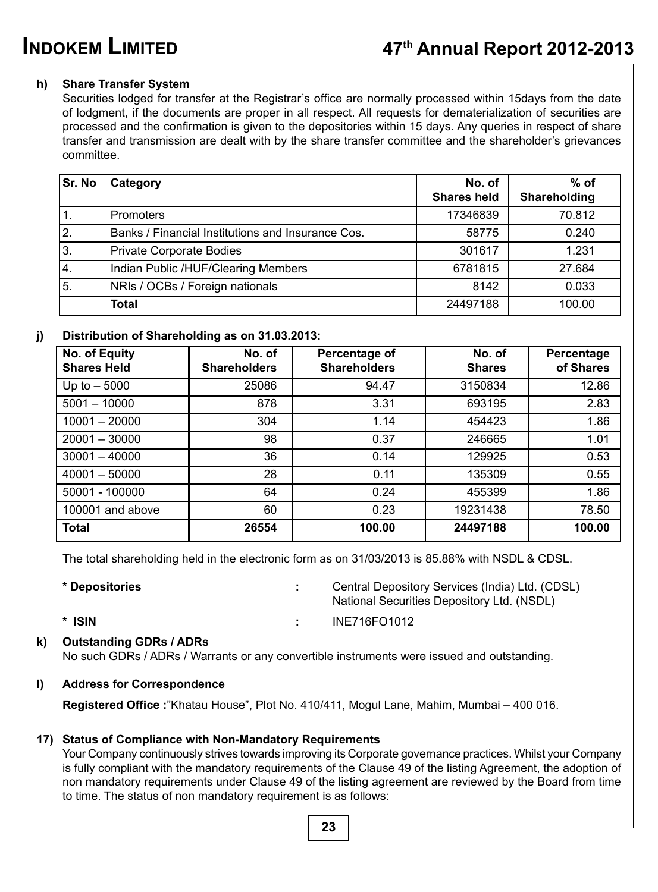**h) Share Transfer System**

Securities lodged for transfer at the Registrar's office are normally processed within 15days from the date of lodgment, if the documents are proper in all respect. All requests for dematerialization of securities are processed and the confirmation is given to the depositories within 15 days. Any queries in respect of share transfer and transmission are dealt with by the share transfer committee and the shareholder's grievances committee.

| Sr. No | Category | No. of Shares held | % of Shareholding |
|---|---|---|---|
| 1. | Promoters | 17346839 | 70.812 |
| 2. | Banks / Financial Institutions and Insurance Cos. | 58775 | 0.240 |
| 3. | Private Corporate Bodies | 301617 | 1.231 |
| 4. | Indian Public /HUF/Clearing Members | 6781815 | 27.684 |
| 5. | NRIs / OCBs / Foreign nationals | 8142 | 0.033 |
| | **Total** | 24497188 | 100.00 |

**j) Distribution of Shareholding as on 31.03.2013:**

| No. of Equity Shares Held | No. of Shareholders | Percentage of Shareholders | No. of Shares | Percentage of Shares |
|---|---|---|---|---|
| Up to – 5000 | 25086 | 94.47 | 3150834 | 12.86 |
| 5001 – 10000 | 878 | 3.31 | 693195 | 2.83 |
| 10001 – 20000 | 304 | 1.14 | 454423 | 1.86 |
| 20001 – 30000 | 98 | 0.37 | 246665 | 1.01 |
| 30001 – 40000 | 36 | 0.14 | 129925 | 0.53 |
| 40001 – 50000 | 28 | 0.11 | 135309 | 0.55 |
| 50001 - 100000 | 64 | 0.24 | 455399 | 1.86 |
| 100001 and above | 60 | 0.23 | 19231438 | 78.50 |
| **Total** | **26554** | **100.00** | **24497188** | **100.00** |

The total shareholding held in the electronic form as on 31/03/2013 is 85.88% with NSDL & CDSL.

**\* Depositories** : Central Depository Services (India) Ltd. (CDSL)
National Securities Depository Ltd. (NSDL)

**\* ISIN** : INE716FO1012

**k) Outstanding GDRs / ADRs**

No such GDRs / ADRs / Warrants or any convertible instruments were issued and outstanding.

**l) Address for Correspondence**

**Registered Office :**"Khatau House", Plot No. 410/411, Mogul Lane, Mahim, Mumbai – 400 016.

**17) Status of Compliance with Non-Mandatory Requirements**

Your Company continuously strives towards improving its Corporate governance practices. Whilst your Company is fully compliant with the mandatory requirements of the Clause 49 of the listing Agreement, the adoption of non mandatory requirements under Clause 49 of the listing agreement are reviewed by the Board from time to time. The status of non mandatory requirement is as follows: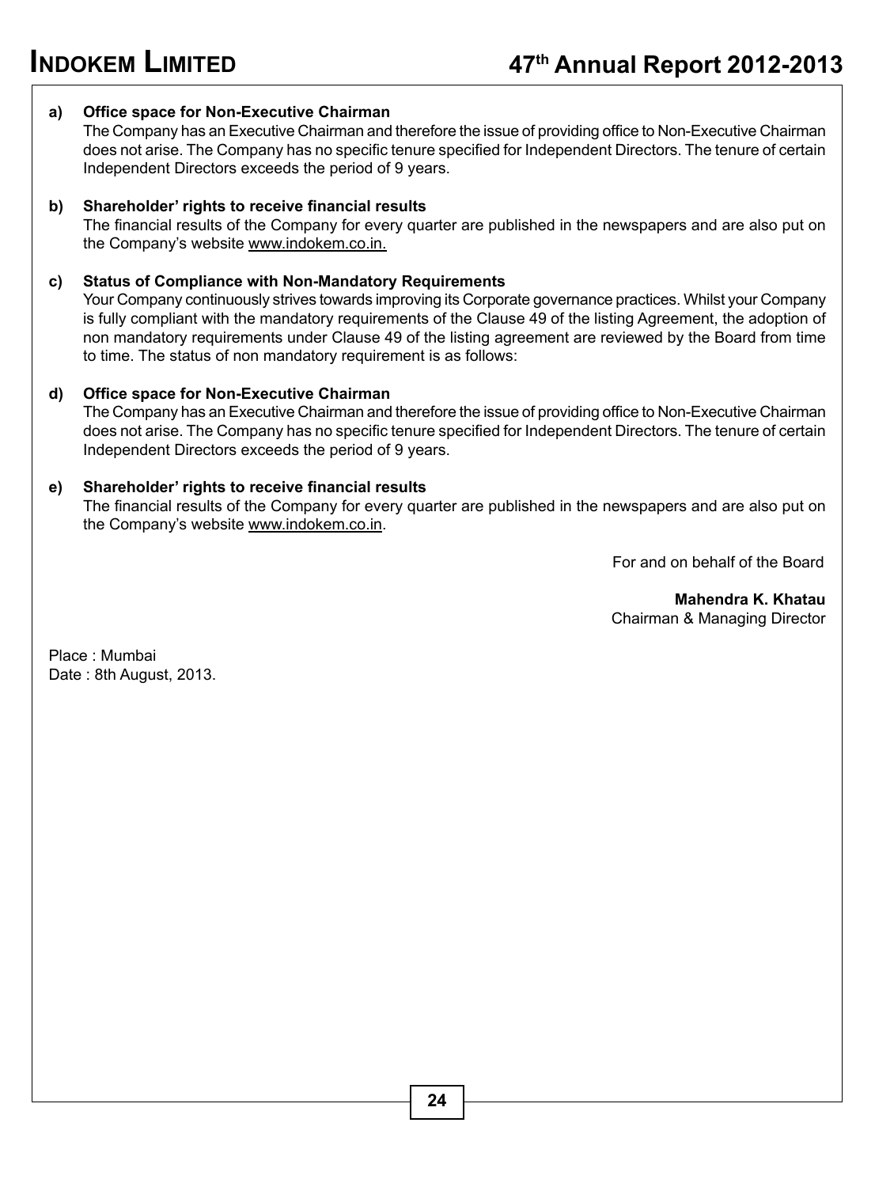**a) Office space for Non-Executive Chairman**

The Company has an Executive Chairman and therefore the issue of providing office to Non-Executive Chairman does not arise. The Company has no specific tenure specified for Independent Directors. The tenure of certain Independent Directors exceeds the period of 9 years.

**b) Shareholder' rights to receive financial results**

The financial results of the Company for every quarter are published in the newspapers and are also put on the Company's website www.indokem.co.in.

**c) Status of Compliance with Non-Mandatory Requirements**

Your Company continuously strives towards improving its Corporate governance practices. Whilst your Company is fully compliant with the mandatory requirements of the Clause 49 of the listing Agreement, the adoption of non mandatory requirements under Clause 49 of the listing agreement are reviewed by the Board from time to time. The status of non mandatory requirement is as follows:

**d) Office space for Non-Executive Chairman**

The Company has an Executive Chairman and therefore the issue of providing office to Non-Executive Chairman does not arise. The Company has no specific tenure specified for Independent Directors. The tenure of certain Independent Directors exceeds the period of 9 years.

**e) Shareholder' rights to receive financial results**

The financial results of the Company for every quarter are published in the newspapers and are also put on the Company's website www.indokem.co.in.

For and on behalf of the Board

**Mahendra K. Khatau**
Chairman & Managing Director

Place : Mumbai
Date : 8th August, 2013.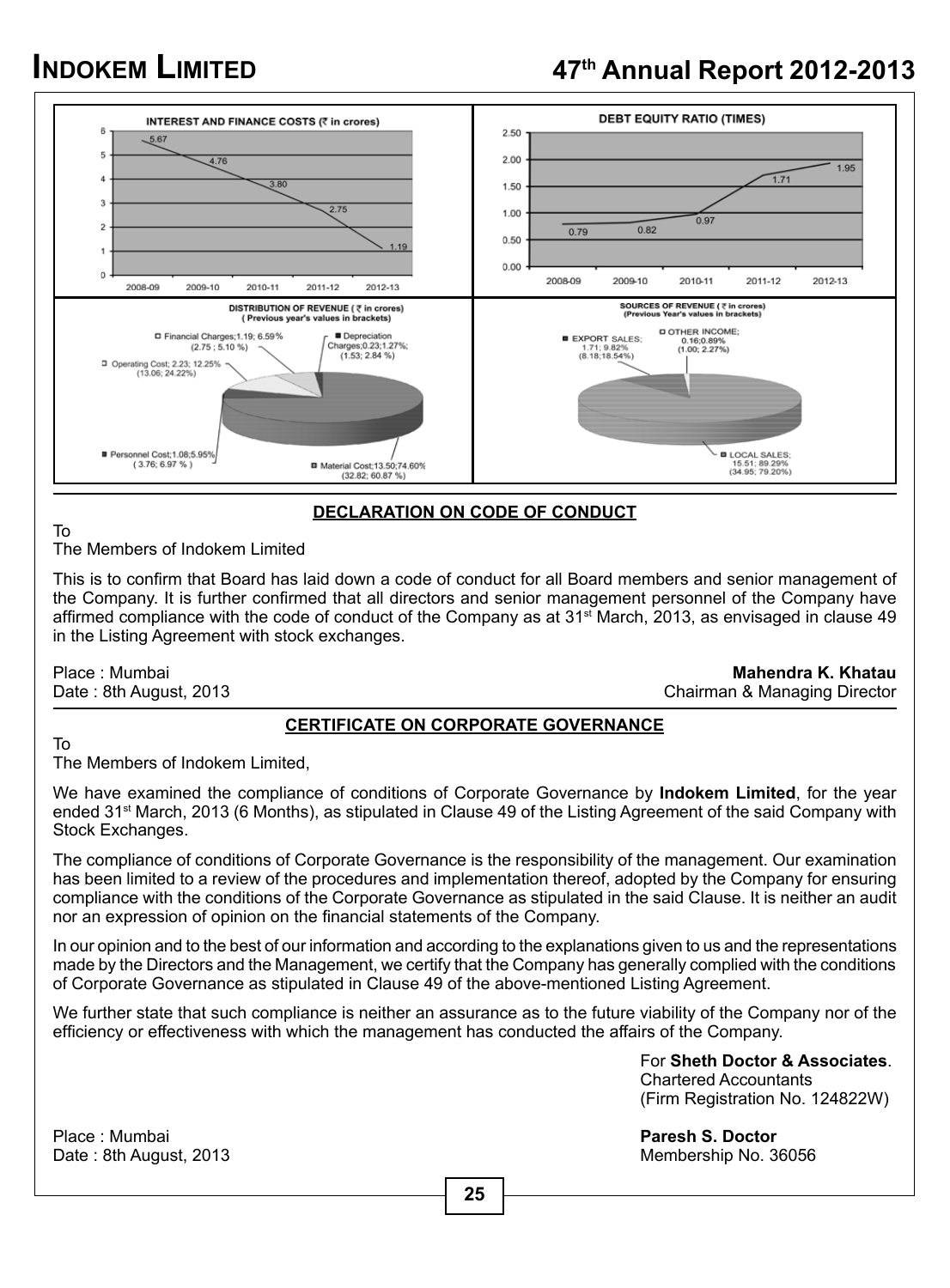INTEREST AND FINANCE COSTS (₹ in crores)

| Year | Value |
|---|---|
| 2008-09 | 5.67 |
| 2009-10 | 4.76 |
| 2010-11 | 3.80 |
| 2011-12 | 2.75 |
| 2012-13 | 1.19 |

DEBT EQUITY RATIO (TIMES)

| Year | Value |
|---|---|
| 2008-09 | 0.79 |
| 2009-10 | 0.82 |
| 2010-11 | 0.97 |
| 2011-12 | 1.71 |
| 2012-13 | 1.95 |

DISTRIBUTION OF REVENUE (₹ in crores)
(Previous year's values in brackets)

- Financial Charges;1.19; 6.59% (2.75 ; 5.10 %)
- Depreciation Charges;0.23;1.27%; (1.53; 2.84 %)
- Operating Cost; 2.23; 12.25% (13.06; 24.22%)
- Personnel Cost;1.08;5.95% ( 3.76; 6.97 % )
- Material Cost;13.50;74.60% (32.82; 60.87 %)

SOURCES OF REVENUE (₹ in crores)
(Previous Year's values in brackets)

- EXPORT SALES; 1.71; 9.82% (8.18;18.54%)
- OTHER INCOME; 0.16;0.89% (1.00; 2.27%)
- LOCAL SALES; 15.51; 89.29% (34.95; 79.20%)

## DECLARATION ON CODE OF CONDUCT

To
The Members of Indokem Limited

This is to confirm that Board has laid down a code of conduct for all Board members and senior management of the Company. It is further confirmed that all directors and senior management personnel of the Company have affirmed compliance with the code of conduct of the Company as at 31st March, 2013, as envisaged in clause 49 in the Listing Agreement with stock exchanges.

Place : Mumbai
Date : 8th August, 2013

**Mahendra K. Khatau**
Chairman & Managing Director

## CERTIFICATE ON CORPORATE GOVERNANCE

To
The Members of Indokem Limited,

We have examined the compliance of conditions of Corporate Governance by **Indokem Limited**, for the year ended 31st March, 2013 (6 Months), as stipulated in Clause 49 of the Listing Agreement of the said Company with Stock Exchanges.

The compliance of conditions of Corporate Governance is the responsibility of the management. Our examination has been limited to a review of the procedures and implementation thereof, adopted by the Company for ensuring compliance with the conditions of the Corporate Governance as stipulated in the said Clause. It is neither an audit nor an expression of opinion on the financial statements of the Company.

In our opinion and to the best of our information and according to the explanations given to us and the representations made by the Directors and the Management, we certify that the Company has generally complied with the conditions of Corporate Governance as stipulated in Clause 49 of the above-mentioned Listing Agreement.

We further state that such compliance is neither an assurance as to the future viability of the Company nor of the efficiency or effectiveness with which the management has conducted the affairs of the Company.

For **Sheth Doctor & Associates**.
Chartered Accountants
(Firm Registration No. 124822W)

Place : Mumbai
Date : 8th August, 2013

**Paresh S. Doctor**
Membership No. 36056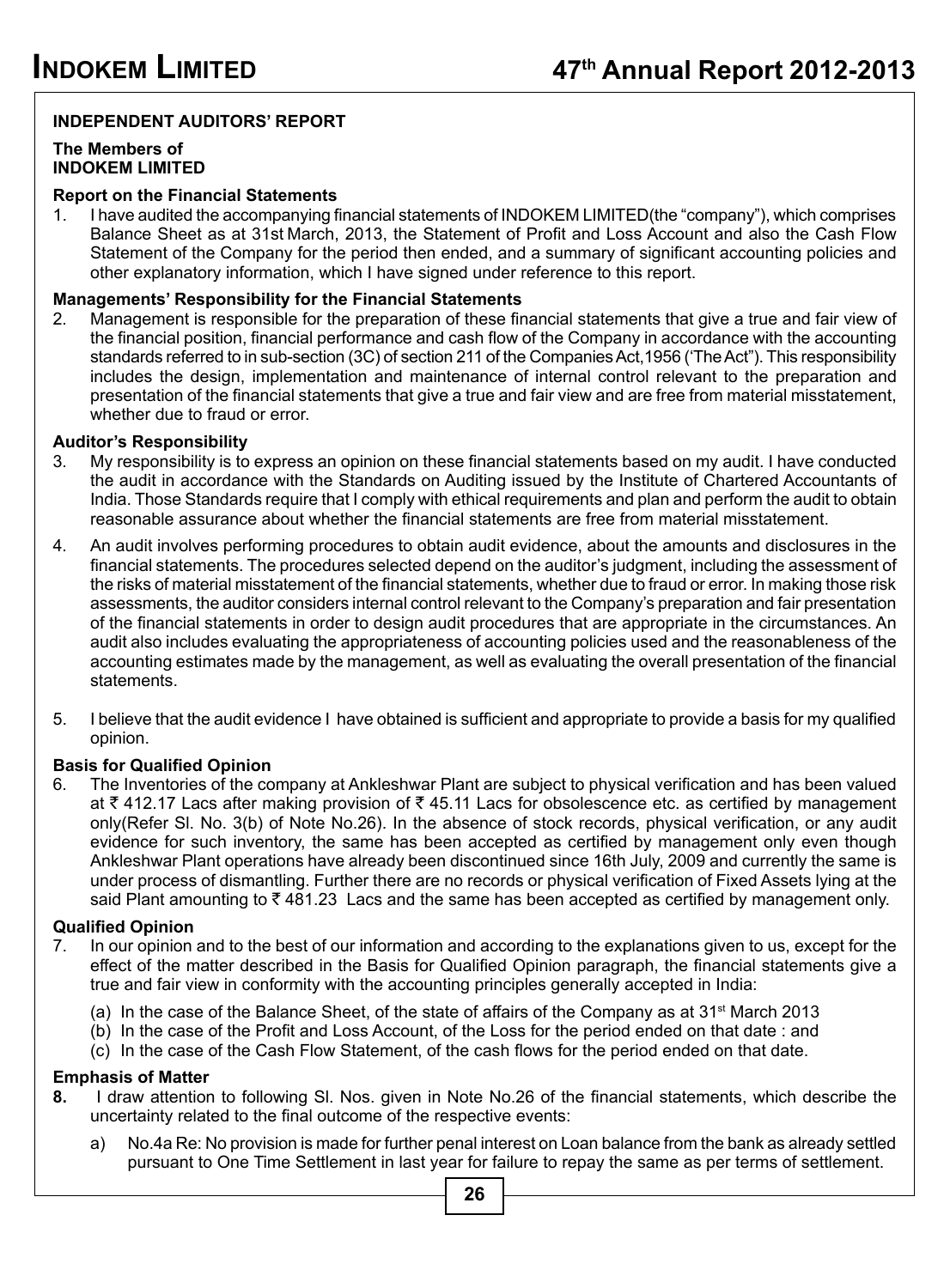## INDEPENDENT AUDITORS' REPORT

**The Members of**
**INDOKEM LIMITED**

### Report on the Financial Statements

1. I have audited the accompanying financial statements of INDOKEM LIMITED(the "company"), which comprises Balance Sheet as at 31st March, 2013, the Statement of Profit and Loss Account and also the Cash Flow Statement of the Company for the period then ended, and a summary of significant accounting policies and other explanatory information, which I have signed under reference to this report.

### Managements' Responsibility for the Financial Statements

2. Management is responsible for the preparation of these financial statements that give a true and fair view of the financial position, financial performance and cash flow of the Company in accordance with the accounting standards referred to in sub-section (3C) of section 211 of the Companies Act,1956 ('The Act"). This responsibility includes the design, implementation and maintenance of internal control relevant to the preparation and presentation of the financial statements that give a true and fair view and are free from material misstatement, whether due to fraud or error.

### Auditor's Responsibility

3. My responsibility is to express an opinion on these financial statements based on my audit. I have conducted the audit in accordance with the Standards on Auditing issued by the Institute of Chartered Accountants of India. Those Standards require that I comply with ethical requirements and plan and perform the audit to obtain reasonable assurance about whether the financial statements are free from material misstatement.

4. An audit involves performing procedures to obtain audit evidence, about the amounts and disclosures in the financial statements. The procedures selected depend on the auditor's judgment, including the assessment of the risks of material misstatement of the financial statements, whether due to fraud or error. In making those risk assessments, the auditor considers internal control relevant to the Company's preparation and fair presentation of the financial statements in order to design audit procedures that are appropriate in the circumstances. An audit also includes evaluating the appropriateness of accounting policies used and the reasonableness of the accounting estimates made by the management, as well as evaluating the overall presentation of the financial statements.

5. I believe that the audit evidence I have obtained is sufficient and appropriate to provide a basis for my qualified opinion.

### Basis for Qualified Opinion

6. The Inventories of the company at Ankleshwar Plant are subject to physical verification and has been valued at ₹ 412.17 Lacs after making provision of ₹ 45.11 Lacs for obsolescence etc. as certified by management only(Refer Sl. No. 3(b) of Note No.26). In the absence of stock records, physical verification, or any audit evidence for such inventory, the same has been accepted as certified by management only even though Ankleshwar Plant operations have already been discontinued since 16th July, 2009 and currently the same is under process of dismantling. Further there are no records or physical verification of Fixed Assets lying at the said Plant amounting to ₹ 481.23 Lacs and the same has been accepted as certified by management only.

### Qualified Opinion

7. In our opinion and to the best of our information and according to the explanations given to us, except for the effect of the matter described in the Basis for Qualified Opinion paragraph, the financial statements give a true and fair view in conformity with the accounting principles generally accepted in India:

   (a) In the case of the Balance Sheet, of the state of affairs of the Company as at 31st March 2013

   (b) In the case of the Profit and Loss Account, of the Loss for the period ended on that date : and

   (c) In the case of the Cash Flow Statement, of the cash flows for the period ended on that date.

### Emphasis of Matter

**8.** I draw attention to following Sl. Nos. given in Note No.26 of the financial statements, which describe the uncertainty related to the final outcome of the respective events:

   a) No.4a Re: No provision is made for further penal interest on Loan balance from the bank as already settled pursuant to One Time Settlement in last year for failure to repay the same as per terms of settlement.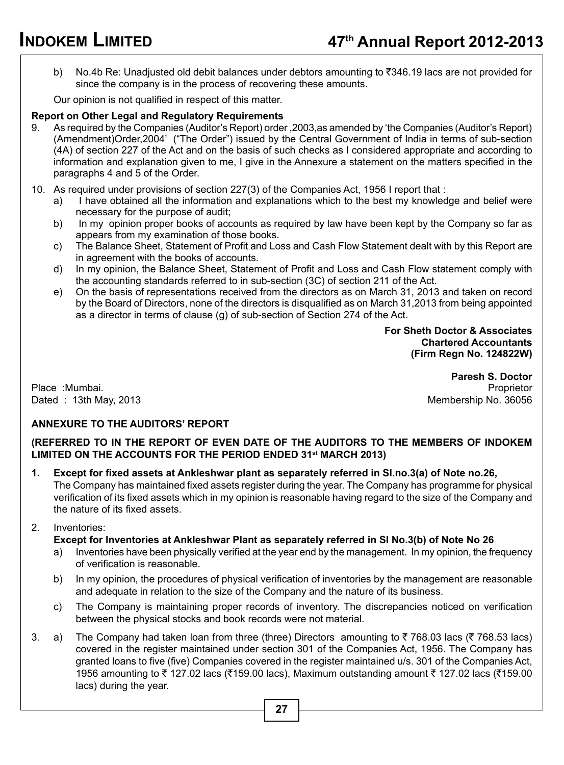b) No.4b Re: Unadjusted old debit balances under debtors amounting to ₹346.19 lacs are not provided for since the company is in the process of recovering these amounts.

Our opinion is not qualified in respect of this matter.

**Report on Other Legal and Regulatory Requirements**

9. As required by the Companies (Auditor's Report) order ,2003,as amended by 'the Companies (Auditor's Report) (Amendment)Order,2004' ("The Order") issued by the Central Government of India in terms of sub-section (4A) of section 227 of the Act and on the basis of such checks as I considered appropriate and according to information and explanation given to me, I give in the Annexure a statement on the matters specified in the paragraphs 4 and 5 of the Order.

10. As required under provisions of section 227(3) of the Companies Act, 1956 I report that :
   a) I have obtained all the information and explanations which to the best my knowledge and belief were necessary for the purpose of audit;
   b) In my opinion proper books of accounts as required by law have been kept by the Company so far as appears from my examination of those books.
   c) The Balance Sheet, Statement of Profit and Loss and Cash Flow Statement dealt with by this Report are in agreement with the books of accounts.
   d) In my opinion, the Balance Sheet, Statement of Profit and Loss and Cash Flow statement comply with the accounting standards referred to in sub-section (3C) of section 211 of the Act.
   e) On the basis of representations received from the directors as on March 31, 2013 and taken on record by the Board of Directors, none of the directors is disqualified as on March 31,2013 from being appointed as a director in terms of clause (g) of sub-section of Section 274 of the Act.

**For Sheth Doctor & Associates**
**Chartered Accountants**
**(Firm Regn No. 124822W)**

**Paresh S. Doctor**
Proprietor
Membership No. 36056

Place :Mumbai.
Dated : 13th May, 2013

**ANNEXURE TO THE AUDITORS' REPORT**

**(REFERRED TO IN THE REPORT OF EVEN DATE OF THE AUDITORS TO THE MEMBERS OF INDOKEM LIMITED ON THE ACCOUNTS FOR THE PERIOD ENDED 31st MARCH 2013)**

1. **Except for fixed assets at Ankleshwar plant as separately referred in Sl.no.3(a) of Note no.26,** The Company has maintained fixed assets register during the year. The Company has programme for physical verification of its fixed assets which in my opinion is reasonable having regard to the size of the Company and the nature of its fixed assets.

2. Inventories:
   **Except for Inventories at Ankleshwar Plant as separately referred in Sl No.3(b) of Note No 26**
   a) Inventories have been physically verified at the year end by the management. In my opinion, the frequency of verification is reasonable.
   b) In my opinion, the procedures of physical verification of inventories by the management are reasonable and adequate in relation to the size of the Company and the nature of its business.
   c) The Company is maintaining proper records of inventory. The discrepancies noticed on verification between the physical stocks and book records were not material.

3. a) The Company had taken loan from three (three) Directors amounting to ₹ 768.03 lacs (₹ 768.53 lacs) covered in the register maintained under section 301 of the Companies Act, 1956. The Company has granted loans to five (five) Companies covered in the register maintained u/s. 301 of the Companies Act, 1956 amounting to ₹ 127.02 lacs (₹159.00 lacs), Maximum outstanding amount ₹ 127.02 lacs (₹159.00 lacs) during the year.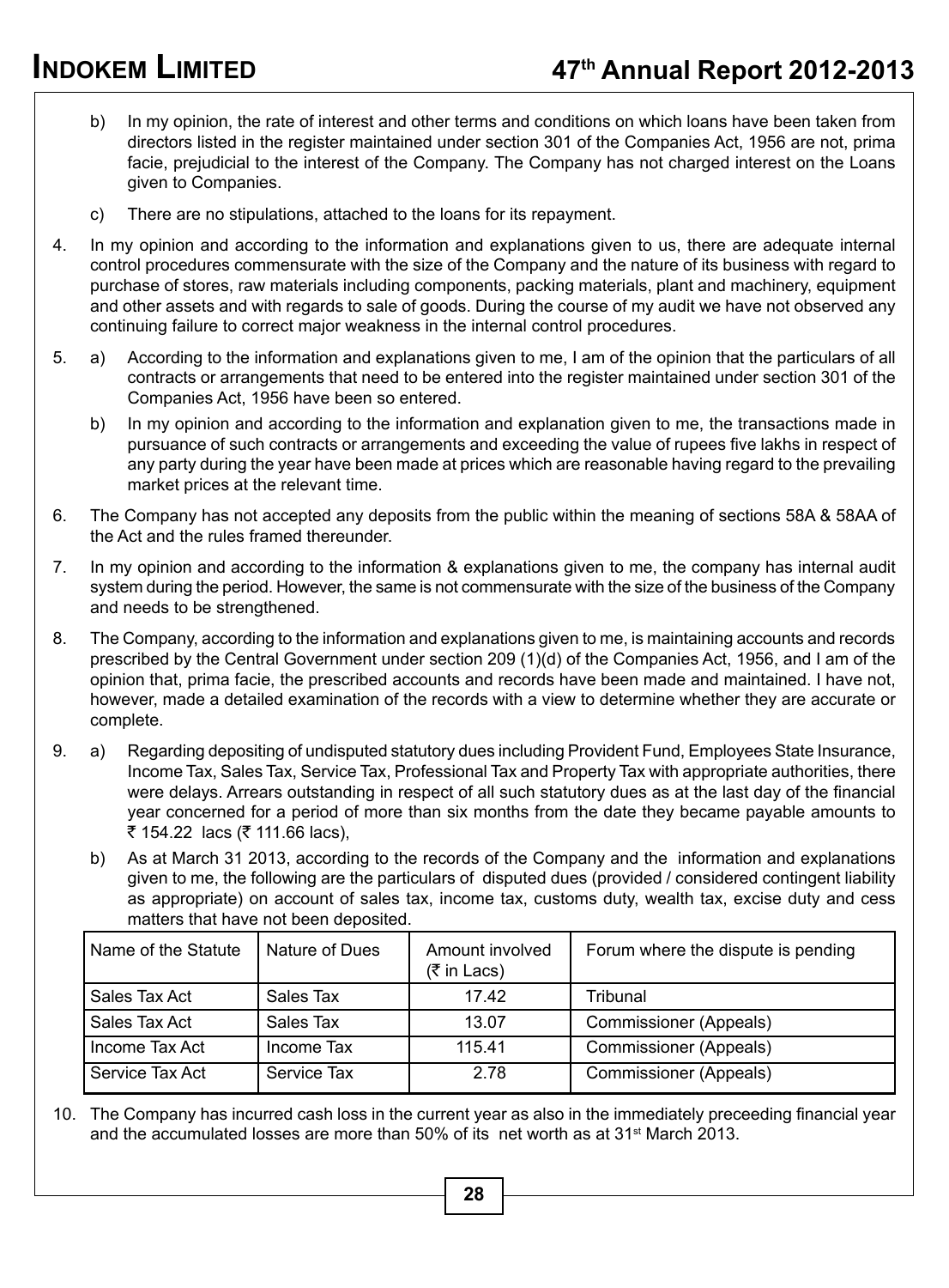b) In my opinion, the rate of interest and other terms and conditions on which loans have been taken from directors listed in the register maintained under section 301 of the Companies Act, 1956 are not, prima facie, prejudicial to the interest of the Company. The Company has not charged interest on the Loans given to Companies.

c) There are no stipulations, attached to the loans for its repayment.

4. In my opinion and according to the information and explanations given to us, there are adequate internal control procedures commensurate with the size of the Company and the nature of its business with regard to purchase of stores, raw materials including components, packing materials, plant and machinery, equipment and other assets and with regards to sale of goods. During the course of my audit we have not observed any continuing failure to correct major weakness in the internal control procedures.

5. a) According to the information and explanations given to me, I am of the opinion that the particulars of all contracts or arrangements that need to be entered into the register maintained under section 301 of the Companies Act, 1956 have been so entered.

   b) In my opinion and according to the information and explanation given to me, the transactions made in pursuance of such contracts or arrangements and exceeding the value of rupees five lakhs in respect of any party during the year have been made at prices which are reasonable having regard to the prevailing market prices at the relevant time.

6. The Company has not accepted any deposits from the public within the meaning of sections 58A & 58AA of the Act and the rules framed thereunder.

7. In my opinion and according to the information & explanations given to me, the company has internal audit system during the period. However, the same is not commensurate with the size of the business of the Company and needs to be strengthened.

8. The Company, according to the information and explanations given to me, is maintaining accounts and records prescribed by the Central Government under section 209 (1)(d) of the Companies Act, 1956, and I am of the opinion that, prima facie, the prescribed accounts and records have been made and maintained. I have not, however, made a detailed examination of the records with a view to determine whether they are accurate or complete.

9. a) Regarding depositing of undisputed statutory dues including Provident Fund, Employees State Insurance, Income Tax, Sales Tax, Service Tax, Professional Tax and Property Tax with appropriate authorities, there were delays. Arrears outstanding in respect of all such statutory dues as at the last day of the financial year concerned for a period of more than six months from the date they became payable amounts to ₹ 154.22 lacs (₹ 111.66 lacs),

   b) As at March 31 2013, according to the records of the Company and the information and explanations given to me, the following are the particulars of disputed dues (provided / considered contingent liability as appropriate) on account of sales tax, income tax, customs duty, wealth tax, excise duty and cess matters that have not been deposited.

| Name of the Statute | Nature of Dues | Amount involved (₹ in Lacs) | Forum where the dispute is pending |
|---|---|---|---|
| Sales Tax Act | Sales Tax | 17.42 | Tribunal |
| Sales Tax Act | Sales Tax | 13.07 | Commissioner (Appeals) |
| Income Tax Act | Income Tax | 115.41 | Commissioner (Appeals) |
| Service Tax Act | Service Tax | 2.78 | Commissioner (Appeals) |

10. The Company has incurred cash loss in the current year as also in the immediately preceeding financial year and the accumulated losses are more than 50% of its net worth as at 31st March 2013.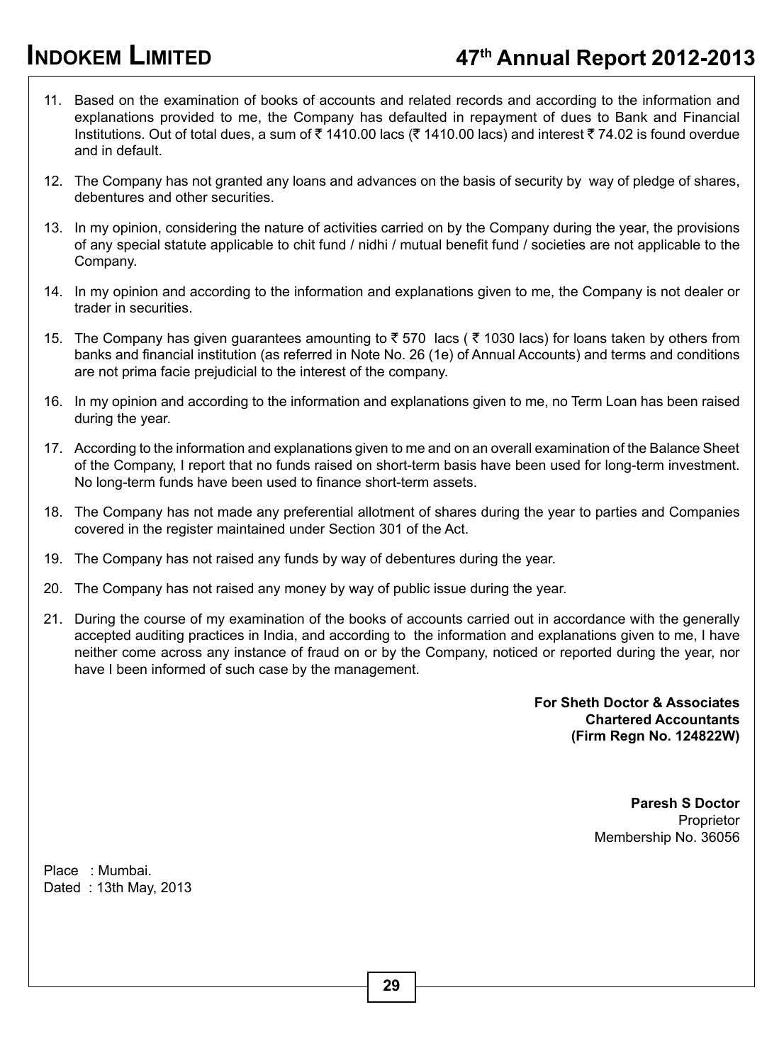11. Based on the examination of books of accounts and related records and according to the information and explanations provided to me, the Company has defaulted in repayment of dues to Bank and Financial Institutions. Out of total dues, a sum of ₹ 1410.00 lacs (₹ 1410.00 lacs) and interest ₹ 74.02 is found overdue and in default.

12. The Company has not granted any loans and advances on the basis of security by way of pledge of shares, debentures and other securities.

13. In my opinion, considering the nature of activities carried on by the Company during the year, the provisions of any special statute applicable to chit fund / nidhi / mutual benefit fund / societies are not applicable to the Company.

14. In my opinion and according to the information and explanations given to me, the Company is not dealer or trader in securities.

15. The Company has given guarantees amounting to ₹ 570 lacs ( ₹ 1030 lacs) for loans taken by others from banks and financial institution (as referred in Note No. 26 (1e) of Annual Accounts) and terms and conditions are not prima facie prejudicial to the interest of the company.

16. In my opinion and according to the information and explanations given to me, no Term Loan has been raised during the year.

17. According to the information and explanations given to me and on an overall examination of the Balance Sheet of the Company, I report that no funds raised on short-term basis have been used for long-term investment. No long-term funds have been used to finance short-term assets.

18. The Company has not made any preferential allotment of shares during the year to parties and Companies covered in the register maintained under Section 301 of the Act.

19. The Company has not raised any funds by way of debentures during the year.

20. The Company has not raised any money by way of public issue during the year.

21. During the course of my examination of the books of accounts carried out in accordance with the generally accepted auditing practices in India, and according to the information and explanations given to me, I have neither come across any instance of fraud on or by the Company, noticed or reported during the year, nor have I been informed of such case by the management.

**For Sheth Doctor & Associates**
**Chartered Accountants**
**(Firm Regn No. 124822W)**

**Paresh S Doctor**
Proprietor
Membership No. 36056

Place : Mumbai.
Dated : 13th May, 2013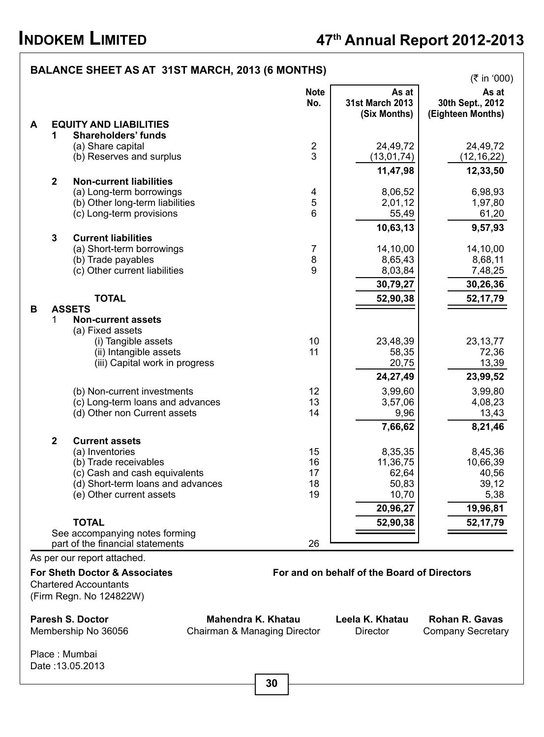## BALANCE SHEET AS AT 31ST MARCH, 2013 (6 MONTHS)

(₹ in '000)

| | | Note No. | As at 31st March 2013 (Six Months) | As at 30th Sept., 2012 (Eighteen Months) |
|---|---|---|---|---|
| **A** | **EQUITY AND LIABILITIES** | | | |
| **1** | **Shareholders' funds** | | | |
| | (a) Share capital | 2 | 24,49,72 | 24,49,72 |
| | (b) Reserves and surplus | 3 | (13,01,74) | (12,16,22) |
| | | | **11,47,98** | **12,33,50** |
| **2** | **Non-current liabilities** | | | |
| | (a) Long-term borrowings | 4 | 8,06,52 | 6,98,93 |
| | (b) Other long-term liabilities | 5 | 2,01,12 | 1,97,80 |
| | (c) Long-term provisions | 6 | 55,49 | 61,20 |
| | | | **10,63,13** | **9,57,93** |
| **3** | **Current liabilities** | | | |
| | (a) Short-term borrowings | 7 | 14,10,00 | 14,10,00 |
| | (b) Trade payables | 8 | 8,65,43 | 8,68,11 |
| | (c) Other current liabilities | 9 | 8,03,84 | 7,48,25 |
| | | | **30,79,27** | **30,26,36** |
| | **TOTAL** | | **52,90,38** | **52,17,79** |
| **B** | **ASSETS** | | | |
| 1 | **Non-current assets** | | | |
| | (a) Fixed assets | | | |
| | (i) Tangible assets | 10 | 23,48,39 | 23,13,77 |
| | (ii) Intangible assets | 11 | 58,35 | 72,36 |
| | (iii) Capital work in progress | | 20,75 | 13,39 |
| | | | **24,27,49** | **23,99,52** |
| | (b) Non-current investments | 12 | 3,99,60 | 3,99,80 |
| | (c) Long-term loans and advances | 13 | 3,57,06 | 4,08,23 |
| | (d) Other non Current assets | 14 | 9,96 | 13,43 |
| | | | **7,66,62** | **8,21,46** |
| **2** | **Current assets** | | | |
| | (a) Inventories | 15 | 8,35,35 | 8,45,36 |
| | (b) Trade receivables | 16 | 11,36,75 | 10,66,39 |
| | (c) Cash and cash equivalents | 17 | 62,64 | 40,56 |
| | (d) Short-term loans and advances | 18 | 50,83 | 39,12 |
| | (e) Other current assets | 19 | 10,70 | 5,38 |
| | | | **20,96,27** | **19,96,81** |
| | **TOTAL** | | **52,90,38** | **52,17,79** |
| | See accompanying notes forming part of the financial statements | 26 | | |

As per our report attached.

**For Sheth Doctor & Associates**
Chartered Accountants
(Firm Regn. No 124822W)

**For and on behalf of the Board of Directors**

**Paresh S. Doctor**
Membership No 36056

**Mahendra K. Khatau**
Chairman & Managing Director

**Leela K. Khatau**
Director

**Rohan R. Gavas**
Company Secretary

Place : Mumbai
Date :13.05.2013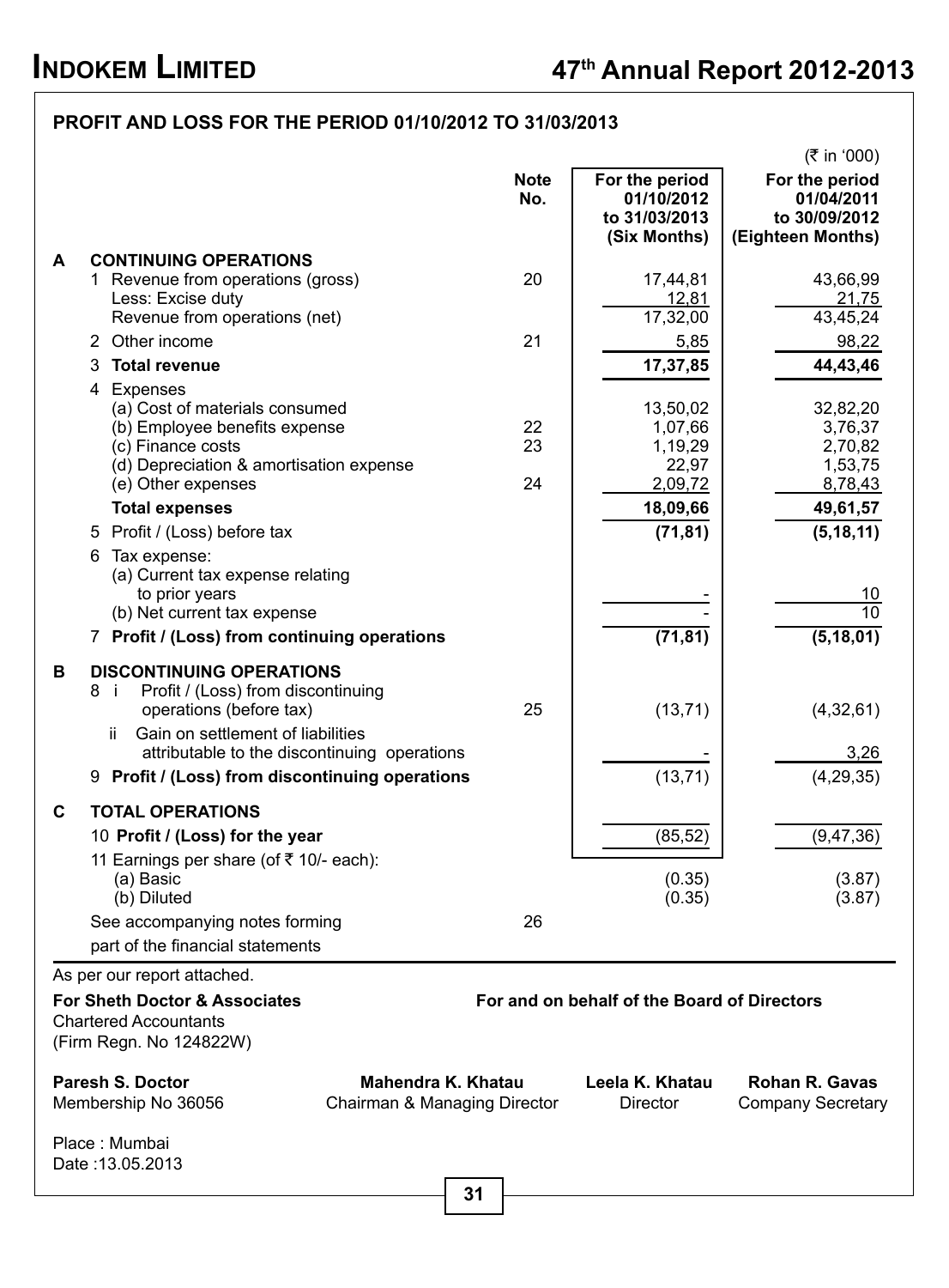## PROFIT AND LOSS FOR THE PERIOD 01/10/2012 TO 31/03/2013

(₹ in '000)

| | | Note No. | For the period 01/10/2012 to 31/03/2013 (Six Months) | For the period 01/04/2011 to 30/09/2012 (Eighteen Months) |
|---|---|---|---|---|
| **A** | **CONTINUING OPERATIONS** | | | |
| | 1 Revenue from operations (gross) | 20 | 17,44,81 | 43,66,99 |
| | Less: Excise duty | | 12,81 | 21,75 |
| | Revenue from operations (net) | | 17,32,00 | 43,45,24 |
| | 2 Other income | 21 | 5,85 | 98,22 |
| | 3 **Total revenue** | | **17,37,85** | **44,43,46** |
| | 4 Expenses | | | |
| | (a) Cost of materials consumed | | 13,50,02 | 32,82,20 |
| | (b) Employee benefits expense | 22 | 1,07,66 | 3,76,37 |
| | (c) Finance costs | 23 | 1,19,29 | 2,70,82 |
| | (d) Depreciation & amortisation expense | | 22,97 | 1,53,75 |
| | (e) Other expenses | 24 | 2,09,72 | 8,78,43 |
| | **Total expenses** | | **18,09,66** | **49,61,57** |
| | 5 Profit / (Loss) before tax | | **(71,81)** | **(5,18,11)** |
| | 6 Tax expense: | | | |
| | (a) Current tax expense relating to prior years | | - | 10 |
| | (b) Net current tax expense | | - | 10 |
| | 7 **Profit / (Loss) from continuing operations** | | **(71,81)** | **(5,18,01)** |
| **B** | **DISCONTINUING OPERATIONS** | | | |
| | 8 i Profit / (Loss) from discontinuing operations (before tax) | 25 | (13,71) | (4,32,61) |
| | ii Gain on settlement of liabilities attributable to the discontinuing operations | | - | 3,26 |
| | 9 **Profit / (Loss) from discontinuing operations** | | (13,71) | (4,29,35) |
| **C** | **TOTAL OPERATIONS** | | | |
| | 10 **Profit / (Loss) for the year** | | (85,52) | (9,47,36) |
| | 11 Earnings per share (of ₹ 10/- each): | | | |
| | (a) Basic | | (0.35) | (3.87) |
| | (b) Diluted | | (0.35) | (3.87) |
| | See accompanying notes forming part of the financial statements | 26 | | |

As per our report attached.

**For Sheth Doctor & Associates**
Chartered Accountants
(Firm Regn. No 124822W)

**For and on behalf of the Board of Directors**

**Paresh S. Doctor**
Membership No 36056

**Mahendra K. Khatau**
Chairman & Managing Director

**Leela K. Khatau**
Director

**Rohan R. Gavas**
Company Secretary

Place : Mumbai
Date :13.05.2013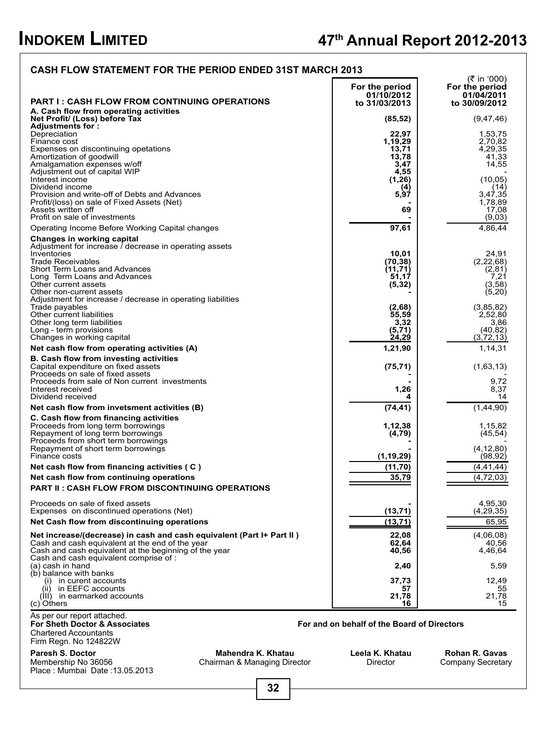## CASH FLOW STATEMENT FOR THE PERIOD ENDED 31ST MARCH 2013

(₹ in '000)

| | For the period 01/10/2012 to 31/03/2013 | For the period 01/04/2011 to 30/09/2012 |
|---|---|---|
| **PART I : CASH FLOW FROM CONTINUING OPERATIONS** | | |
| **A. Cash flow from operating activities** | | |
| **Net Profit/ (Loss) before Tax** | **(85,52)** | (9,47,46) |
| **Adjustments for :** | | |
| Depreciation | **22,97** | 1,53,75 |
| Finance cost | **1,19,29** | 2,70,82 |
| Expenses on discontinuing opetations | **13,71** | 4,29,35 |
| Amortization of goodwill | **13,78** | 41,33 |
| Amalgamation expenses w/off | **3,47** | 14,55 |
| Adjustment out of capital WIP | **4,55** | - |
| Interest income | **(1,26)** | (10,05) |
| Dividend income | **(4)** | (14) |
| Provision and write-off of Debts and Advances | **5,97** | 3,47,35 |
| Profit/(loss) on sale of Fixed Assets (Net) | **-** | 1,78,89 |
| Assets written off | **69** | 17,08 |
| Profit on sale of investments | **-** | (9,03) |
| Operating Income Before Working Capital changes | **97,61** | 4,86,44 |
| **Changes in working capital** | | |
| Adjustment for increase / decrease in operating assets | | |
| Inventories | **10,01** | 24,91 |
| Trade Receivables | **(70,38)** | (2,22,68) |
| Short Term Loans and Advances | **(11,71)** | (2,81) |
| Long Term Loans and Advances | **51,17** | 7,21 |
| Other current assets | **(5,32)** | (3,58) |
| Other non-current assets | **-** | (5,20) |
| Adjustment for increase / decrease in operating liabilities | | |
| Trade payables | **(2,68)** | (3,85,82) |
| Other current liabilities | **55,59** | 2,52,80 |
| Other long term liabilities | **3,32** | 3,86 |
| Long - term provisions | **(5,71)** | (40,82) |
| Changes in working capital | **24,29** | (3,72,13) |
| **Net cash flow from operating activities (A)** | **1,21,90** | 1,14,31 |
| **B. Cash flow from investing activities** | | |
| Capital expenditure on fixed assets | **(75,71)** | (1,63,13) |
| Proceeds on sale of fixed assets | **-** | - |
| Proceeds from sale of Non current investments | **-** | 9,72 |
| Interest received | **1,26** | 8,37 |
| Dividend received | **4** | 14 |
| **Net cash flow from invetsment activities (B)** | **(74,41)** | (1,44,90) |
| **C. Cash flow from financing activities** | | |
| Proceeds from long term borrowings | **1,12,38** | 1,15,82 |
| Repayment of long term borrowings | **(4,79)** | (45,54) |
| Proceeds from short term borrowings | **-** | - |
| Repayment of short term borrowings | **-** | (4,12,80) |
| Finance costs | **(1,19,29)** | (98,92) |
| **Net cash flow from financing activities ( C )** | **(11,70)** | (4,41,44) |
| **Net cash flow from continuing operations** | **35,79** | (4,72,03) |
| **PART II : CASH FLOW FROM DISCONTINUING OPERATIONS** | | |
| Proceeds on sale of fixed assets | **-** | 4,95,30 |
| Expenses on discontinued operations (Net) | **(13,71)** | (4,29,35) |
| **Net Cash flow from discontinuing operations** | **(13,71)** | 65,95 |
| **Net increase/(decrease) in cash and cash equivalent (Part I+ Part II )** | **22,08** | (4,06,08) |
| Cash and cash equivalent at the end of the year | **62,64** | 40,56 |
| Cash and cash equivalent at the beginning of the year | **40,56** | 4,46,64 |
| Cash and cash equivalent comprise of : | | |
| (a) cash in hand | **2,40** | 5,59 |
| (b) balance with banks | | |
| (i) in curent accounts | **37,73** | 12,49 |
| (ii) in EEFC accounts | **57** | 55 |
| (III) in earmarked accounts | **21,78** | 21,78 |
| (c) Others | **16** | 15 |

As per our report attached.
**For Sheth Doctor & Associates**
Chartered Accountants
Firm Regn. No 124822W

**For and on behalf of the Board of Directors**

**Paresh S. Doctor**
Membership No 36056
Place : Mumbai Date :13.05.2013

**Mahendra K. Khatau**
Chairman & Managing Director

**Leela K. Khatau**
Director

**Rohan R. Gavas**
Company Secretary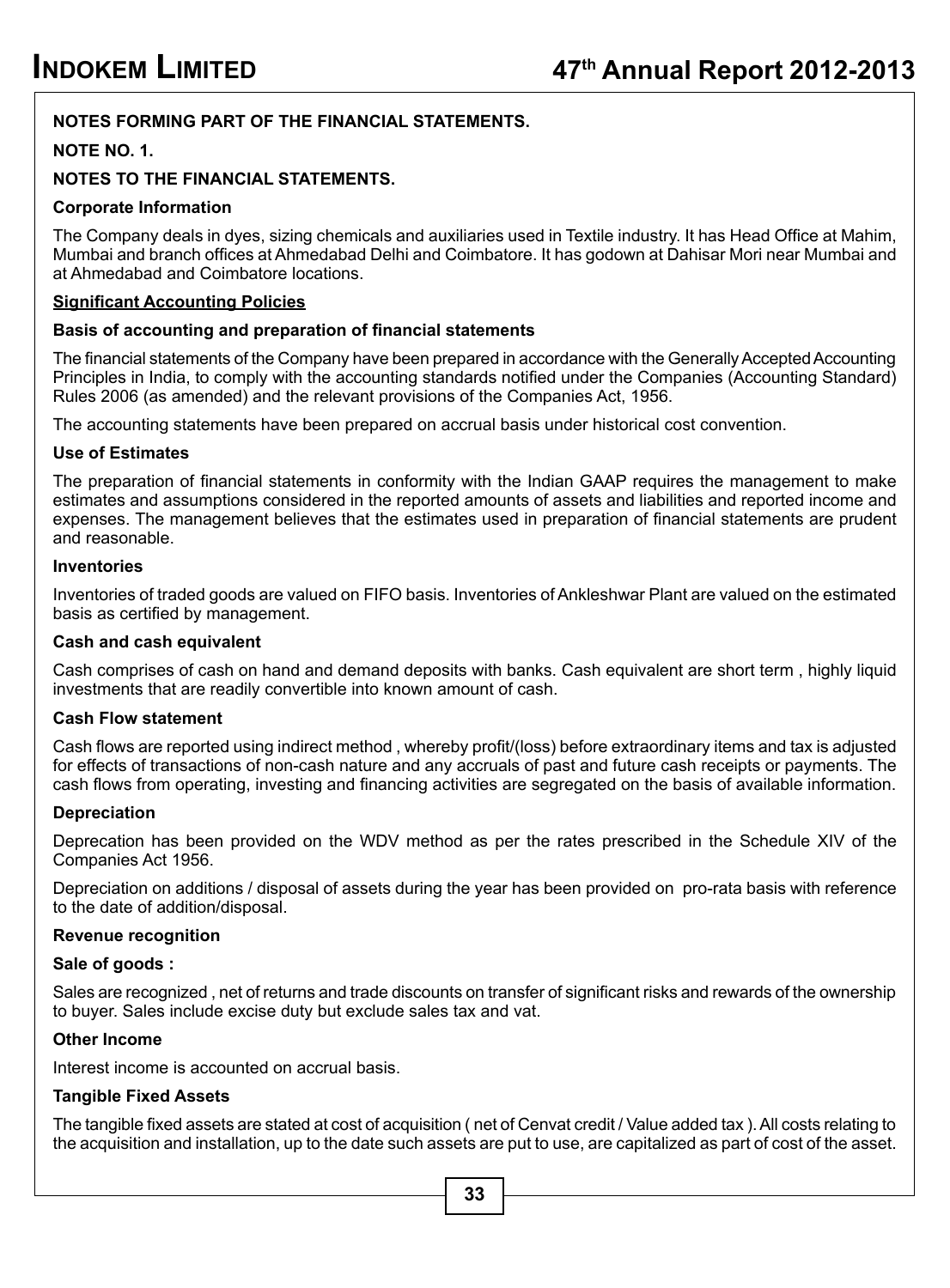**NOTES FORMING PART OF THE FINANCIAL STATEMENTS.**

**NOTE NO. 1.**

**NOTES TO THE FINANCIAL STATEMENTS.**

**Corporate Information**

The Company deals in dyes, sizing chemicals and auxiliaries used in Textile industry. It has Head Office at Mahim, Mumbai and branch offices at Ahmedabad Delhi and Coimbatore. It has godown at Dahisar Mori near Mumbai and at Ahmedabad and Coimbatore locations.

**Significant Accounting Policies**

**Basis of accounting and preparation of financial statements**

The financial statements of the Company have been prepared in accordance with the Generally Accepted Accounting Principles in India, to comply with the accounting standards notified under the Companies (Accounting Standard) Rules 2006 (as amended) and the relevant provisions of the Companies Act, 1956.

The accounting statements have been prepared on accrual basis under historical cost convention.

**Use of Estimates**

The preparation of financial statements in conformity with the Indian GAAP requires the management to make estimates and assumptions considered in the reported amounts of assets and liabilities and reported income and expenses. The management believes that the estimates used in preparation of financial statements are prudent and reasonable.

**Inventories**

Inventories of traded goods are valued on FIFO basis. Inventories of Ankleshwar Plant are valued on the estimated basis as certified by management.

**Cash and cash equivalent**

Cash comprises of cash on hand and demand deposits with banks. Cash equivalent are short term , highly liquid investments that are readily convertible into known amount of cash.

**Cash Flow statement**

Cash flows are reported using indirect method , whereby profit/(loss) before extraordinary items and tax is adjusted for effects of transactions of non-cash nature and any accruals of past and future cash receipts or payments. The cash flows from operating, investing and financing activities are segregated on the basis of available information.

**Depreciation**

Deprecation has been provided on the WDV method as per the rates prescribed in the Schedule XIV of the Companies Act 1956.

Depreciation on additions / disposal of assets during the year has been provided on pro-rata basis with reference to the date of addition/disposal.

**Revenue recognition**

**Sale of goods :**

Sales are recognized , net of returns and trade discounts on transfer of significant risks and rewards of the ownership to buyer. Sales include excise duty but exclude sales tax and vat.

**Other Income**

Interest income is accounted on accrual basis.

**Tangible Fixed Assets**

The tangible fixed assets are stated at cost of acquisition ( net of Cenvat credit / Value added tax ). All costs relating to the acquisition and installation, up to the date such assets are put to use, are capitalized as part of cost of the asset.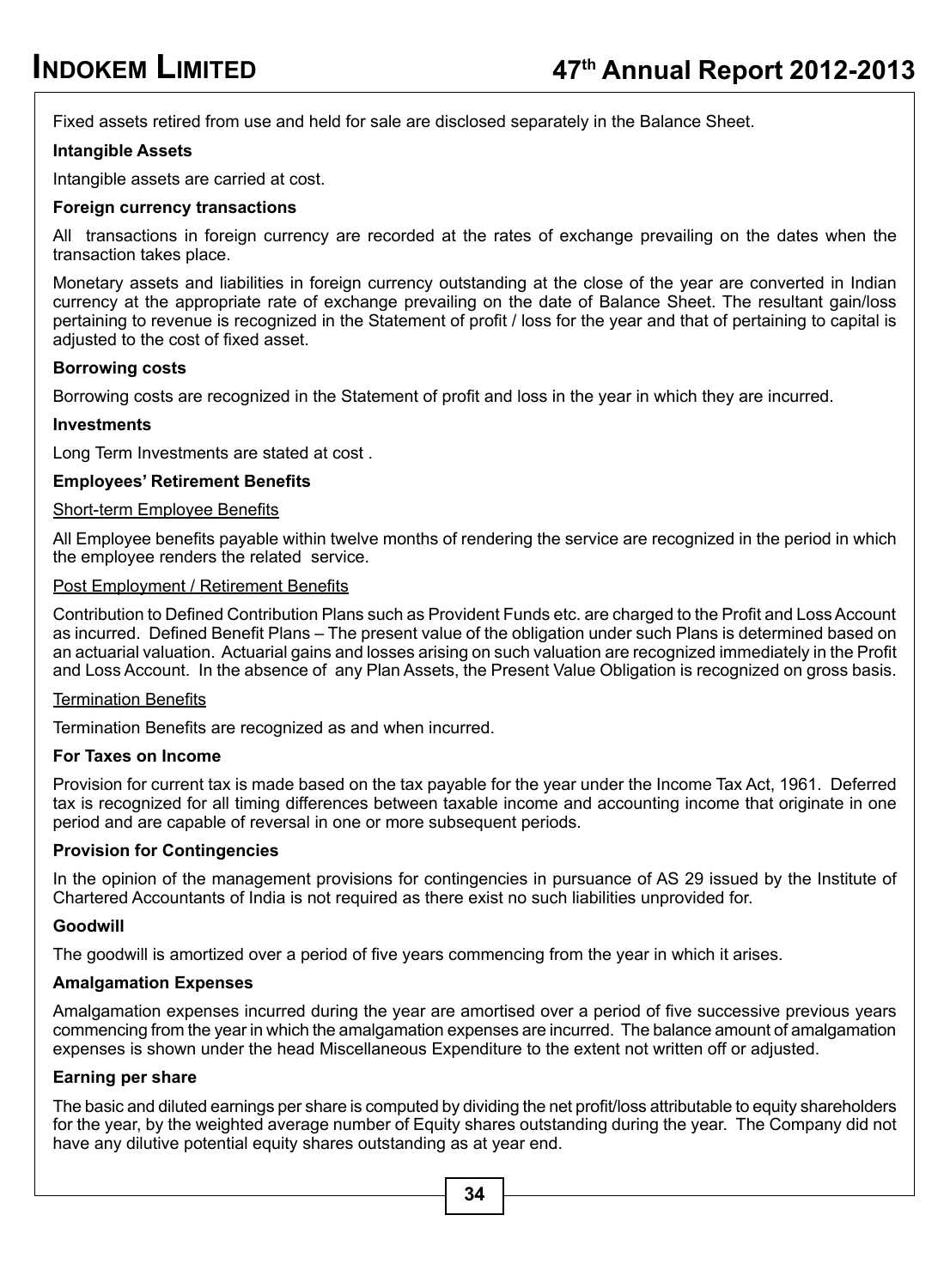Fixed assets retired from use and held for sale are disclosed separately in the Balance Sheet.

**Intangible Assets**

Intangible assets are carried at cost.

**Foreign currency transactions**

All transactions in foreign currency are recorded at the rates of exchange prevailing on the dates when the transaction takes place.

Monetary assets and liabilities in foreign currency outstanding at the close of the year are converted in Indian currency at the appropriate rate of exchange prevailing on the date of Balance Sheet. The resultant gain/loss pertaining to revenue is recognized in the Statement of profit / loss for the year and that of pertaining to capital is adjusted to the cost of fixed asset.

**Borrowing costs**

Borrowing costs are recognized in the Statement of profit and loss in the year in which they are incurred.

**Investments**

Long Term Investments are stated at cost .

**Employees' Retirement Benefits**

Short-term Employee Benefits

All Employee benefits payable within twelve months of rendering the service are recognized in the period in which the employee renders the related service.

Post Employment / Retirement Benefits

Contribution to Defined Contribution Plans such as Provident Funds etc. are charged to the Profit and Loss Account as incurred. Defined Benefit Plans – The present value of the obligation under such Plans is determined based on an actuarial valuation. Actuarial gains and losses arising on such valuation are recognized immediately in the Profit and Loss Account. In the absence of any Plan Assets, the Present Value Obligation is recognized on gross basis.

Termination Benefits

Termination Benefits are recognized as and when incurred.

**For Taxes on Income**

Provision for current tax is made based on the tax payable for the year under the Income Tax Act, 1961. Deferred tax is recognized for all timing differences between taxable income and accounting income that originate in one period and are capable of reversal in one or more subsequent periods.

**Provision for Contingencies**

In the opinion of the management provisions for contingencies in pursuance of AS 29 issued by the Institute of Chartered Accountants of India is not required as there exist no such liabilities unprovided for.

**Goodwill**

The goodwill is amortized over a period of five years commencing from the year in which it arises.

**Amalgamation Expenses**

Amalgamation expenses incurred during the year are amortised over a period of five successive previous years commencing from the year in which the amalgamation expenses are incurred. The balance amount of amalgamation expenses is shown under the head Miscellaneous Expenditure to the extent not written off or adjusted.

**Earning per share**

The basic and diluted earnings per share is computed by dividing the net profit/loss attributable to equity shareholders for the year, by the weighted average number of Equity shares outstanding during the year. The Company did not have any dilutive potential equity shares outstanding as at year end.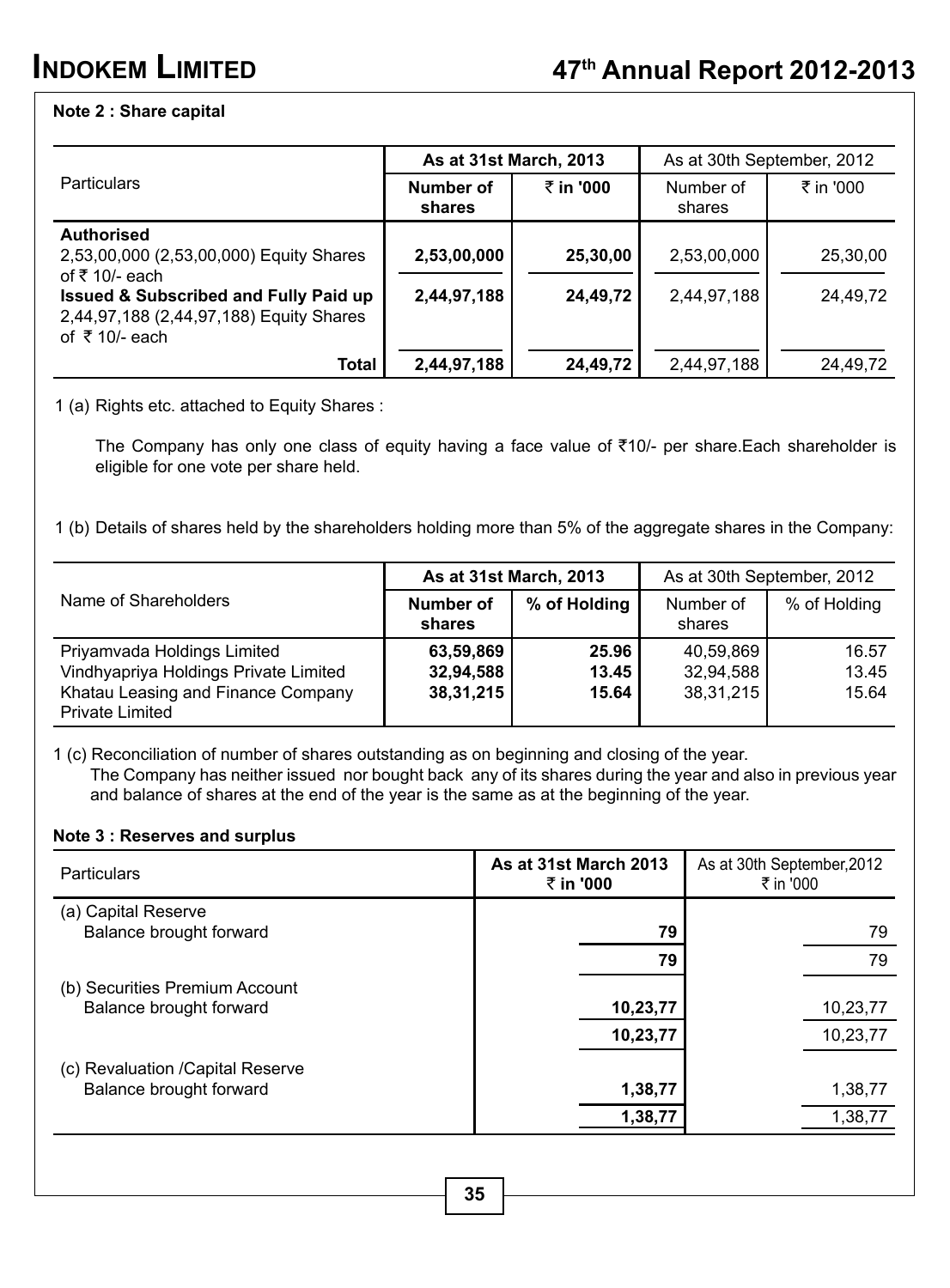### Note 2 : Share capital

| Particulars | As at 31st March, 2013 | | As at 30th September, 2012 | |
|---|---|---|---|---|
| | Number of shares | ₹ in '000 | Number of shares | ₹ in '000 |
| **Authorised** | | | | |
| 2,53,00,000 (2,53,00,000) Equity Shares of ₹ 10/- each | **2,53,00,000** | **25,30,00** | 2,53,00,000 | 25,30,00 |
| **Issued & Subscribed and Fully Paid up** 2,44,97,188 (2,44,97,188) Equity Shares of ₹ 10/- each | **2,44,97,188** | **24,49,72** | 2,44,97,188 | 24,49,72 |
| **Total** | **2,44,97,188** | **24,49,72** | 2,44,97,188 | 24,49,72 |

1 (a) Rights etc. attached to Equity Shares :

The Company has only one class of equity having a face value of ₹10/- per share.Each shareholder is eligible for one vote per share held.

1 (b) Details of shares held by the shareholders holding more than 5% of the aggregate shares in the Company:

| Name of Shareholders | As at 31st March, 2013 | | As at 30th September, 2012 | |
|---|---|---|---|---|
| | Number of shares | % of Holding | Number of shares | % of Holding |
| Priyamvada Holdings Limited | **63,59,869** | **25.96** | 40,59,869 | 16.57 |
| Vindhyapriya Holdings Private Limited | **32,94,588** | **13.45** | 32,94,588 | 13.45 |
| Khatau Leasing and Finance Company Private Limited | **38,31,215** | **15.64** | 38,31,215 | 15.64 |

1 (c) Reconciliation of number of shares outstanding as on beginning and closing of the year.
The Company has neither issued nor bought back any of its shares during the year and also in previous year and balance of shares at the end of the year is the same as at the beginning of the year.

### Note 3 : Reserves and surplus

| Particulars | As at 31st March 2013 ₹ in '000 | As at 30th September,2012 ₹ in '000 |
|---|---|---|
| (a) Capital Reserve | | |
| Balance brought forward | **79** | 79 |
| | **79** | 79 |
| (b) Securities Premium Account | | |
| Balance brought forward | **10,23,77** | 10,23,77 |
| | **10,23,77** | 10,23,77 |
| (c) Revaluation /Capital Reserve | | |
| Balance brought forward | **1,38,77** | 1,38,77 |
| | **1,38,77** | 1,38,77 |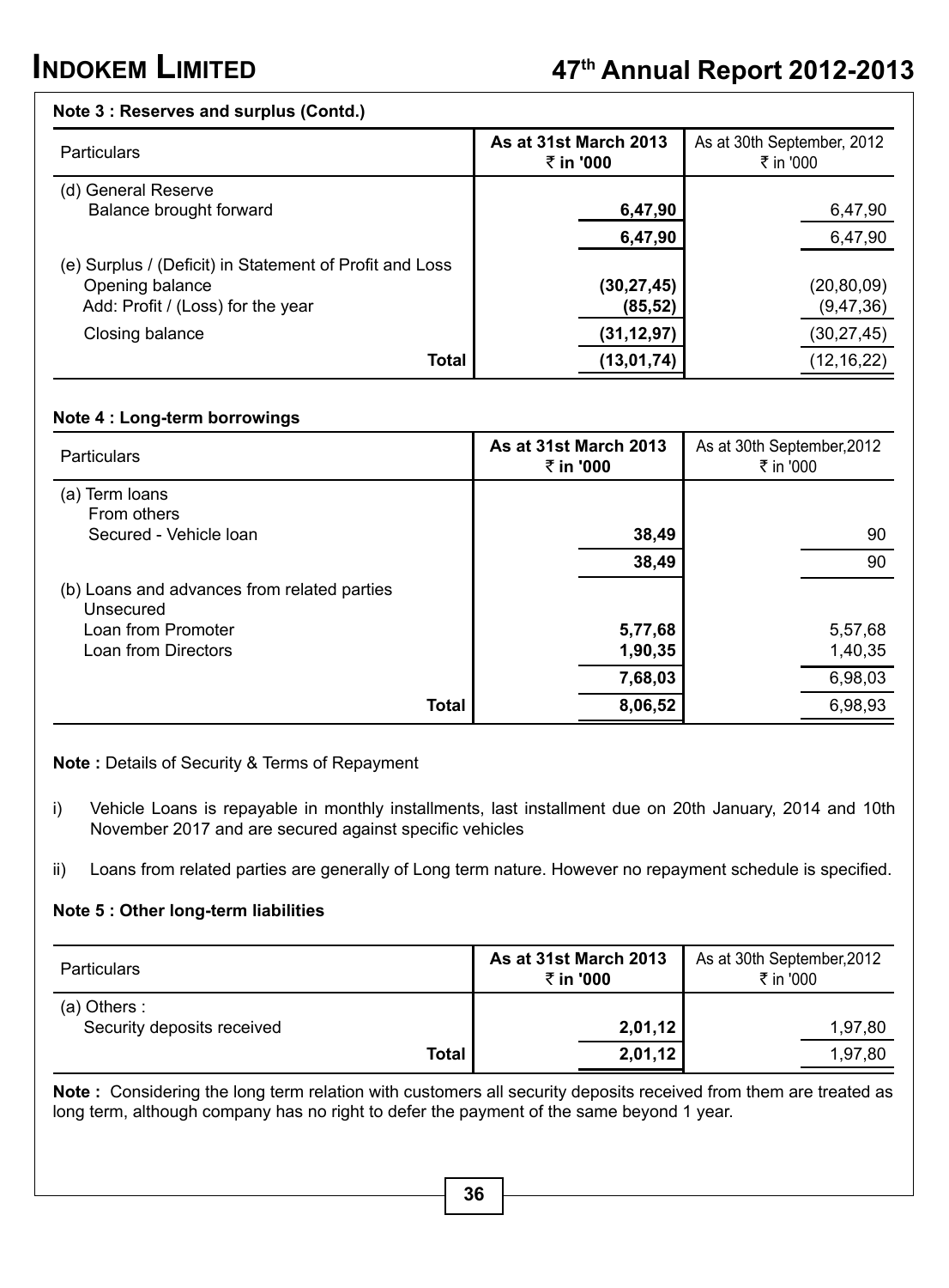**Note 3 : Reserves and surplus (Contd.)**

| Particulars | As at 31st March 2013 ₹ in '000 | As at 30th September, 2012 ₹ in '000 |
|---|---|---|
| (d) General Reserve | | |
| Balance brought forward | **6,47,90** | 6,47,90 |
| | **6,47,90** | 6,47,90 |
| (e) Surplus / (Deficit) in Statement of Profit and Loss | | |
| Opening balance | **(30,27,45)** | (20,80,09) |
| Add: Profit / (Loss) for the year | **(85,52)** | (9,47,36) |
| Closing balance | **(31,12,97)** | (30,27,45) |
| **Total** | **(13,01,74)** | (12,16,22) |

**Note 4 : Long-term borrowings**

| Particulars | As at 31st March 2013 ₹ in '000 | As at 30th September,2012 ₹ in '000 |
|---|---|---|
| (a) Term loans | | |
| From others | | |
| Secured - Vehicle loan | **38,49** | 90 |
| | **38,49** | 90 |
| (b) Loans and advances from related parties | | |
| Unsecured | | |
| Loan from Promoter | **5,77,68** | 5,57,68 |
| Loan from Directors | **1,90,35** | 1,40,35 |
| | **7,68,03** | 6,98,03 |
| **Total** | **8,06,52** | 6,98,93 |

**Note :** Details of Security & Terms of Repayment

i) Vehicle Loans is repayable in monthly installments, last installment due on 20th January, 2014 and 10th November 2017 and are secured against specific vehicles

ii) Loans from related parties are generally of Long term nature. However no repayment schedule is specified.

**Note 5 : Other long-term liabilities**

| Particulars | As at 31st March 2013 ₹ in '000 | As at 30th September,2012 ₹ in '000 |
|---|---|---|
| (a) Others : | | |
| Security deposits received | **2,01,12** | 1,97,80 |
| **Total** | **2,01,12** | 1,97,80 |

**Note :** Considering the long term relation with customers all security deposits received from them are treated as long term, although company has no right to defer the payment of the same beyond 1 year.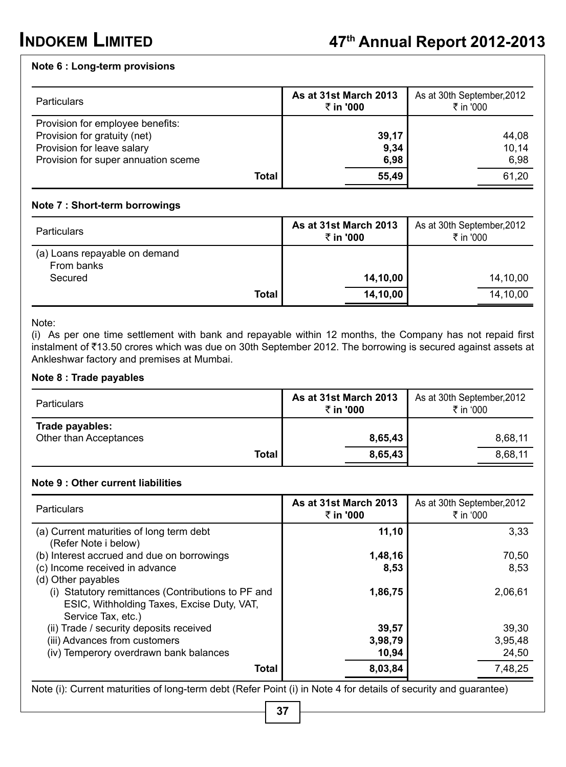### Note 6 : Long-term provisions

| Particulars | As at 31st March 2013 ₹ in '000 | As at 30th September,2012 ₹ in '000 |
|---|---|---|
| Provision for employee benefits: | | |
| Provision for gratuity (net) | **39,17** | 44,08 |
| Provision for leave salary | **9,34** | 10,14 |
| Provision for super annuation sceme | **6,98** | 6,98 |
| **Total** | **55,49** | 61,20 |

### Note 7 : Short-term borrowings

| Particulars | As at 31st March 2013 ₹ in '000 | As at 30th September,2012 ₹ in '000 |
|---|---|---|
| (a) Loans repayable on demand | | |
| From banks | | |
| Secured | **14,10,00** | 14,10,00 |
| **Total** | **14,10,00** | 14,10,00 |

Note:

(i) As per one time settlement with bank and repayable within 12 months, the Company has not repaid first instalment of ₹13.50 crores which was due on 30th September 2012. The borrowing is secured against assets at Ankleshwar factory and premises at Mumbai.

### Note 8 : Trade payables

| Particulars | As at 31st March 2013 ₹ in '000 | As at 30th September,2012 ₹ in '000 |
|---|---|---|
| **Trade payables:** | | |
| Other than Acceptances | **8,65,43** | 8,68,11 |
| **Total** | **8,65,43** | 8,68,11 |

### Note 9 : Other current liabilities

| Particulars | As at 31st March 2013 ₹ in '000 | As at 30th September,2012 ₹ in '000 |
|---|---|---|
| (a) Current maturities of long term debt (Refer Note i below) | **11,10** | 3,33 |
| (b) Interest accrued and due on borrowings | **1,48,16** | 70,50 |
| (c) Income received in advance | **8,53** | 8,53 |
| (d) Other payables | | |
| (i) Statutory remittances (Contributions to PF and ESIC, Withholding Taxes, Excise Duty, VAT, Service Tax, etc.) | **1,86,75** | 2,06,61 |
| (ii) Trade / security deposits received | **39,57** | 39,30 |
| (iii) Advances from customers | **3,98,79** | 3,95,48 |
| (iv) Temperory overdrawn bank balances | **10,94** | 24,50 |
| **Total** | **8,03,84** | 7,48,25 |

Note (i): Current maturities of long-term debt (Refer Point (i) in Note 4 for details of security and guarantee)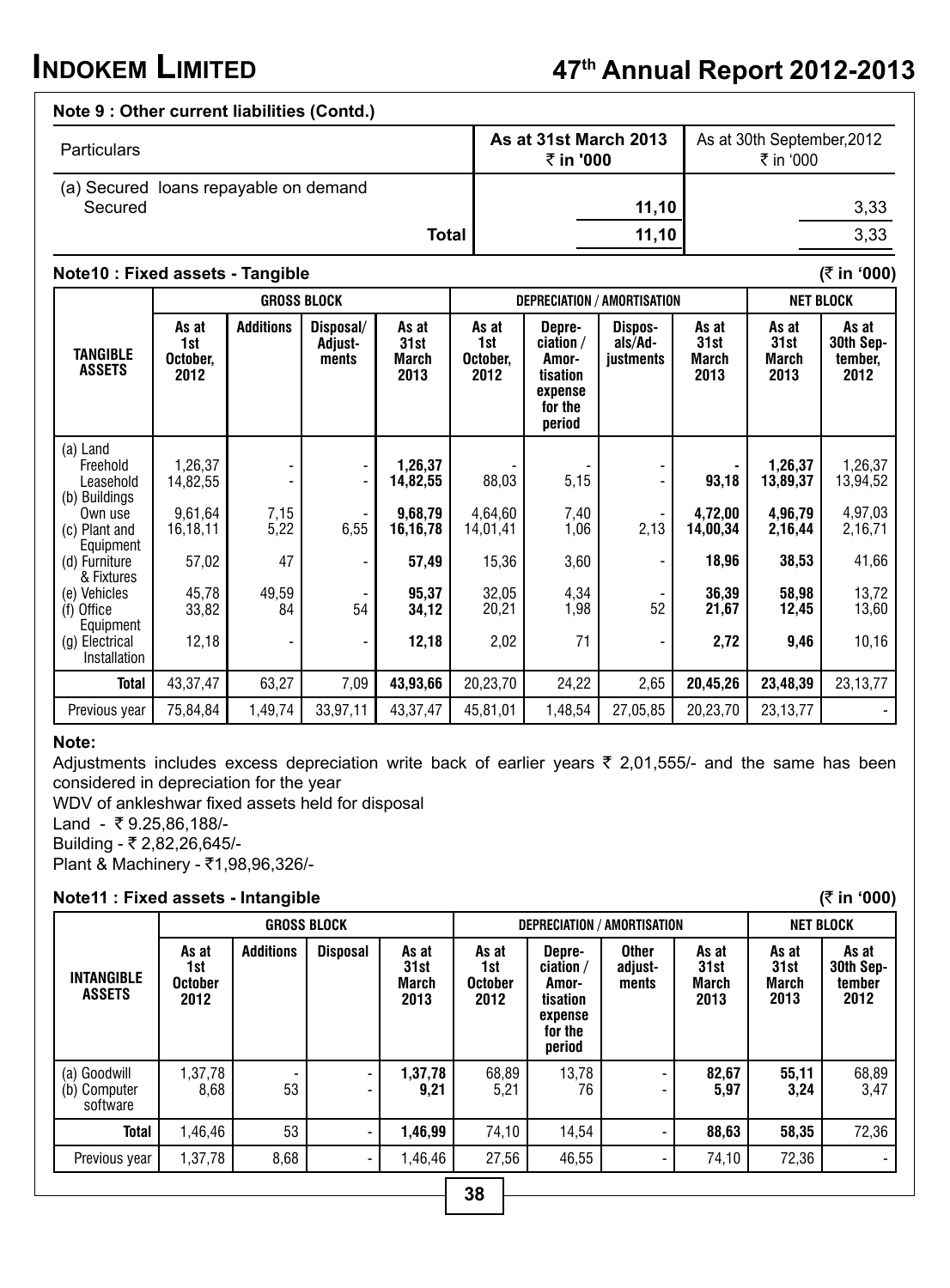**Note 9 : Other current liabilities (Contd.)**

| Particulars | As at 31st March 2013 ₹ in '000 | As at 30th September,2012 ₹ in '000 |
|---|---|---|
| (a) Secured loans repayable on demand Secured | **11,10** | 3,33 |
| **Total** | **11,10** | 3,33 |

**Note10 : Fixed assets - Tangible** (₹ in '000)

| TANGIBLE ASSETS | GROSS BLOCK | | | | DEPRECIATION / AMORTISATION | | | | NET BLOCK | |
|---|---|---|---|---|---|---|---|---|---|---|
| | As at 1st October, 2012 | Additions | Disposal/ Adjust-ments | As at 31st March 2013 | As at 1st October, 2012 | Depre-ciation / Amor-tisation expense for the period | Dispos-als/Ad-justments | As at 31st March 2013 | As at 31st March 2013 | As at 30th Sep-tember, 2012 |
| (a) Land | | | | | | | | | | |
| Freehold | 1,26,37 | - | - | **1,26,37** | - | - | - | **-** | **1,26,37** | 1,26,37 |
| Leasehold | 14,82,55 | - | - | **14,82,55** | 88,03 | 5,15 | - | **93,18** | **13,89,37** | 13,94,52 |
| (b) Buildings | | | | | | | | | | |
| Own use | 9,61,64 | 7,15 | - | **9,68,79** | 4,64,60 | 7,40 | - | **4,72,00** | **4,96,79** | 4,97,03 |
| (c) Plant and Equipment | 16,18,11 | 5,22 | 6,55 | **16,16,78** | 14,01,41 | 1,06 | 2,13 | **14,00,34** | **2,16,44** | 2,16,71 |
| (d) Furniture & Fixtures | 57,02 | 47 | - | **57,49** | 15,36 | 3,60 | - | **18,96** | **38,53** | 41,66 |
| (e) Vehicles | 45,78 | 49,59 | - | **95,37** | 32,05 | 4,34 | - | **36,39** | **58,98** | 13,72 |
| (f) Office Equipment | 33,82 | 84 | 54 | **34,12** | 20,21 | 1,98 | 52 | **21,67** | **12,45** | 13,60 |
| (g) Electrical Installation | 12,18 | - | - | **12,18** | 2,02 | 71 | - | **2,72** | **9,46** | 10,16 |
| **Total** | 43,37,47 | 63,27 | 7,09 | **43,93,66** | 20,23,70 | 24,22 | 2,65 | **20,45,26** | **23,48,39** | 23,13,77 |
| Previous year | 75,84,84 | 1,49,74 | 33,97,11 | 43,37,47 | 45,81,01 | 1,48,54 | 27,05,85 | 20,23,70 | 23,13,77 | - |

**Note:**

Adjustments includes excess depreciation write back of earlier years ₹ 2,01,555/- and the same has been considered in depreciation for the year

WDV of ankleshwar fixed assets held for disposal

Land - ₹ 9.25,86,188/-

Building - ₹ 2,82,26,645/-

Plant & Machinery - ₹1,98,96,326/-

**Note11 : Fixed assets - Intangible** (₹ in '000)

| INTANGIBLE ASSETS | GROSS BLOCK | | | | DEPRECIATION / AMORTISATION | | | | NET BLOCK | |
|---|---|---|---|---|---|---|---|---|---|---|
| | As at 1st October 2012 | Additions | Disposal | As at 31st March 2013 | As at 1st October 2012 | Depre-ciation / Amor-tisation expense for the period | Other adjust-ments | As at 31st March 2013 | As at 31st March 2013 | As at 30th Sep-tember 2012 |
| (a) Goodwill | 1,37,78 | - | - | **1,37,78** | 68,89 | 13,78 | - | **82,67** | **55,11** | 68,89 |
| (b) Computer software | 8,68 | 53 | - | **9,21** | 5,21 | 76 | - | **5,97** | **3,24** | 3,47 |
| **Total** | 1,46,46 | 53 | - | **1,46,99** | 74,10 | 14,54 | - | **88,63** | **58,35** | 72,36 |
| Previous year | 1,37,78 | 8,68 | - | 1,46,46 | 27,56 | 46,55 | - | 74,10 | 72,36 | - |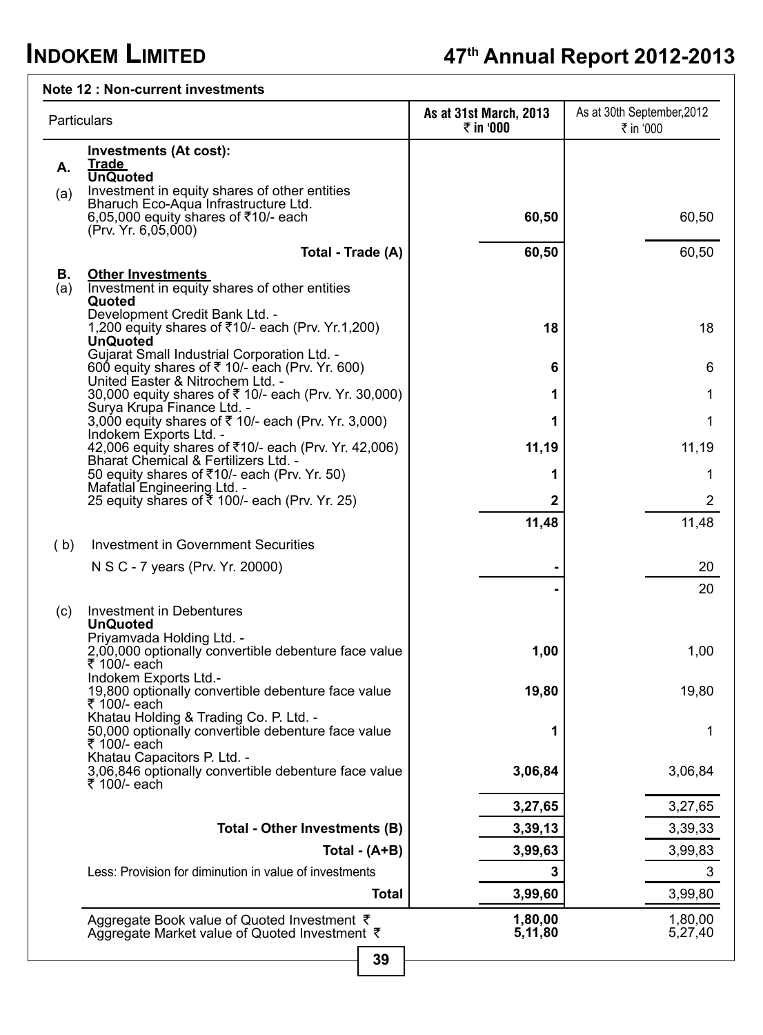**Note 12 : Non-current investments**

| | Particulars | As at 31st March, 2013 ₹ in '000 | As at 30th September,2012 ₹ in '000 |
|---|---|---|---|
| | **Investments (At cost):** | | |
| **A.** | **Trade** | | |
| | **UnQuoted** | | |
| (a) | Investment in equity shares of other entities | | |
| | Bharuch Eco-Aqua Infrastructure Ltd. 6,05,000 equity shares of ₹10/- each (Prv. Yr. 6,05,000) | **60,50** | 60,50 |
| | **Total - Trade (A)** | **60,50** | 60,50 |
| **B.** | **Other Investments** | | |
| (a) | Investment in equity shares of other entities | | |
| | **Quoted** | | |
| | Development Credit Bank Ltd. - 1,200 equity shares of ₹10/- each (Prv. Yr.1,200) | **18** | 18 |
| | **UnQuoted** | | |
| | Gujarat Small Industrial Corporation Ltd. - 600 equity shares of ₹ 10/- each (Prv. Yr. 600) | **6** | 6 |
| | United Easter & Nitrochem Ltd. - 30,000 equity shares of ₹ 10/- each (Prv. Yr. 30,000) | **1** | 1 |
| | Surya Krupa Finance Ltd. - 3,000 equity shares of ₹ 10/- each (Prv. Yr. 3,000) | **1** | 1 |
| | Indokem Exports Ltd. - 42,006 equity shares of ₹10/- each (Prv. Yr. 42,006) | **11,19** | 11,19 |
| | Bharat Chemical & Fertilizers Ltd. - 50 equity shares of ₹10/- each (Prv. Yr. 50) | **1** | 1 |
| | Mafatlal Engineering Ltd. - 25 equity shares of ₹ 100/- each (Prv. Yr. 25) | **2** | 2 |
| | | **11,48** | 11,48 |
| (b) | Investment in Government Securities | | |
| | N S C - 7 years (Prv. Yr. 20000) | **-** | 20 |
| | | **-** | 20 |
| (c) | Investment in Debentures | | |
| | **UnQuoted** | | |
| | Priyamvada Holding Ltd. - 2,00,000 optionally convertible debenture face value ₹ 100/- each | **1,00** | 1,00 |
| | Indokem Exports Ltd.- 19,800 optionally convertible debenture face value ₹ 100/- each | **19,80** | 19,80 |
| | Khatau Holding & Trading Co. P. Ltd. - 50,000 optionally convertible debenture face value ₹ 100/- each | **1** | 1 |
| | Khatau Capacitors P. Ltd. - 3,06,846 optionally convertible debenture face value ₹ 100/- each | **3,06,84** | 3,06,84 |
| | | **3,27,65** | 3,27,65 |
| | **Total - Other Investments (B)** | **3,39,13** | 3,39,33 |
| | **Total - (A+B)** | **3,99,63** | 3,99,83 |
| | Less: Provision for diminution in value of investments | **3** | 3 |
| | **Total** | **3,99,60** | 3,99,80 |
| | Aggregate Book value of Quoted Investment ₹ | **1,80,00** | 1,80,00 |
| | Aggregate Market value of Quoted Investment ₹ | **5,11,80** | 5,27,40 |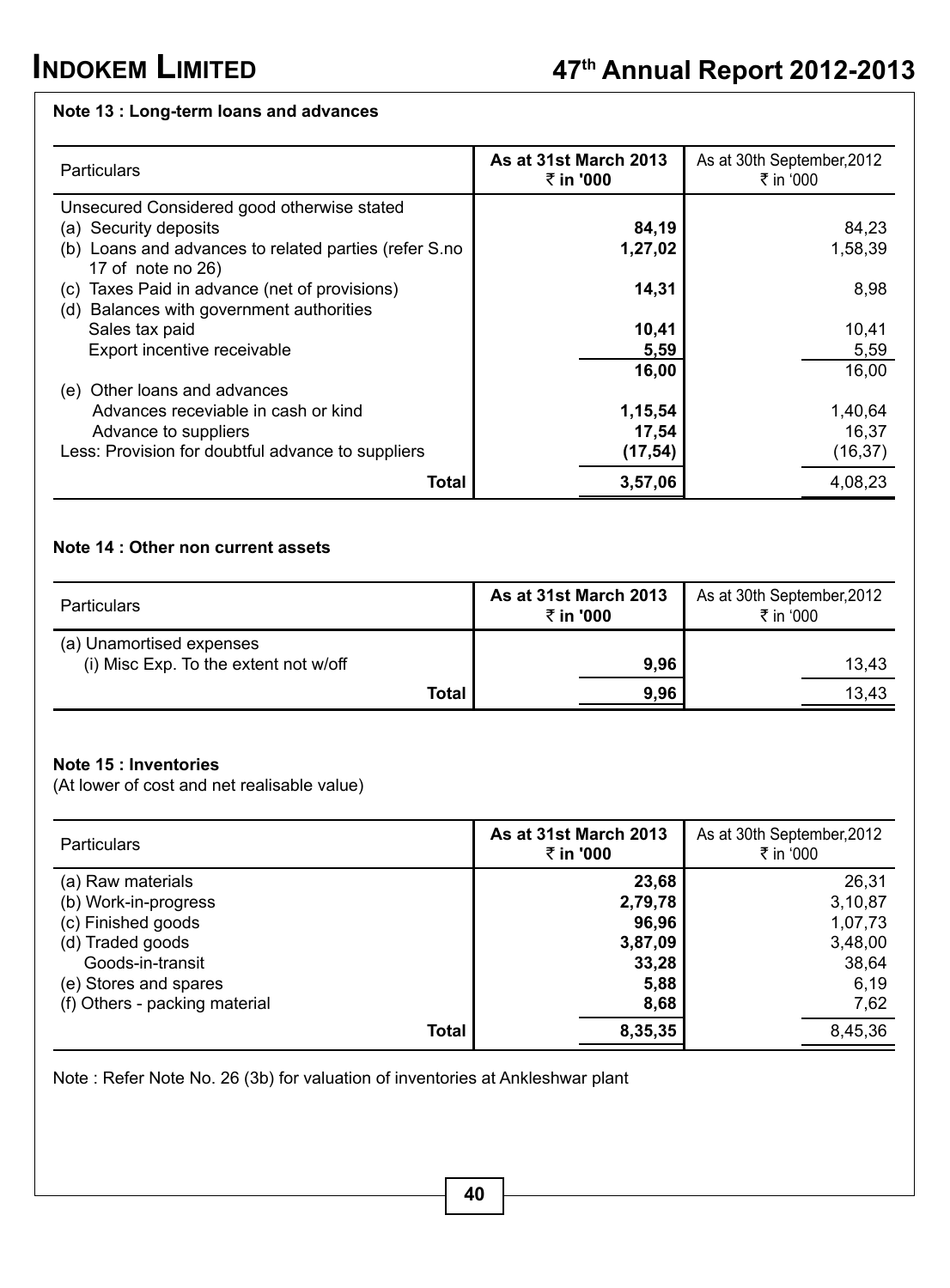### Note 13 : Long-term loans and advances

| Particulars | As at 31st March 2013 ₹ in '000 | As at 30th September,2012 ₹ in '000 |
|---|---|---|
| Unsecured Considered good otherwise stated | | |
| (a) Security deposits | **84,19** | 84,23 |
| (b) Loans and advances to related parties (refer S.no 17 of note no 26) | **1,27,02** | 1,58,39 |
| (c) Taxes Paid in advance (net of provisions) | **14,31** | 8,98 |
| (d) Balances with government authorities | | |
| Sales tax paid | **10,41** | 10,41 |
| Export incentive receivable | **5,59** | 5,59 |
| | **16,00** | 16,00 |
| (e) Other loans and advances | | |
| Advances receviable in cash or kind | **1,15,54** | 1,40,64 |
| Advance to suppliers | **17,54** | 16,37 |
| Less: Provision for doubtful advance to suppliers | **(17,54)** | (16,37) |
| **Total** | **3,57,06** | 4,08,23 |

### Note 14 : Other non current assets

| Particulars | As at 31st March 2013 ₹ in '000 | As at 30th September,2012 ₹ in '000 |
|---|---|---|
| (a) Unamortised expenses | | |
| (i) Misc Exp. To the extent not w/off | **9,96** | 13,43 |
| **Total** | **9,96** | 13,43 |

### Note 15 : Inventories

(At lower of cost and net realisable value)

| Particulars | As at 31st March 2013 ₹ in '000 | As at 30th September,2012 ₹ in '000 |
|---|---|---|
| (a) Raw materials | **23,68** | 26,31 |
| (b) Work-in-progress | **2,79,78** | 3,10,87 |
| (c) Finished goods | **96,96** | 1,07,73 |
| (d) Traded goods | **3,87,09** | 3,48,00 |
| Goods-in-transit | **33,28** | 38,64 |
| (e) Stores and spares | **5,88** | 6,19 |
| (f) Others - packing material | **8,68** | 7,62 |
| **Total** | **8,35,35** | 8,45,36 |

Note : Refer Note No. 26 (3b) for valuation of inventories at Ankleshwar plant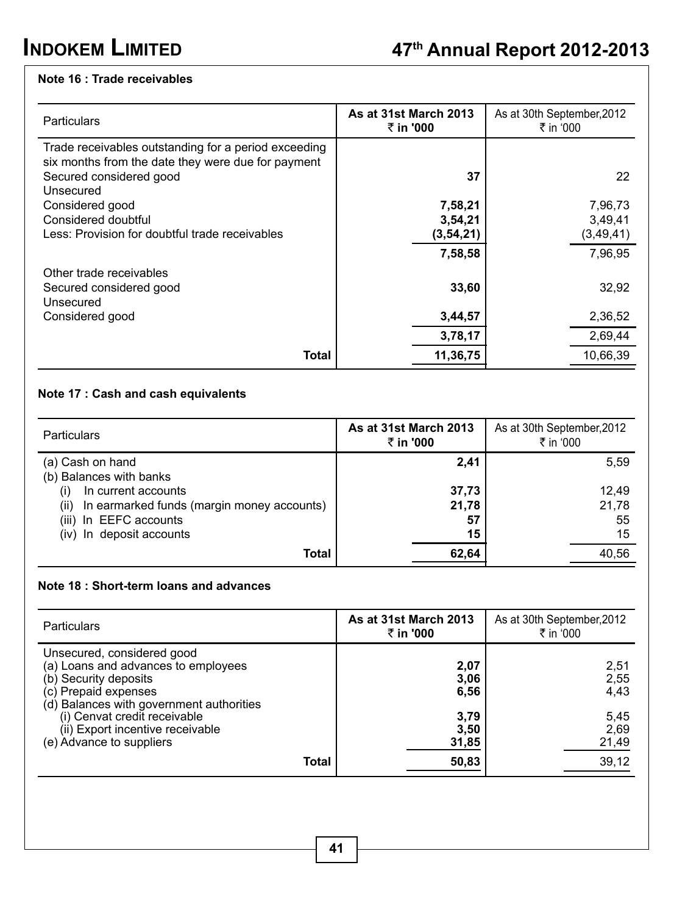### Note 16 : Trade receivables

| Particulars | As at 31st March 2013 ₹ in '000 | As at 30th September,2012 ₹ in '000 |
|---|---|---|
| Trade receivables outstanding for a period exceeding six months from the date they were due for payment | | |
| Secured considered good | **37** | 22 |
| Unsecured | | |
| Considered good | **7,58,21** | 7,96,73 |
| Considered doubtful | **3,54,21** | 3,49,41 |
| Less: Provision for doubtful trade receivables | **(3,54,21)** | (3,49,41) |
| | **7,58,58** | 7,96,95 |
| Other trade receivables | | |
| Secured considered good | **33,60** | 32,92 |
| Unsecured | | |
| Considered good | **3,44,57** | 2,36,52 |
| | **3,78,17** | 2,69,44 |
| **Total** | **11,36,75** | 10,66,39 |

### Note 17 : Cash and cash equivalents

| Particulars | As at 31st March 2013 ₹ in '000 | As at 30th September,2012 ₹ in '000 |
|---|---|---|
| (a) Cash on hand | **2,41** | 5,59 |
| (b) Balances with banks | | |
| (i) In current accounts | **37,73** | 12,49 |
| (ii) In earmarked funds (margin money accounts) | **21,78** | 21,78 |
| (iii) In EEFC accounts | **57** | 55 |
| (iv) In deposit accounts | **15** | 15 |
| **Total** | **62,64** | 40,56 |

### Note 18 : Short-term loans and advances

| Particulars | As at 31st March 2013 ₹ in '000 | As at 30th September,2012 ₹ in '000 |
|---|---|---|
| Unsecured, considered good | | |
| (a) Loans and advances to employees | **2,07** | 2,51 |
| (b) Security deposits | **3,06** | 2,55 |
| (c) Prepaid expenses | **6,56** | 4,43 |
| (d) Balances with government authorities | | |
| (i) Cenvat credit receivable | **3,79** | 5,45 |
| (ii) Export incentive receivable | **3,50** | 2,69 |
| (e) Advance to suppliers | **31,85** | 21,49 |
| **Total** | **50,83** | 39,12 |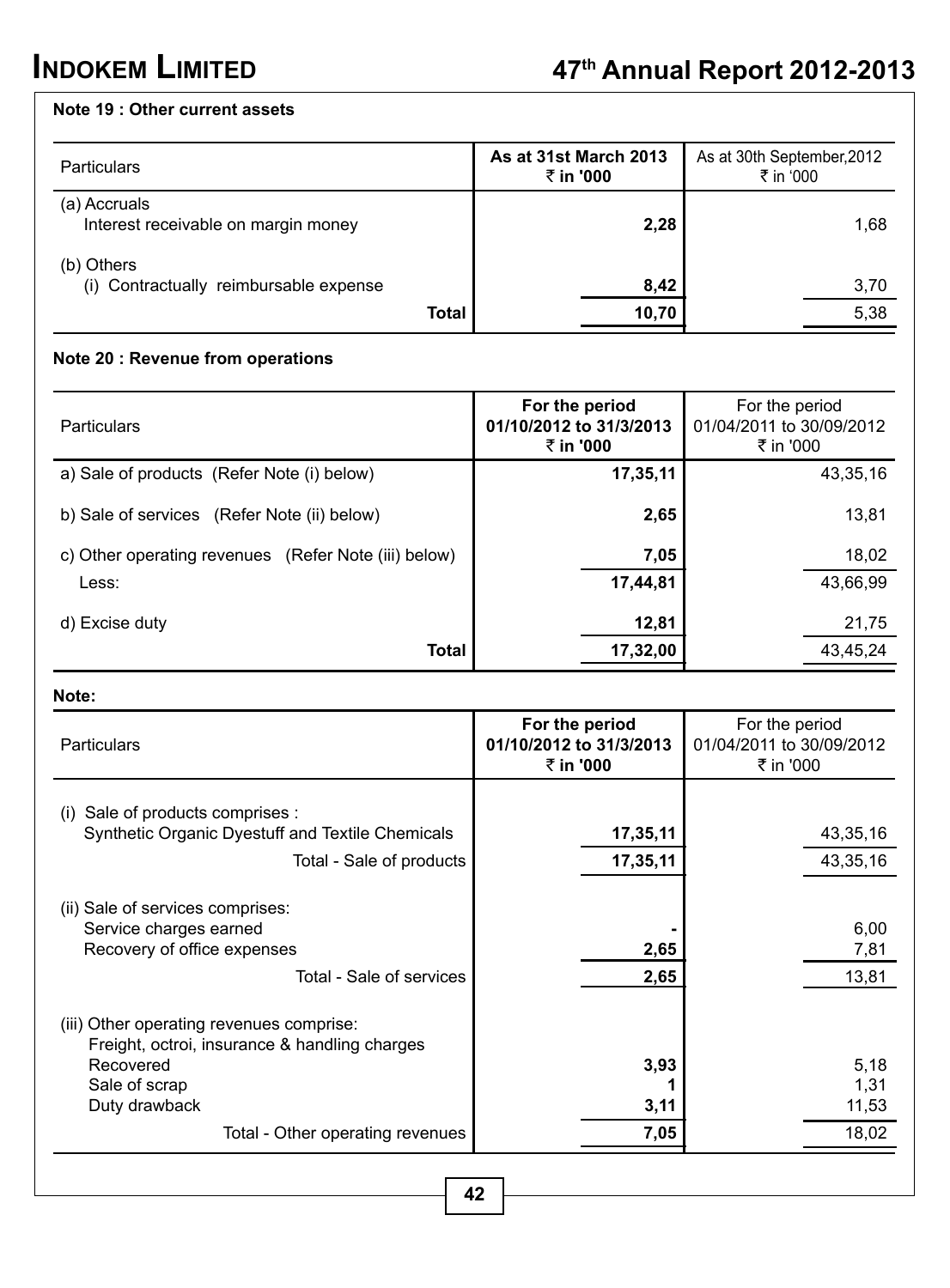### Note 19 : Other current assets

| Particulars | As at 31st March 2013 ₹ in '000 | As at 30th September,2012 ₹ in '000 |
|---|---|---|
| (a) Accruals | | |
| Interest receivable on margin money | **2,28** | 1,68 |
| (b) Others | | |
| (i) Contractually reimbursable expense | **8,42** | 3,70 |
| **Total** | **10,70** | 5,38 |

### Note 20 : Revenue from operations

| Particulars | For the period 01/10/2012 to 31/3/2013 ₹ in '000 | For the period 01/04/2011 to 30/09/2012 ₹ in '000 |
|---|---|---|
| a) Sale of products (Refer Note (i) below) | **17,35,11** | 43,35,16 |
| b) Sale of services (Refer Note (ii) below) | **2,65** | 13,81 |
| c) Other operating revenues (Refer Note (iii) below) | **7,05** | 18,02 |
| Less: | **17,44,81** | 43,66,99 |
| d) Excise duty | **12,81** | 21,75 |
| **Total** | **17,32,00** | 43,45,24 |

**Note:**

| Particulars | For the period 01/10/2012 to 31/3/2013 ₹ in '000 | For the period 01/04/2011 to 30/09/2012 ₹ in '000 |
|---|---|---|
| (i) Sale of products comprises : | | |
| Synthetic Organic Dyestuff and Textile Chemicals | **17,35,11** | 43,35,16 |
| Total - Sale of products | **17,35,11** | 43,35,16 |
| (ii) Sale of services comprises: | | |
| Service charges earned | **-** | 6,00 |
| Recovery of office expenses | **2,65** | 7,81 |
| Total - Sale of services | **2,65** | 13,81 |
| (iii) Other operating revenues comprise: | | |
| Freight, octroi, insurance & handling charges Recovered | **3,93** | 5,18 |
| Sale of scrap | **1** | 1,31 |
| Duty drawback | **3,11** | 11,53 |
| Total - Other operating revenues | **7,05** | 18,02 |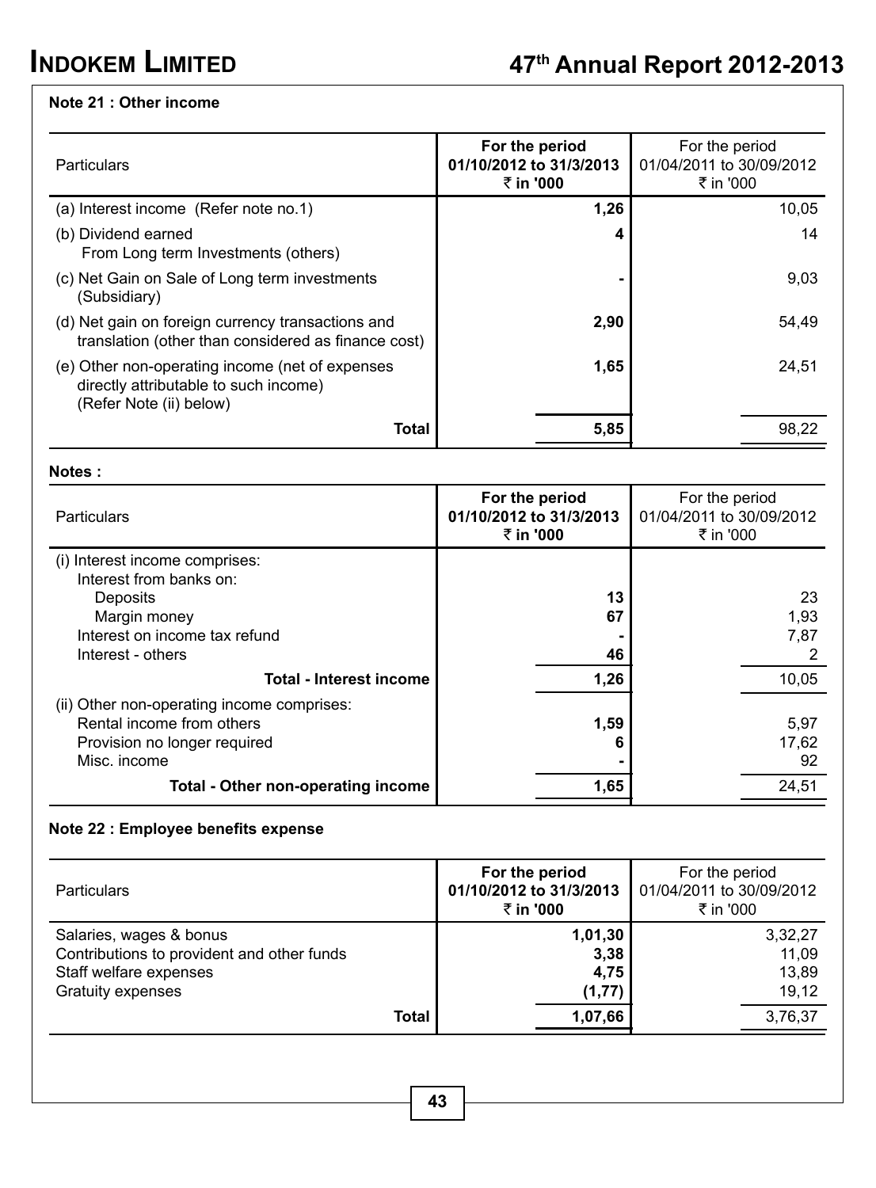### Note 21 : Other income

| Particulars | **For the period 01/10/2012 to 31/3/2013 ₹ in '000** | For the period 01/04/2011 to 30/09/2012 ₹ in '000 |
|---|---|---|
| (a) Interest income (Refer note no.1) | **1,26** | 10,05 |
| (b) Dividend earned From Long term Investments (others) | **4** | 14 |
| (c) Net Gain on Sale of Long term investments (Subsidiary) | **-** | 9,03 |
| (d) Net gain on foreign currency transactions and translation (other than considered as finance cost) | **2,90** | 54,49 |
| (e) Other non-operating income (net of expenses directly attributable to such income) (Refer Note (ii) below) | **1,65** | 24,51 |
| **Total** | **5,85** | 98,22 |

**Notes :**

| Particulars | **For the period 01/10/2012 to 31/3/2013 ₹ in '000** | For the period 01/04/2011 to 30/09/2012 ₹ in '000 |
|---|---|---|
| (i) Interest income comprises: | | |
| Interest from banks on: | | |
| Deposits | **13** | 23 |
| Margin money | **67** | 1,93 |
| Interest on income tax refund | **-** | 7,87 |
| Interest - others | **46** | 2 |
| **Total - Interest income** | **1,26** | 10,05 |
| (ii) Other non-operating income comprises: | | |
| Rental income from others | **1,59** | 5,97 |
| Provision no longer required | **6** | 17,62 |
| Misc. income | **-** | 92 |
| **Total - Other non-operating income** | **1,65** | 24,51 |

### Note 22 : Employee benefits expense

| Particulars | **For the period 01/10/2012 to 31/3/2013 ₹ in '000** | For the period 01/04/2011 to 30/09/2012 ₹ in '000 |
|---|---|---|
| Salaries, wages & bonus | **1,01,30** | 3,32,27 |
| Contributions to provident and other funds | **3,38** | 11,09 |
| Staff welfare expenses | **4,75** | 13,89 |
| Gratuity expenses | **(1,77)** | 19,12 |
| **Total** | **1,07,66** | 3,76,37 |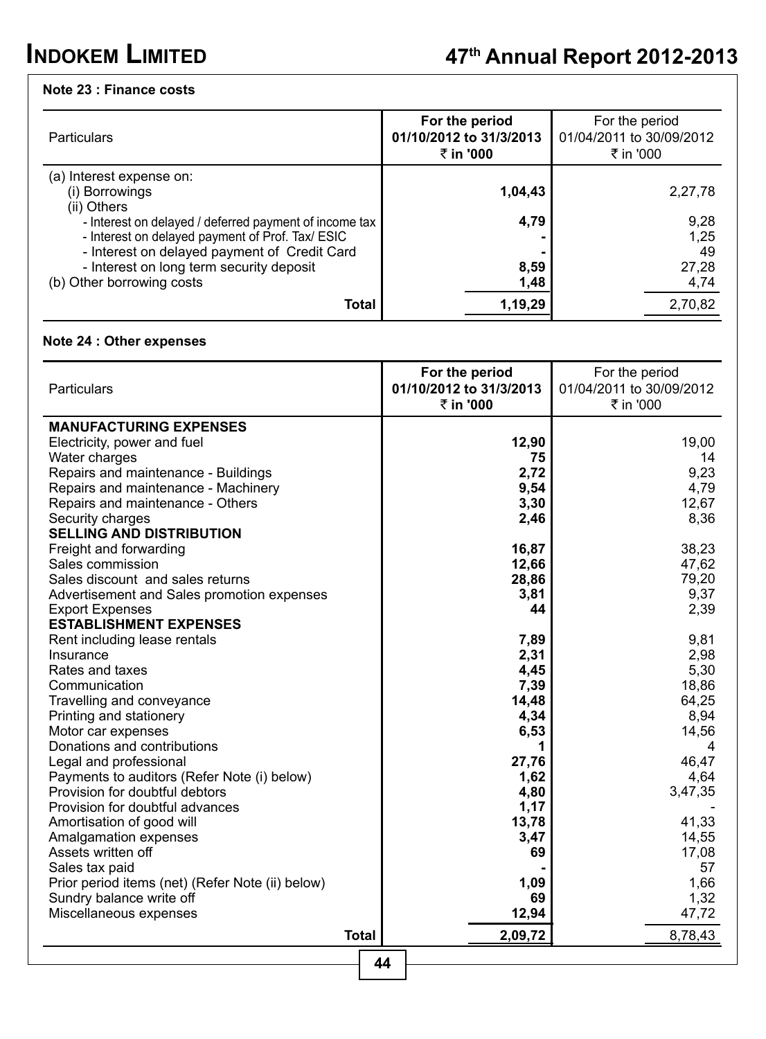**Note 23 : Finance costs**

| Particulars | For the period 01/10/2012 to 31/3/2013 ₹ in '000 | For the period 01/04/2011 to 30/09/2012 ₹ in '000 |
|---|---|---|
| (a) Interest expense on: | | |
| (i) Borrowings | **1,04,43** | 2,27,78 |
| (ii) Others | | |
| - Interest on delayed / deferred payment of income tax | **4,79** | 9,28 |
| - Interest on delayed payment of Prof. Tax/ ESIC | **-** | 1,25 |
| - Interest on delayed payment of Credit Card | **-** | 49 |
| - Interest on long term security deposit | **8,59** | 27,28 |
| (b) Other borrowing costs | **1,48** | 4,74 |
| **Total** | **1,19,29** | 2,70,82 |

**Note 24 : Other expenses**

| Particulars | For the period 01/10/2012 to 31/3/2013 ₹ in '000 | For the period 01/04/2011 to 30/09/2012 ₹ in '000 |
|---|---|---|
| **MANUFACTURING EXPENSES** | | |
| Electricity, power and fuel | **12,90** | 19,00 |
| Water charges | **75** | 14 |
| Repairs and maintenance - Buildings | **2,72** | 9,23 |
| Repairs and maintenance - Machinery | **9,54** | 4,79 |
| Repairs and maintenance - Others | **3,30** | 12,67 |
| Security charges | **2,46** | 8,36 |
| **SELLING AND DISTRIBUTION** | | |
| Freight and forwarding | **16,87** | 38,23 |
| Sales commission | **12,66** | 47,62 |
| Sales discount and sales returns | **28,86** | 79,20 |
| Advertisement and Sales promotion expenses | **3,81** | 9,37 |
| Export Expenses | **44** | 2,39 |
| **ESTABLISHMENT EXPENSES** | | |
| Rent including lease rentals | **7,89** | 9,81 |
| Insurance | **2,31** | 2,98 |
| Rates and taxes | **4,45** | 5,30 |
| Communication | **7,39** | 18,86 |
| Travelling and conveyance | **14,48** | 64,25 |
| Printing and stationery | **4,34** | 8,94 |
| Motor car expenses | **6,53** | 14,56 |
| Donations and contributions | **1** | 4 |
| Legal and professional | **27,76** | 46,47 |
| Payments to auditors (Refer Note (i) below) | **1,62** | 4,64 |
| Provision for doubtful debtors | **4,80** | 3,47,35 |
| Provision for doubtful advances | **1,17** | - |
| Amortisation of good will | **13,78** | 41,33 |
| Amalgamation expenses | **3,47** | 14,55 |
| Assets written off | **69** | 17,08 |
| Sales tax paid | **-** | 57 |
| Prior period items (net) (Refer Note (ii) below) | **1,09** | 1,66 |
| Sundry balance write off | **69** | 1,32 |
| Miscellaneous expenses | **12,94** | 47,72 |
| **Total** | **2,09,72** | 8,78,43 |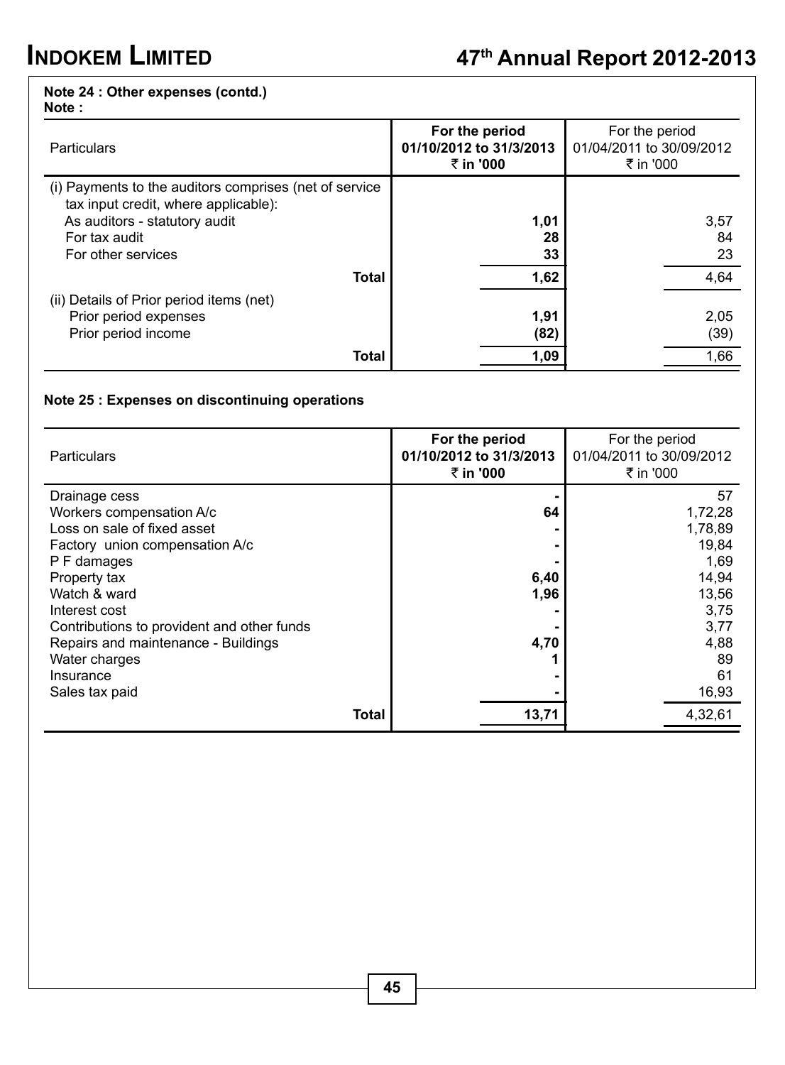**Note 24 : Other expenses (contd.)**

**Note :**

| Particulars | **For the period 01/10/2012 to 31/3/2013 ₹ in '000** | For the period 01/04/2011 to 30/09/2012 ₹ in '000 |
|---|---|---|
| (i) Payments to the auditors comprises (net of service tax input credit, where applicable): | | |
| As auditors - statutory audit | **1,01** | 3,57 |
| For tax audit | **28** | 84 |
| For other services | **33** | 23 |
| **Total** | **1,62** | 4,64 |
| (ii) Details of Prior period items (net) | | |
| Prior period expenses | **1,91** | 2,05 |
| Prior period income | **(82)** | (39) |
| **Total** | **1,09** | 1,66 |

**Note 25 : Expenses on discontinuing operations**

| Particulars | **For the period 01/10/2012 to 31/3/2013 ₹ in '000** | For the period 01/04/2011 to 30/09/2012 ₹ in '000 |
|---|---|---|
| Drainage cess | **-** | 57 |
| Workers compensation A/c | **64** | 1,72,28 |
| Loss on sale of fixed asset | **-** | 1,78,89 |
| Factory union compensation A/c | **-** | 19,84 |
| P F damages | **-** | 1,69 |
| Property tax | **6,40** | 14,94 |
| Watch & ward | **1,96** | 13,56 |
| Interest cost | **-** | 3,75 |
| Contributions to provident and other funds | **-** | 3,77 |
| Repairs and maintenance - Buildings | **4,70** | 4,88 |
| Water charges | **1** | 89 |
| Insurance | **-** | 61 |
| Sales tax paid | **-** | 16,93 |
| **Total** | **13,71** | 4,32,61 |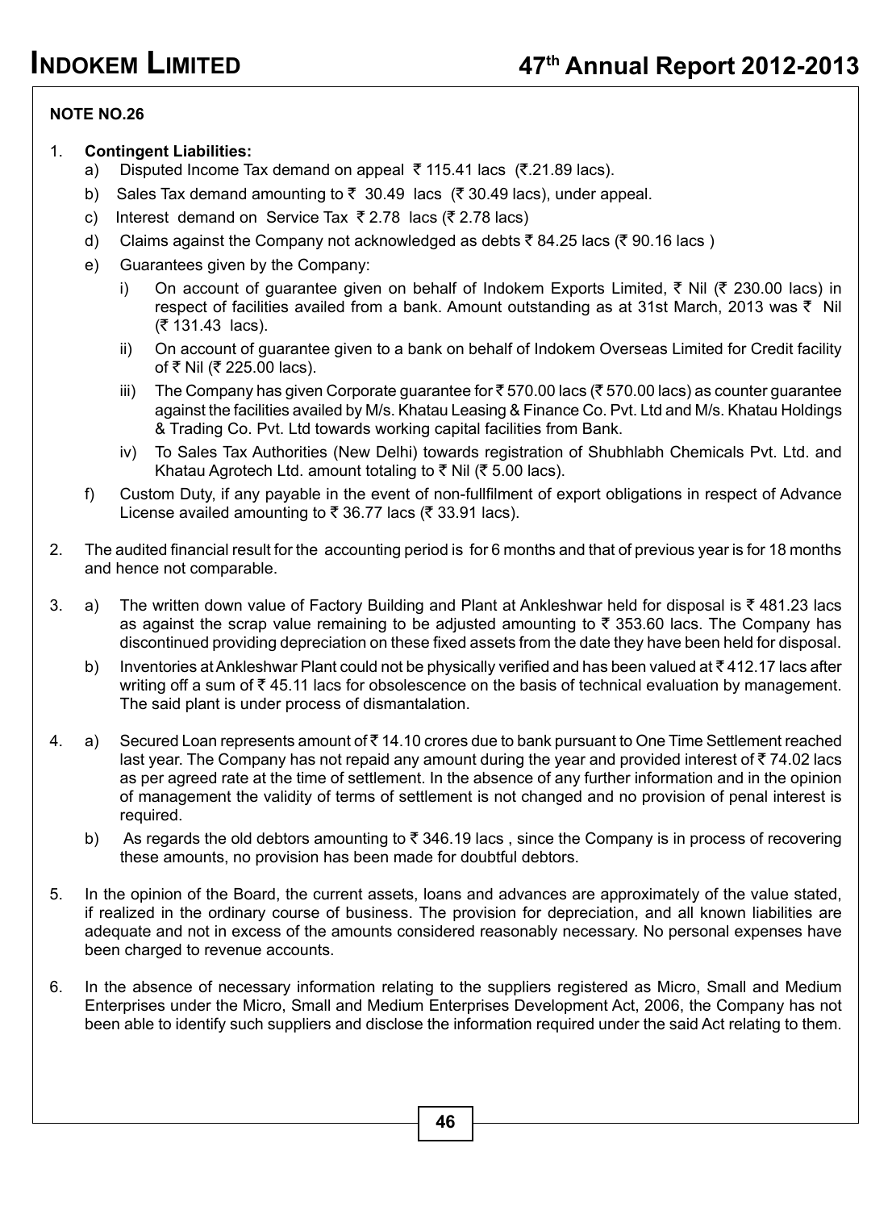**NOTE NO.26**

1. **Contingent Liabilities:**
   a) Disputed Income Tax demand on appeal ₹ 115.41 lacs (₹.21.89 lacs).
   b) Sales Tax demand amounting to ₹ 30.49 lacs (₹ 30.49 lacs), under appeal.
   c) Interest demand on Service Tax ₹ 2.78 lacs (₹ 2.78 lacs)
   d) Claims against the Company not acknowledged as debts ₹ 84.25 lacs (₹ 90.16 lacs )
   e) Guarantees given by the Company:
      i) On account of guarantee given on behalf of Indokem Exports Limited, ₹ Nil (₹ 230.00 lacs) in respect of facilities availed from a bank. Amount outstanding as at 31st March, 2013 was ₹ Nil (₹ 131.43 lacs).
      ii) On account of guarantee given to a bank on behalf of Indokem Overseas Limited for Credit facility of ₹ Nil (₹ 225.00 lacs).
      iii) The Company has given Corporate guarantee for ₹ 570.00 lacs (₹ 570.00 lacs) as counter guarantee against the facilities availed by M/s. Khatau Leasing & Finance Co. Pvt. Ltd and M/s. Khatau Holdings & Trading Co. Pvt. Ltd towards working capital facilities from Bank.
      iv) To Sales Tax Authorities (New Delhi) towards registration of Shubhlabh Chemicals Pvt. Ltd. and Khatau Agrotech Ltd. amount totaling to ₹ Nil (₹ 5.00 lacs).
   f) Custom Duty, if any payable in the event of non-fullfilment of export obligations in respect of Advance License availed amounting to ₹ 36.77 lacs (₹ 33.91 lacs).

2. The audited financial result for the accounting period is for 6 months and that of previous year is for 18 months and hence not comparable.

3. a) The written down value of Factory Building and Plant at Ankleshwar held for disposal is ₹ 481.23 lacs as against the scrap value remaining to be adjusted amounting to ₹ 353.60 lacs. The Company has discontinued providing depreciation on these fixed assets from the date they have been held for disposal.
   b) Inventories at Ankleshwar Plant could not be physically verified and has been valued at ₹ 412.17 lacs after writing off a sum of ₹ 45.11 lacs for obsolescence on the basis of technical evaluation by management. The said plant is under process of dismantalation.

4. a) Secured Loan represents amount of ₹ 14.10 crores due to bank pursuant to One Time Settlement reached last year. The Company has not repaid any amount during the year and provided interest of ₹ 74.02 lacs as per agreed rate at the time of settlement. In the absence of any further information and in the opinion of management the validity of terms of settlement is not changed and no provision of penal interest is required.
   b) As regards the old debtors amounting to ₹ 346.19 lacs , since the Company is in process of recovering these amounts, no provision has been made for doubtful debtors.

5. In the opinion of the Board, the current assets, loans and advances are approximately of the value stated, if realized in the ordinary course of business. The provision for depreciation, and all known liabilities are adequate and not in excess of the amounts considered reasonably necessary. No personal expenses have been charged to revenue accounts.

6. In the absence of necessary information relating to the suppliers registered as Micro, Small and Medium Enterprises under the Micro, Small and Medium Enterprises Development Act, 2006, the Company has not been able to identify such suppliers and disclose the information required under the said Act relating to them.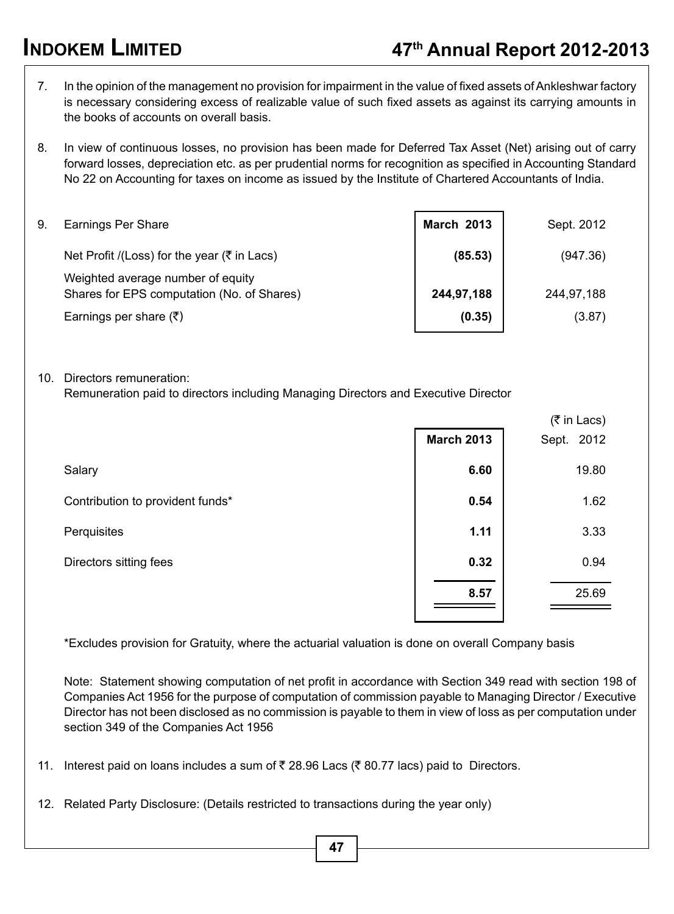7. In the opinion of the management no provision for impairment in the value of fixed assets of Ankleshwar factory is necessary considering excess of realizable value of such fixed assets as against its carrying amounts in the books of accounts on overall basis.

8. In view of continuous losses, no provision has been made for Deferred Tax Asset (Net) arising out of carry forward losses, depreciation etc. as per prudential norms for recognition as specified in Accounting Standard No 22 on Accounting for taxes on income as issued by the Institute of Chartered Accountants of India.

9. Earnings Per Share

| | **March 2013** | Sept. 2012 |
|---|---|---|
| Net Profit /(Loss) for the year (₹ in Lacs) | **(85.53)** | (947.36) |
| Weighted average number of equity Shares for EPS computation (No. of Shares) | **244,97,188** | 244,97,188 |
| Earnings per share (₹) | **(0.35)** | (3.87) |

10. Directors remuneration:
    Remuneration paid to directors including Managing Directors and Executive Director

(₹ in Lacs)

| | **March 2013** | Sept. 2012 |
|---|---|---|
| Salary | **6.60** | 19.80 |
| Contribution to provident funds* | **0.54** | 1.62 |
| Perquisites | **1.11** | 3.33 |
| Directors sitting fees | **0.32** | 0.94 |
| | **8.57** | 25.69 |

*Excludes provision for Gratuity, where the actuarial valuation is done on overall Company basis

Note: Statement showing computation of net profit in accordance with Section 349 read with section 198 of Companies Act 1956 for the purpose of computation of commission payable to Managing Director / Executive Director has not been disclosed as no commission is payable to them in view of loss as per computation under section 349 of the Companies Act 1956

11. Interest paid on loans includes a sum of ₹ 28.96 Lacs (₹ 80.77 lacs) paid to Directors.

12. Related Party Disclosure: (Details restricted to transactions during the year only)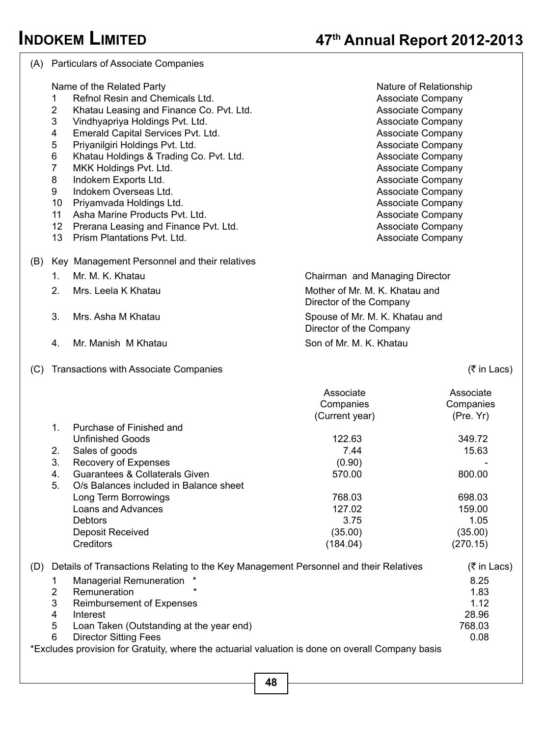(A) Particulars of Associate Companies

| | Name of the Related Party | Nature of Relationship |
|---|---|---|
| 1 | Refnol Resin and Chemicals Ltd. | Associate Company |
| 2 | Khatau Leasing and Finance Co. Pvt. Ltd. | Associate Company |
| 3 | Vindhyapriya Holdings Pvt. Ltd. | Associate Company |
| 4 | Emerald Capital Services Pvt. Ltd. | Associate Company |
| 5 | Priyanilgiri Holdings Pvt. Ltd. | Associate Company |
| 6 | Khatau Holdings & Trading Co. Pvt. Ltd. | Associate Company |
| 7 | MKK Holdings Pvt. Ltd. | Associate Company |
| 8 | Indokem Exports Ltd. | Associate Company |
| 9 | Indokem Overseas Ltd. | Associate Company |
| 10 | Priyamvada Holdings Ltd. | Associate Company |
| 11 | Asha Marine Products Pvt. Ltd. | Associate Company |
| 12 | Prerana Leasing and Finance Pvt. Ltd. | Associate Company |
| 13 | Prism Plantations Pvt. Ltd. | Associate Company |

(B) Key Management Personnel and their relatives

| | | |
|---|---|---|
| 1. | Mr. M. K. Khatau | Chairman and Managing Director |
| 2. | Mrs. Leela K Khatau | Mother of Mr. M. K. Khatau and Director of the Company |
| 3. | Mrs. Asha M Khatau | Spouse of Mr. M. K. Khatau and Director of the Company |
| 4. | Mr. Manish M Khatau | Son of Mr. M. K. Khatau |

(C) Transactions with Associate Companies (₹ in Lacs)

| | | Associate Companies (Current year) | Associate Companies (Pre. Yr) |
|---|---|---|---|
| 1. | Purchase of Finished and Unfinished Goods | 122.63 | 349.72 |
| 2. | Sales of goods | 7.44 | 15.63 |
| 3. | Recovery of Expenses | (0.90) | - |
| 4. | Guarantees & Collaterals Given | 570.00 | 800.00 |
| 5. | O/s Balances included in Balance sheet | | |
| | Long Term Borrowings | 768.03 | 698.03 |
| | Loans and Advances | 127.02 | 159.00 |
| | Debtors | 3.75 | 1.05 |
| | Deposit Received | (35.00) | (35.00) |
| | Creditors | (184.04) | (270.15) |

(D) Details of Transactions Relating to the Key Management Personnel and their Relatives (₹ in Lacs)

| | | |
|---|---|---|
| 1 | Managerial Remuneration * | 8.25 |
| 2 | Remuneration * | 1.83 |
| 3 | Reimbursement of Expenses | 1.12 |
| 4 | Interest | 28.96 |
| 5 | Loan Taken (Outstanding at the year end) | 768.03 |
| 6 | Director Sitting Fees | 0.08 |

*Excludes provision for Gratuity, where the actuarial valuation is done on overall Company basis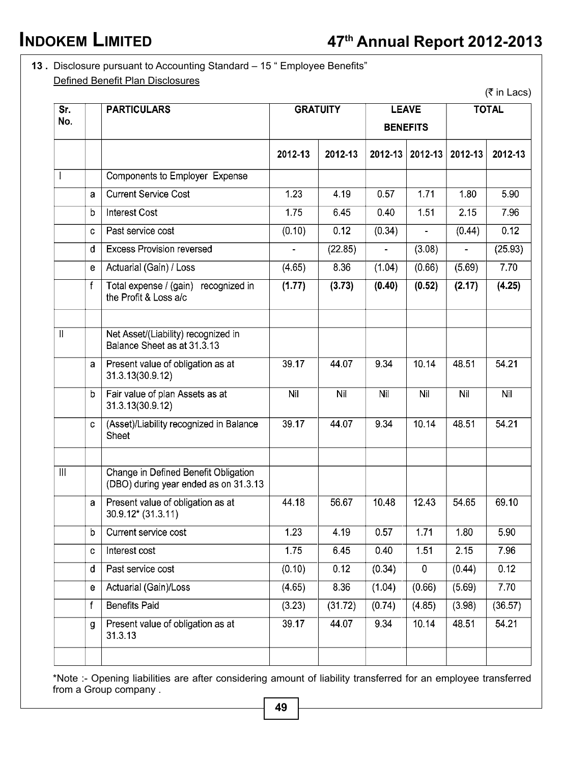**13 .** Disclosure pursuant to Accounting Standard – 15 " Employee Benefits"

Defined Benefit Plan Disclosures

(₹ in Lacs)

| Sr. No. | | PARTICULARS | GRATUITY | | LEAVE BENEFITS | | TOTAL | |
|---|---|---|---|---|---|---|---|---|
| | | | 2012-13 | 2012-13 | 2012-13 | 2012-13 | 2012-13 | 2012-13 |
| I | | Components to Employer Expense | | | | | | |
| | a | Current Service Cost | 1.23 | 4.19 | 0.57 | 1.71 | 1.80 | 5.90 |
| | b | Interest Cost | 1.75 | 6.45 | 0.40 | 1.51 | 2.15 | 7.96 |
| | c | Past service cost | (0.10) | 0.12 | (0.34) | - | (0.44) | 0.12 |
| | d | Excess Provision reversed | - | (22.85) | - | (3.08) | - | (25.93) |
| | e | Actuarial (Gain) / Loss | (4.65) | 8.36 | (1.04) | (0.66) | (5.69) | 7.70 |
| | f | Total expense / (gain) recognized in the Profit & Loss a/c | **(1.77)** | **(3.73)** | **(0.40)** | **(0.52)** | **(2.17)** | **(4.25)** |
| | | | | | | | | |
| II | | Net Asset/(Liability) recognized in Balance Sheet as at 31.3.13 | | | | | | |
| | a | Present value of obligation as at 31.3.13(30.9.12) | 39.17 | 44.07 | 9.34 | 10.14 | 48.51 | 54.21 |
| | b | Fair value of plan Assets as at 31.3.13(30.9.12) | Nil | Nil | Nil | Nil | Nil | Nil |
| | c | (Asset)/Liability recognized in Balance Sheet | 39.17 | 44.07 | 9.34 | 10.14 | 48.51 | 54.21 |
| | | | | | | | | |
| III | | Change in Defined Benefit Obligation (DBO) during year ended as on 31.3.13 | | | | | | |
| | a | Present value of obligation as at 30.9.12* (31.3.11) | 44.18 | 56.67 | 10.48 | 12.43 | 54.65 | 69.10 |
| | b | Current service cost | 1.23 | 4.19 | 0.57 | 1.71 | 1.80 | 5.90 |
| | c | Interest cost | 1.75 | 6.45 | 0.40 | 1.51 | 2.15 | 7.96 |
| | d | Past service cost | (0.10) | 0.12 | (0.34) | 0 | (0.44) | 0.12 |
| | e | Actuarial (Gain)/Loss | (4.65) | 8.36 | (1.04) | (0.66) | (5.69) | 7.70 |
| | f | Benefits Paid | (3.23) | (31.72) | (0.74) | (4.85) | (3.98) | (36.57) |
| | g | Present value of obligation as at 31.3.13 | 39.17 | 44.07 | 9.34 | 10.14 | 48.51 | 54.21 |
| | | | | | | | | |

*Note :- Opening liabilities are after considering amount of liability transferred for an employee transferred from a Group company .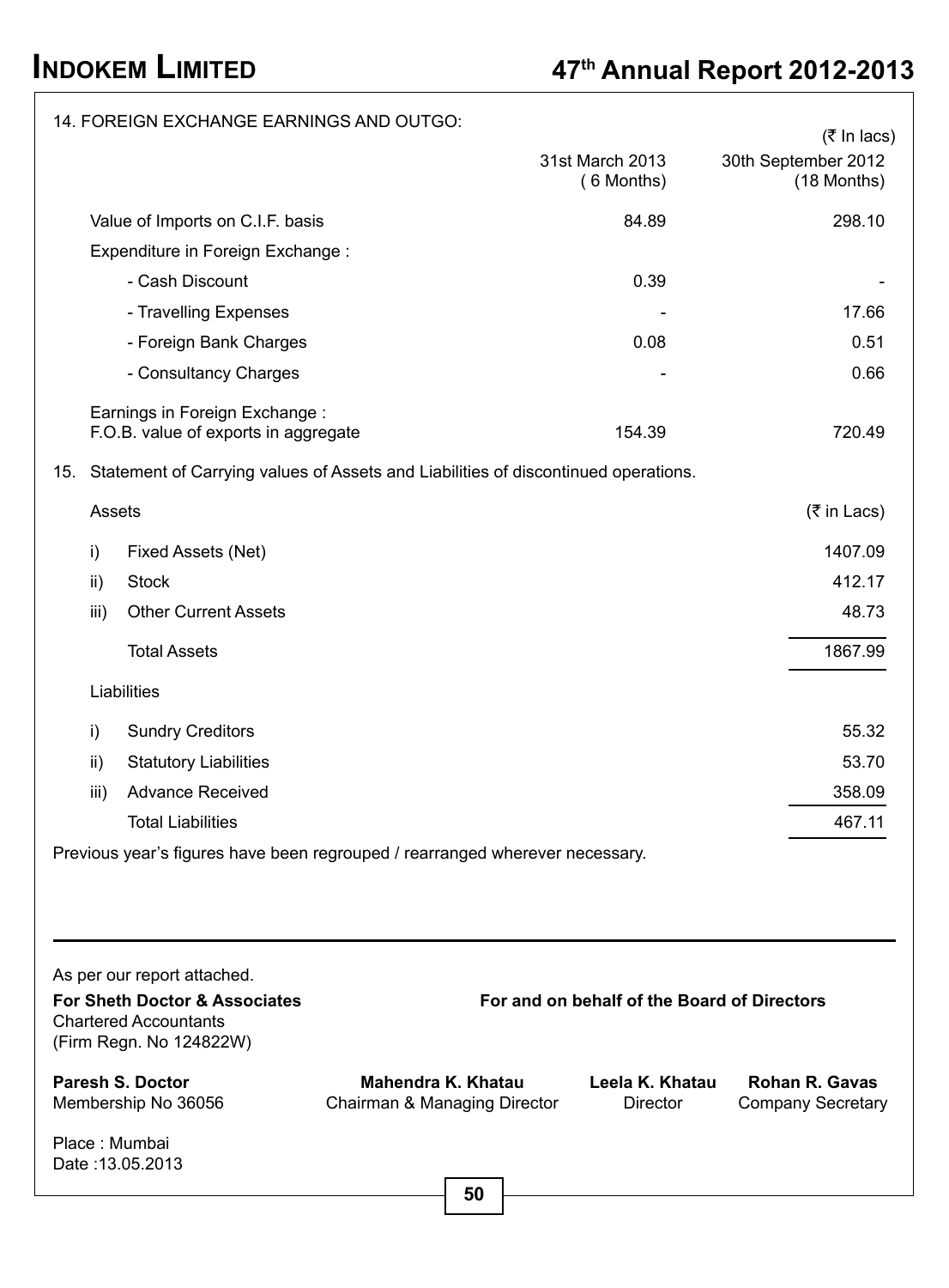14. FOREIGN EXCHANGE EARNINGS AND OUTGO:

(₹ In lacs)

| | 31st March 2013 (6 Months) | 30th September 2012 (18 Months) |
|---|---|---|
| Value of Imports on C.I.F. basis | 84.89 | 298.10 |
| Expenditure in Foreign Exchange : | | |
| - Cash Discount | 0.39 | - |
| - Travelling Expenses | - | 17.66 |
| - Foreign Bank Charges | 0.08 | 0.51 |
| - Consultancy Charges | - | 0.66 |
| Earnings in Foreign Exchange :<br>F.O.B. value of exports in aggregate | 154.39 | 720.49 |

15. Statement of Carrying values of Assets and Liabilities of discontinued operations.

| Assets | | (₹ in Lacs) |
|---|---|---|
| i) | Fixed Assets (Net) | 1407.09 |
| ii) | Stock | 412.17 |
| iii) | Other Current Assets | 48.73 |
| | Total Assets | 1867.99 |
| Liabilities | | |
| i) | Sundry Creditors | 55.32 |
| ii) | Statutory Liabilities | 53.70 |
| iii) | Advance Received | 358.09 |
| | Total Liabilities | 467.11 |

Previous year's figures have been regrouped / rearranged wherever necessary.

As per our report attached.

**For Sheth Doctor & Associates**
Chartered Accountants
(Firm Regn. No 124822W)

**For and on behalf of the Board of Directors**

**Paresh S. Doctor**
Membership No 36056

**Mahendra K. Khatau**
Chairman & Managing Director

**Leela K. Khatau**
Director

**Rohan R. Gavas**
Company Secretary

Place : Mumbai
Date :13.05.2013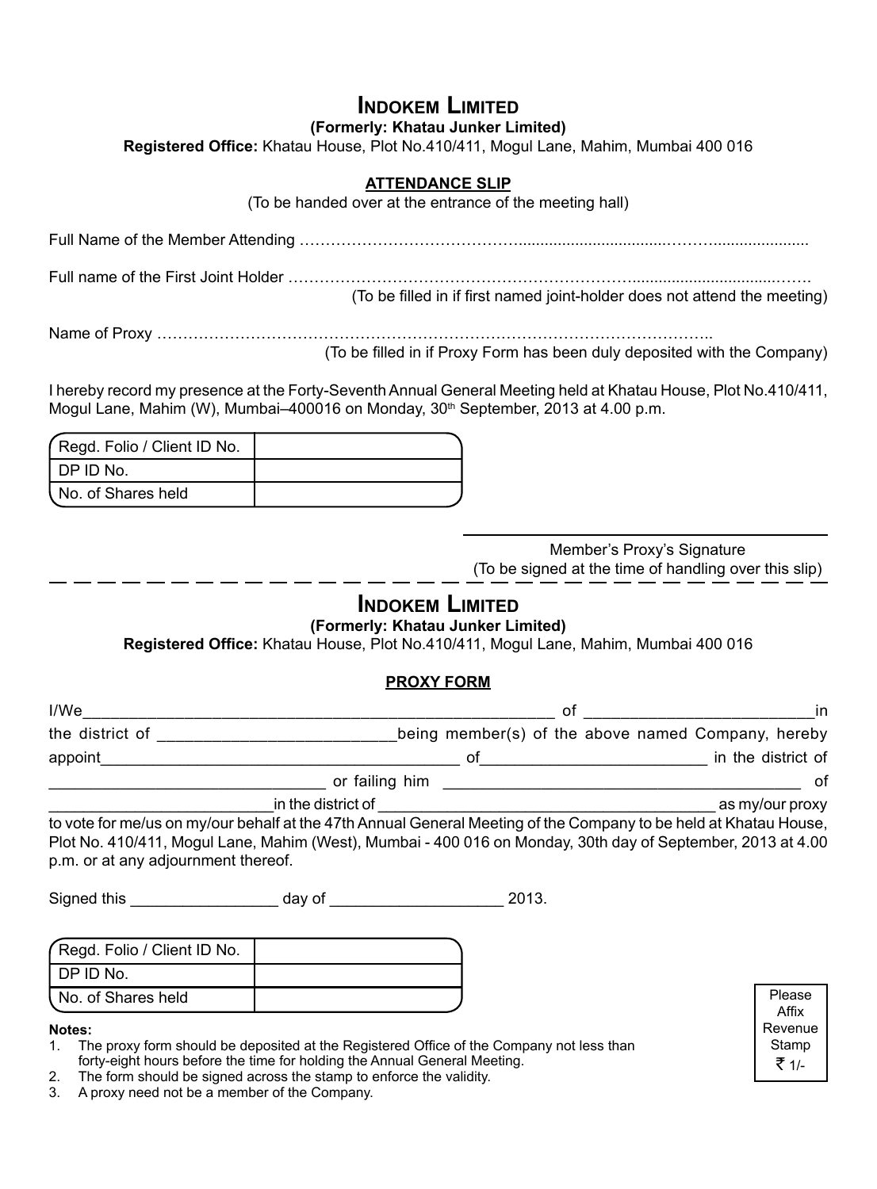# INDOKEM LIMITED

**(Formerly: Khatau Junker Limited)**

**Registered Office:** Khatau House, Plot No.410/411, Mogul Lane, Mahim, Mumbai 400 016

## ATTENDANCE SLIP

(To be handed over at the entrance of the meeting hall)

Full Name of the Member Attending ……………………………………………………………………………………

Full name of the First Joint Holder ……………………………………………………………………………………

(To be filled in if first named joint-holder does not attend the meeting)

Name of Proxy ………………………………………………………………………………………………..

(To be filled in if Proxy Form has been duly deposited with the Company)

I hereby record my presence at the Forty-Seventh Annual General Meeting held at Khatau House, Plot No.410/411, Mogul Lane, Mahim (W), Mumbai–400016 on Monday, 30th September, 2013 at 4.00 p.m.

| Regd. Folio / Client ID No. | |
|---|---|
| DP ID No. | |
| No. of Shares held | |

Member's Proxy's Signature

(To be signed at the time of handling over this slip)

---

# INDOKEM LIMITED

**(Formerly: Khatau Junker Limited)**

**Registered Office:** Khatau House, Plot No.410/411, Mogul Lane, Mahim, Mumbai 400 016

## PROXY FORM

I/We_______________________________________________ of _____________________in the district of ______________________being member(s) of the above named Company, hereby appoint____________________________________ of_____________________ in the district of ___________________________ or failing him ___________________________________ of ______________________in the district of ____________________________________ as my/our proxy to vote for me/us on my/our behalf at the 47th Annual General Meeting of the Company to be held at Khatau House, Plot No. 410/411, Mogul Lane, Mahim (West), Mumbai - 400 016 on Monday, 30th day of September, 2013 at 4.00 p.m. or at any adjournment thereof.

Signed this _______________ day of __________________ 2013.

| Regd. Folio / Client ID No. | |
|---|---|
| DP ID No. | |
| No. of Shares held | |

Please Affix Revenue Stamp ₹ 1/-

**Notes:**

1. The proxy form should be deposited at the Registered Office of the Company not less than forty-eight hours before the time for holding the Annual General Meeting.
2. The form should be signed across the stamp to enforce the validity.
3. A proxy need not be a member of the Company.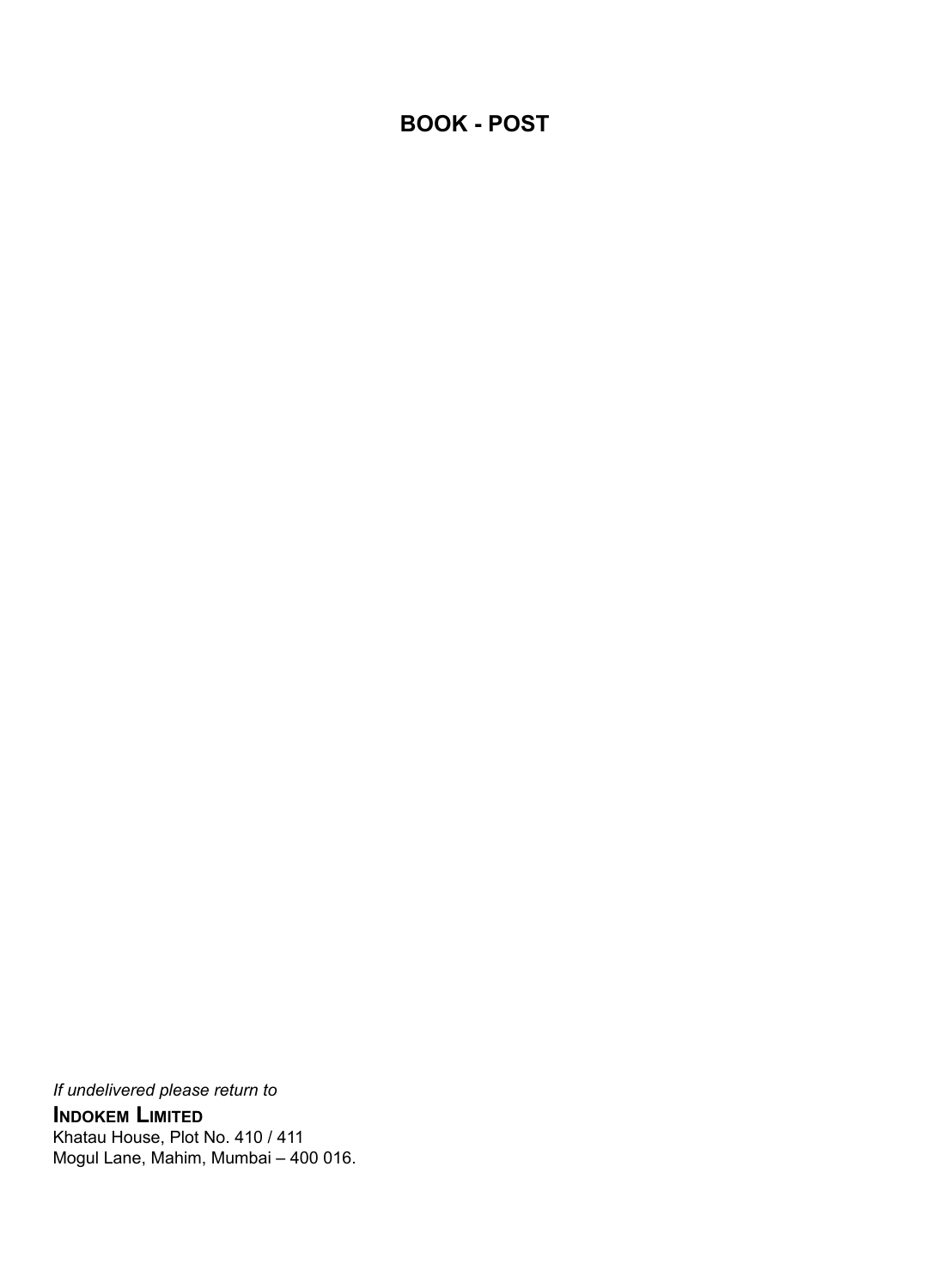# BOOK - POST

*If undelivered please return to*

**INDOKEM LIMITED**
Khatau House, Plot No. 410 / 411
Mogul Lane, Mahim, Mumbai – 400 016.